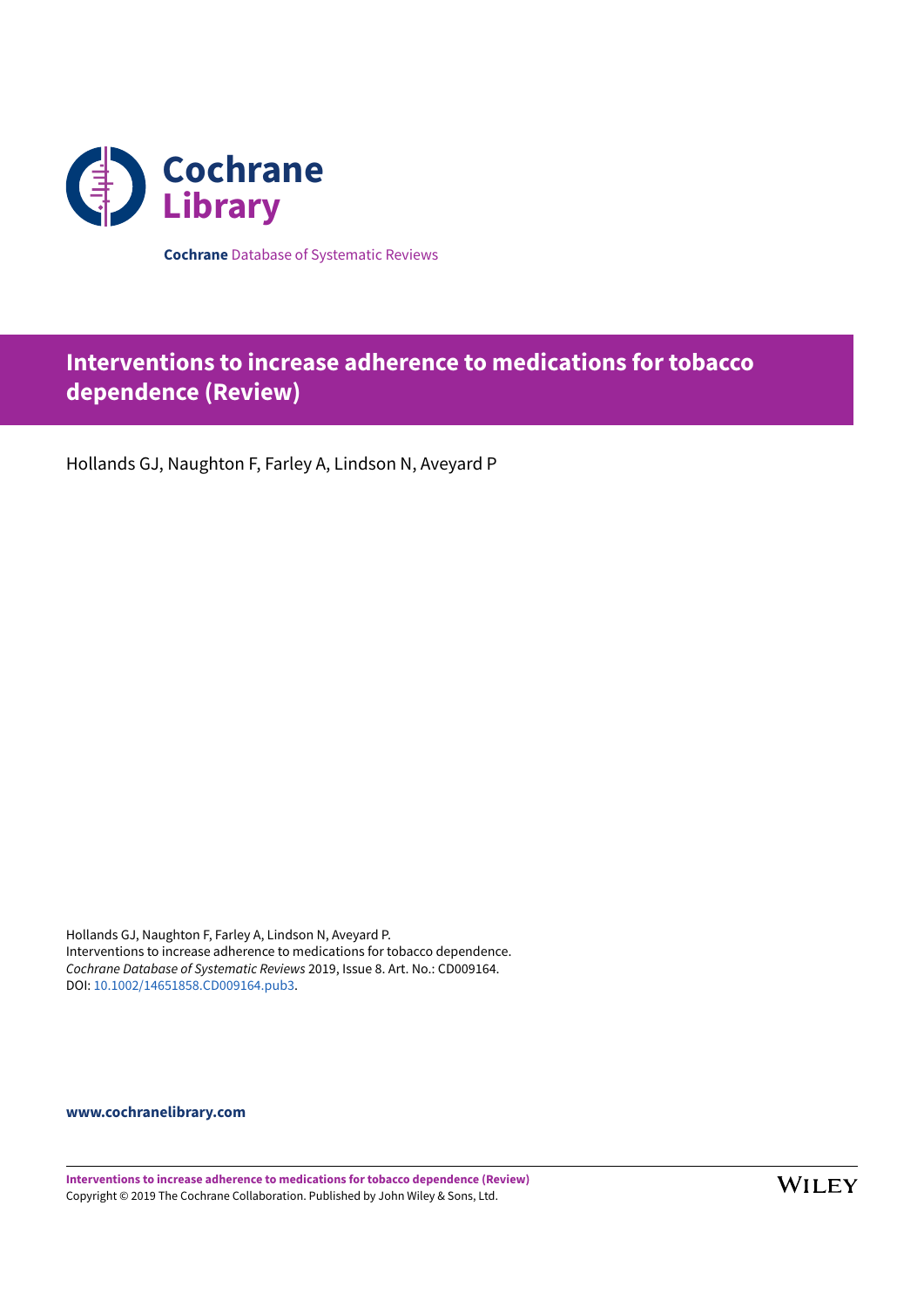Cochrane Library

**Cochrane** Database of Systematic Reviews

# Interventions to increase adherence to medications for tobacco dependence (Review)

Hollands GJ, Naughton F, Farley A, Lindson N, Aveyard P

Hollands GJ, Naughton F, Farley A, Lindson N, Aveyard P.
Interventions to increase adherence to medications for tobacco dependence.
*Cochrane Database of Systematic Reviews* 2019, Issue 8. Art. No.: CD009164.
DOI: 10.1002/14651858.CD009164.pub3.

**www.cochranelibrary.com**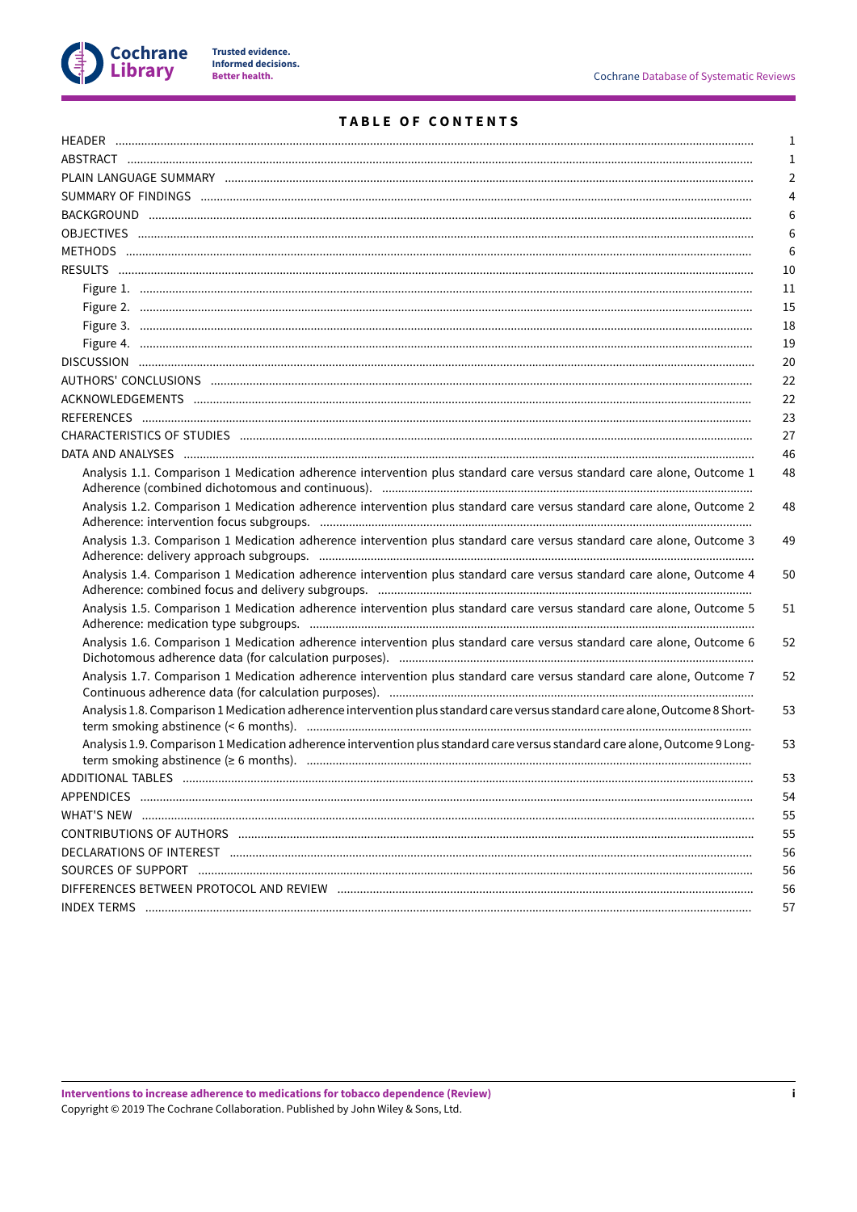# TABLE OF CONTENTS

| | |
|---|---|
| HEADER | 1 |
| ABSTRACT | 1 |
| PLAIN LANGUAGE SUMMARY | 2 |
| SUMMARY OF FINDINGS | 4 |
| BACKGROUND | 6 |
| OBJECTIVES | 6 |
| METHODS | 6 |
| RESULTS | 10 |
| Figure 1. | 11 |
| Figure 2. | 15 |
| Figure 3. | 18 |
| Figure 4. | 19 |
| DISCUSSION | 20 |
| AUTHORS' CONCLUSIONS | 22 |
| ACKNOWLEDGEMENTS | 22 |
| REFERENCES | 23 |
| CHARACTERISTICS OF STUDIES | 27 |
| DATA AND ANALYSES | 46 |
| Analysis 1.1. Comparison 1 Medication adherence intervention plus standard care versus standard care alone, Outcome 1 Adherence (combined dichotomous and continuous). | 48 |
| Analysis 1.2. Comparison 1 Medication adherence intervention plus standard care versus standard care alone, Outcome 2 Adherence: intervention focus subgroups. | 48 |
| Analysis 1.3. Comparison 1 Medication adherence intervention plus standard care versus standard care alone, Outcome 3 Adherence: delivery approach subgroups. | 49 |
| Analysis 1.4. Comparison 1 Medication adherence intervention plus standard care versus standard care alone, Outcome 4 Adherence: combined focus and delivery subgroups. | 50 |
| Analysis 1.5. Comparison 1 Medication adherence intervention plus standard care versus standard care alone, Outcome 5 Adherence: medication type subgroups. | 51 |
| Analysis 1.6. Comparison 1 Medication adherence intervention plus standard care versus standard care alone, Outcome 6 Dichotomous adherence data (for calculation purposes). | 52 |
| Analysis 1.7. Comparison 1 Medication adherence intervention plus standard care versus standard care alone, Outcome 7 Continuous adherence data (for calculation purposes). | 52 |
| Analysis 1.8. Comparison 1 Medication adherence intervention plus standard care versus standard care alone, Outcome 8 Short-term smoking abstinence (< 6 months). | 53 |
| Analysis 1.9. Comparison 1 Medication adherence intervention plus standard care versus standard care alone, Outcome 9 Long-term smoking abstinence (≥ 6 months). | 53 |
| ADDITIONAL TABLES | 53 |
| APPENDICES | 54 |
| WHAT'S NEW | 55 |
| CONTRIBUTIONS OF AUTHORS | 55 |
| DECLARATIONS OF INTEREST | 56 |
| SOURCES OF SUPPORT | 56 |
| DIFFERENCES BETWEEN PROTOCOL AND REVIEW | 56 |
| INDEX TERMS | 57 |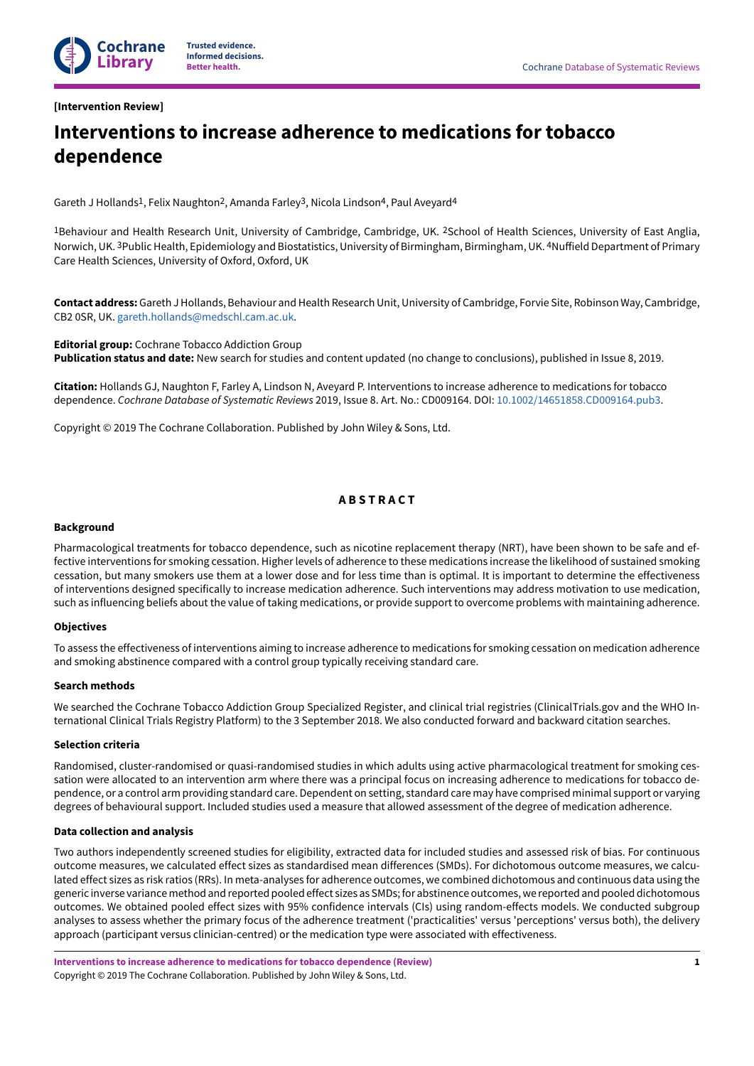[Intervention Review]

# Interventions to increase adherence to medications for tobacco dependence

Gareth J Hollands[1], Felix Naughton[2], Amanda Farley[3], Nicola Lindson[4], Paul Aveyard[4]

[1]Behaviour and Health Research Unit, University of Cambridge, Cambridge, UK. [2]School of Health Sciences, University of East Anglia, Norwich, UK. [3]Public Health, Epidemiology and Biostatistics, University of Birmingham, Birmingham, UK. [4]Nuffield Department of Primary Care Health Sciences, University of Oxford, Oxford, UK

**Contact address:** Gareth J Hollands, Behaviour and Health Research Unit, University of Cambridge, Forvie Site, Robinson Way, Cambridge, CB2 0SR, UK. gareth.hollands@medschl.cam.ac.uk.

**Editorial group:** Cochrane Tobacco Addiction Group
**Publication status and date:** New search for studies and content updated (no change to conclusions), published in Issue 8, 2019.

**Citation:** Hollands GJ, Naughton F, Farley A, Lindson N, Aveyard P. Interventions to increase adherence to medications for tobacco dependence. *Cochrane Database of Systematic Reviews* 2019, Issue 8. Art. No.: CD009164. DOI: 10.1002/14651858.CD009164.pub3.

Copyright © 2019 The Cochrane Collaboration. Published by John Wiley & Sons, Ltd.

## ABSTRACT

### Background

Pharmacological treatments for tobacco dependence, such as nicotine replacement therapy (NRT), have been shown to be safe and effective interventions for smoking cessation. Higher levels of adherence to these medications increase the likelihood of sustained smoking cessation, but many smokers use them at a lower dose and for less time than is optimal. It is important to determine the effectiveness of interventions designed specifically to increase medication adherence. Such interventions may address motivation to use medication, such as influencing beliefs about the value of taking medications, or provide support to overcome problems with maintaining adherence.

### Objectives

To assess the effectiveness of interventions aiming to increase adherence to medications for smoking cessation on medication adherence and smoking abstinence compared with a control group typically receiving standard care.

### Search methods

We searched the Cochrane Tobacco Addiction Group Specialized Register, and clinical trial registries (ClinicalTrials.gov and the WHO International Clinical Trials Registry Platform) to the 3 September 2018. We also conducted forward and backward citation searches.

### Selection criteria

Randomised, cluster-randomised or quasi-randomised studies in which adults using active pharmacological treatment for smoking cessation were allocated to an intervention arm where there was a principal focus on increasing adherence to medications for tobacco dependence, or a control arm providing standard care. Dependent on setting, standard care may have comprised minimal support or varying degrees of behavioural support. Included studies used a measure that allowed assessment of the degree of medication adherence.

### Data collection and analysis

Two authors independently screened studies for eligibility, extracted data for included studies and assessed risk of bias. For continuous outcome measures, we calculated effect sizes as standardised mean differences (SMDs). For dichotomous outcome measures, we calculated effect sizes as risk ratios (RRs). In meta-analyses for adherence outcomes, we combined dichotomous and continuous data using the generic inverse variance method and reported pooled effect sizes as SMDs; for abstinence outcomes, we reported and pooled dichotomous outcomes. We obtained pooled effect sizes with 95% confidence intervals (CIs) using random-effects models. We conducted subgroup analyses to assess whether the primary focus of the adherence treatment ('practicalities' versus 'perceptions' versus both), the delivery approach (participant versus clinician-centred) or the medication type were associated with effectiveness.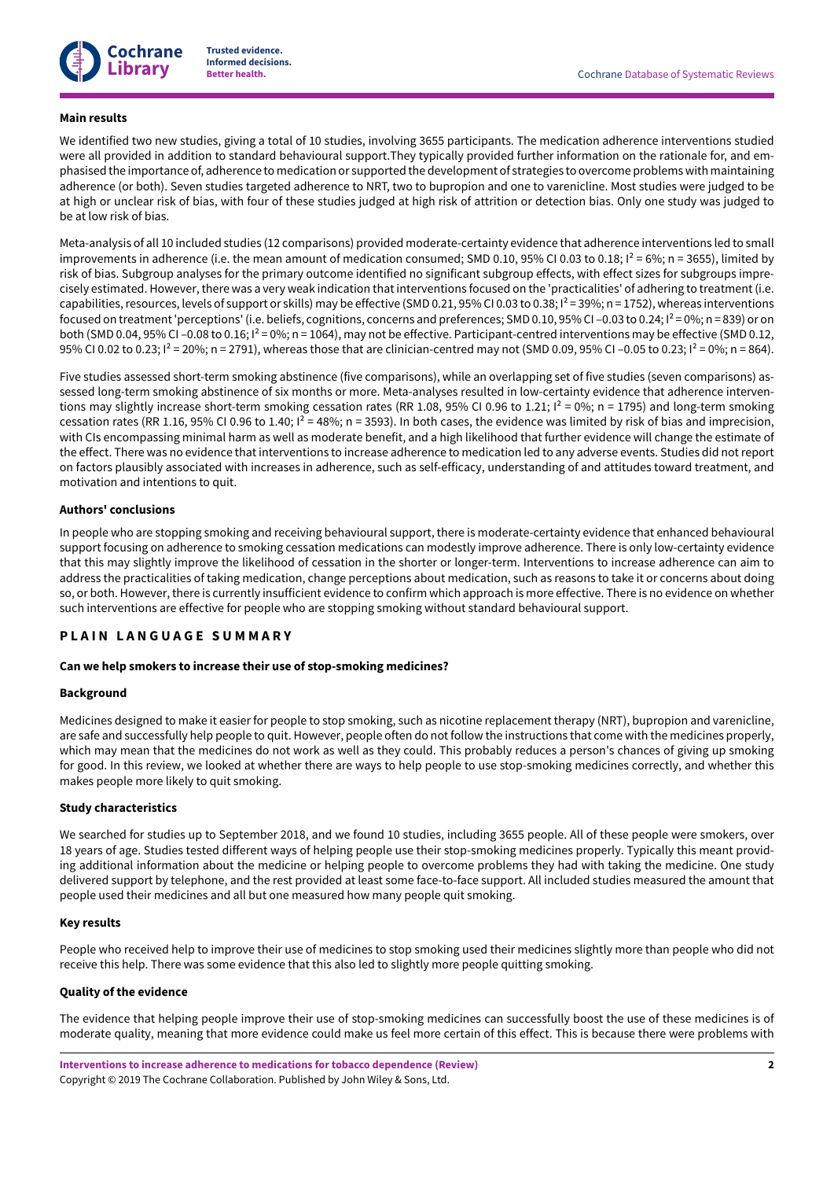#### Main results

We identified two new studies, giving a total of 10 studies, involving 3655 participants. The medication adherence interventions studied were all provided in addition to standard behavioural support.They typically provided further information on the rationale for, and emphasised the importance of, adherence to medication or supported the development of strategies to overcome problems with maintaining adherence (or both). Seven studies targeted adherence to NRT, two to bupropion and one to varenicline. Most studies were judged to be at high or unclear risk of bias, with four of these studies judged at high risk of attrition or detection bias. Only one study was judged to be at low risk of bias.

Meta-analysis of all 10 included studies (12 comparisons) provided moderate-certainty evidence that adherence interventions led to small improvements in adherence (i.e. the mean amount of medication consumed; SMD 0.10, 95% CI 0.03 to 0.18; $I^2$ = 6%; n = 3655), limited by risk of bias. Subgroup analyses for the primary outcome identified no significant subgroup effects, with effect sizes for subgroups imprecisely estimated. However, there was a very weak indication that interventions focused on the 'practicalities' of adhering to treatment (i.e. capabilities, resources, levels of support or skills) may be effective (SMD 0.21, 95% CI 0.03 to 0.38; $I^2$ = 39%; n = 1752), whereas interventions focused on treatment 'perceptions' (i.e. beliefs, cognitions, concerns and preferences; SMD 0.10, 95% CI −0.03 to 0.24; $I^2$ = 0%; n = 839) or on both (SMD 0.04, 95% CI −0.08 to 0.16; $I^2$ = 0%; n = 1064), may not be effective. Participant-centred interventions may be effective (SMD 0.12, 95% CI 0.02 to 0.23; $I^2$ = 20%; n = 2791), whereas those that are clinician-centred may not (SMD 0.09, 95% CI −0.05 to 0.23; $I^2$ = 0%; n = 864).

Five studies assessed short-term smoking abstinence (five comparisons), while an overlapping set of five studies (seven comparisons) assessed long-term smoking abstinence of six months or more. Meta-analyses resulted in low-certainty evidence that adherence interventions may slightly increase short-term smoking cessation rates (RR 1.08, 95% CI 0.96 to 1.21; $I^2$ = 0%; n = 1795) and long-term smoking cessation rates (RR 1.16, 95% CI 0.96 to 1.40; $I^2$ = 48%; n = 3593). In both cases, the evidence was limited by risk of bias and imprecision, with CIs encompassing minimal harm as well as moderate benefit, and a high likelihood that further evidence will change the estimate of the effect. There was no evidence that interventions to increase adherence to medication led to any adverse events. Studies did not report on factors plausibly associated with increases in adherence, such as self-efficacy, understanding of and attitudes toward treatment, and motivation and intentions to quit.

#### Authors' conclusions

In people who are stopping smoking and receiving behavioural support, there is moderate-certainty evidence that enhanced behavioural support focusing on adherence to smoking cessation medications can modestly improve adherence. There is only low-certainty evidence that this may slightly improve the likelihood of cessation in the shorter or longer-term. Interventions to increase adherence can aim to address the practicalities of taking medication, change perceptions about medication, such as reasons to take it or concerns about doing so, or both. However, there is currently insufficient evidence to confirm which approach is more effective. There is no evidence on whether such interventions are effective for people who are stopping smoking without standard behavioural support.

## PLAIN LANGUAGE SUMMARY

#### Can we help smokers to increase their use of stop-smoking medicines?

#### Background

Medicines designed to make it easier for people to stop smoking, such as nicotine replacement therapy (NRT), bupropion and varenicline, are safe and successfully help people to quit. However, people often do not follow the instructions that come with the medicines properly, which may mean that the medicines do not work as well as they could. This probably reduces a person's chances of giving up smoking for good. In this review, we looked at whether there are ways to help people to use stop-smoking medicines correctly, and whether this makes people more likely to quit smoking.

#### Study characteristics

We searched for studies up to September 2018, and we found 10 studies, including 3655 people. All of these people were smokers, over 18 years of age. Studies tested different ways of helping people use their stop-smoking medicines properly. Typically this meant providing additional information about the medicine or helping people to overcome problems they had with taking the medicine. One study delivered support by telephone, and the rest provided at least some face-to-face support. All included studies measured the amount that people used their medicines and all but one measured how many people quit smoking.

#### Key results

People who received help to improve their use of medicines to stop smoking used their medicines slightly more than people who did not receive this help. There was some evidence that this also led to slightly more people quitting smoking.

#### Quality of the evidence

The evidence that helping people improve their use of stop-smoking medicines can successfully boost the use of these medicines is of moderate quality, meaning that more evidence could make us feel more certain of this effect. This is because there were problems with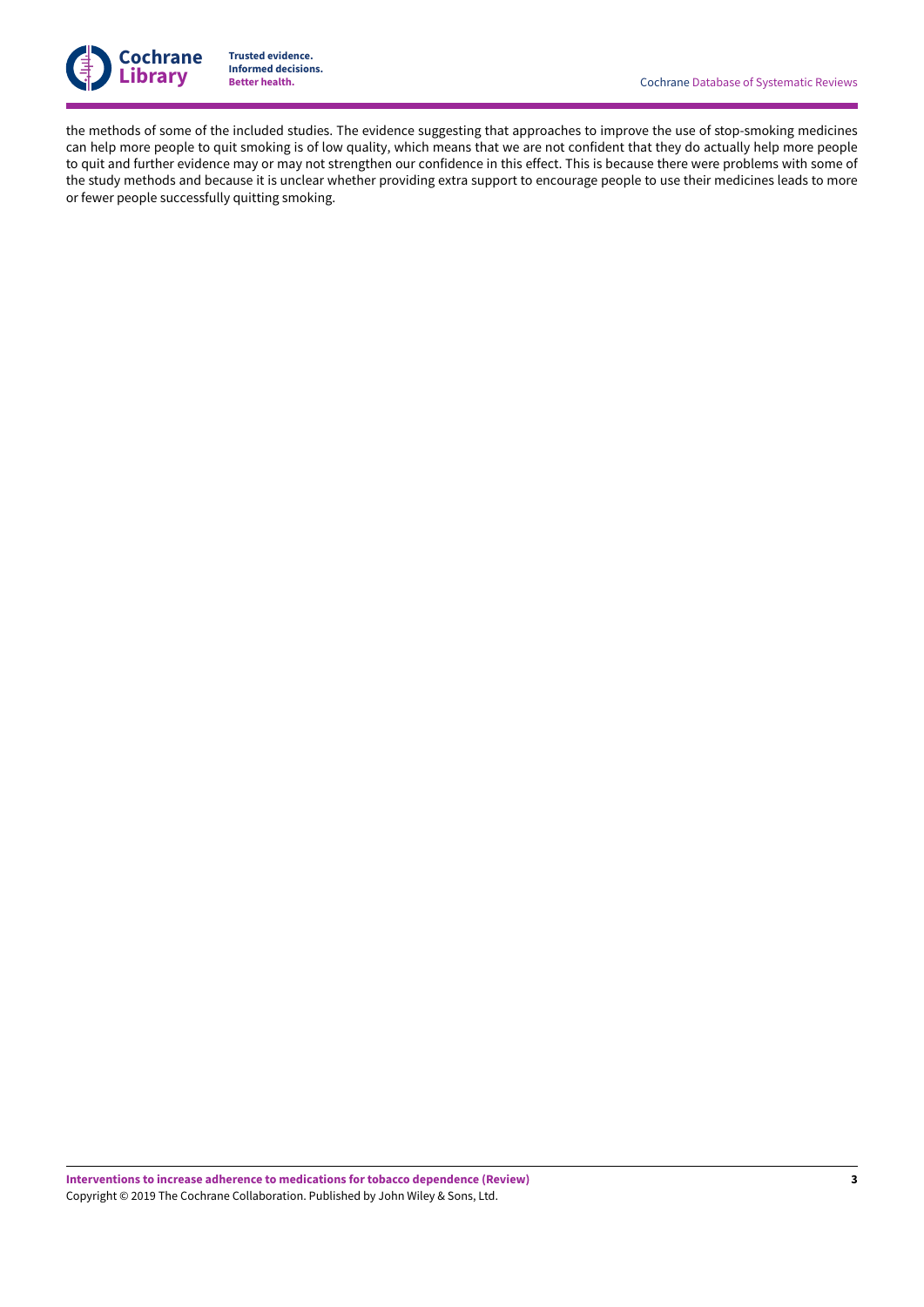the methods of some of the included studies. The evidence suggesting that approaches to improve the use of stop-smoking medicines can help more people to quit smoking is of low quality, which means that we are not confident that they do actually help more people to quit and further evidence may or may not strengthen our confidence in this effect. This is because there were problems with some of the study methods and because it is unclear whether providing extra support to encourage people to use their medicines leads to more or fewer people successfully quitting smoking.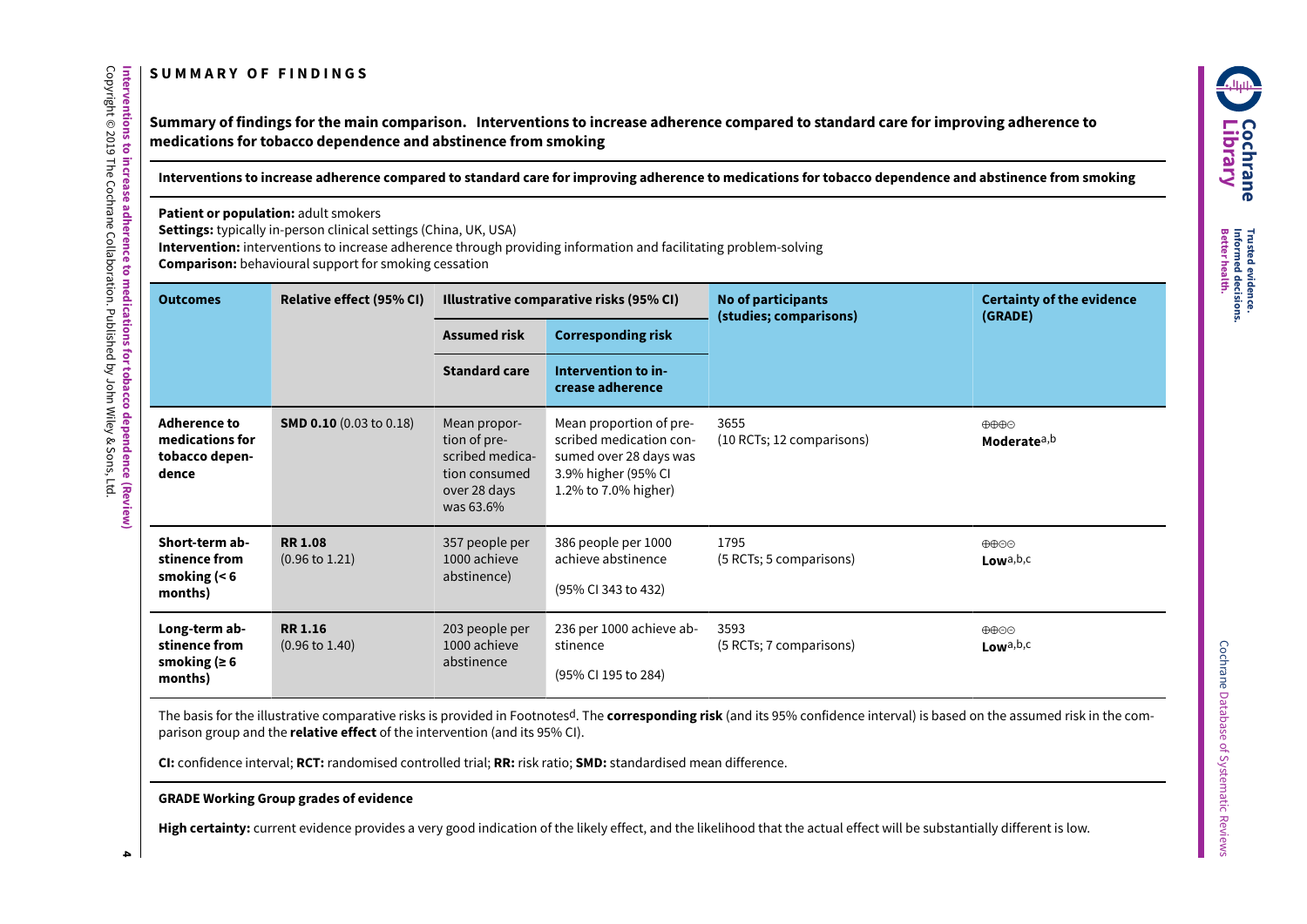# SUMMARY OF FINDINGS

**Summary of findings for the main comparison. Interventions to increase adherence compared to standard care for improving adherence to medications for tobacco dependence and abstinence from smoking**

**Interventions to increase adherence compared to standard care for improving adherence to medications for tobacco dependence and abstinence from smoking**

**Patient or population:** adult smokers
**Settings:** typically in-person clinical settings (China, UK, USA)
**Intervention:** interventions to increase adherence through providing information and facilitating problem-solving
**Comparison:** behavioural support for smoking cessation

| Outcomes | Relative effect (95% CI) | Illustrative comparative risks (95% CI) | | No of participants (studies; comparisons) | Certainty of the evidence (GRADE) |
|---|---|---|---|---|---|
| | | Assumed risk | Corresponding risk | | |
| | | Standard care | Intervention to increase adherence | | |
| **Adherence to medications for tobacco dependence** | **SMD 0.10** (0.03 to 0.18) | Mean proportion of prescribed medication consumed over 28 days was 63.6% | Mean proportion of prescribed medication consumed over 28 days was 3.9% higher (95% CI 1.2% to 7.0% higher) | 3655 (10 RCTs; 12 comparisons) | ⊕⊕⊕⊝ **Moderate**[a,b] |
| **Short-term abstinence from smoking (< 6 months)** | **RR 1.08** (0.96 to 1.21) | 357 people per 1000 achieve abstinence) | 386 people per 1000 achieve abstinence (95% CI 343 to 432) | 1795 (5 RCTs; 5 comparisons) | ⊕⊕⊝⊝ **Low**[a,b,c] |
| **Long-term abstinence from smoking (≥ 6 months)** | **RR 1.16** (0.96 to 1.40) | 203 people per 1000 achieve abstinence | 236 per 1000 achieve abstinence (95% CI 195 to 284) | 3593 (5 RCTs; 7 comparisons) | ⊕⊕⊝⊝ **Low**[a,b,c] |

The basis for the illustrative comparative risks is provided in Footnotes[d]. The **corresponding risk** (and its 95% confidence interval) is based on the assumed risk in the comparison group and the **relative effect** of the intervention (and its 95% CI).

**CI:** confidence interval; **RCT:** randomised controlled trial; **RR:** risk ratio; **SMD:** standardised mean difference.

**GRADE Working Group grades of evidence**

**High certainty:** current evidence provides a very good indication of the likely effect, and the likelihood that the actual effect will be substantially different is low.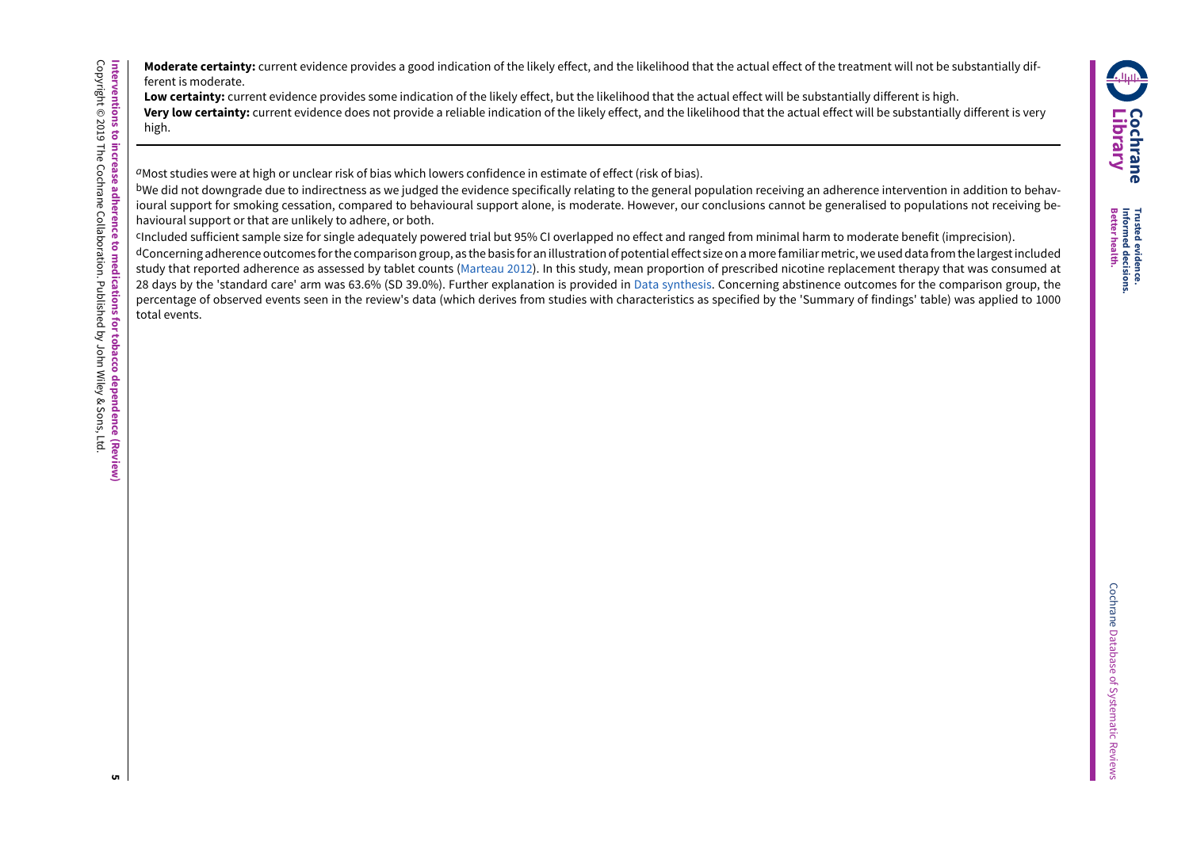**Moderate certainty:** current evidence provides a good indication of the likely effect, and the likelihood that the actual effect of the treatment will not be substantially different is moderate.

**Low certainty:** current evidence provides some indication of the likely effect, but the likelihood that the actual effect will be substantially different is high.

**Very low certainty:** current evidence does not provide a reliable indication of the likely effect, and the likelihood that the actual effect will be substantially different is very high.

---

[a]Most studies were at high or unclear risk of bias which lowers confidence in estimate of effect (risk of bias).

[b]We did not downgrade due to indirectness as we judged the evidence specifically relating to the general population receiving an adherence intervention in addition to behavioural support for smoking cessation, compared to behavioural support alone, is moderate. However, our conclusions cannot be generalised to populations not receiving behavioural support or that are unlikely to adhere, or both.

[c]Included sufficient sample size for single adequately powered trial but 95% CI overlapped no effect and ranged from minimal harm to moderate benefit (imprecision).

[d]Concerning adherence outcomes for the comparison group, as the basis for an illustration of potential effect size on a more familiar metric, we used data from the largest included study that reported adherence as assessed by tablet counts (Marteau 2012). In this study, mean proportion of prescribed nicotine replacement therapy that was consumed at 28 days by the 'standard care' arm was 63.6% (SD 39.0%). Further explanation is provided in Data synthesis. Concerning abstinence outcomes for the comparison group, the percentage of observed events seen in the review's data (which derives from studies with characteristics as specified by the 'Summary of findings' table) was applied to 1000 total events.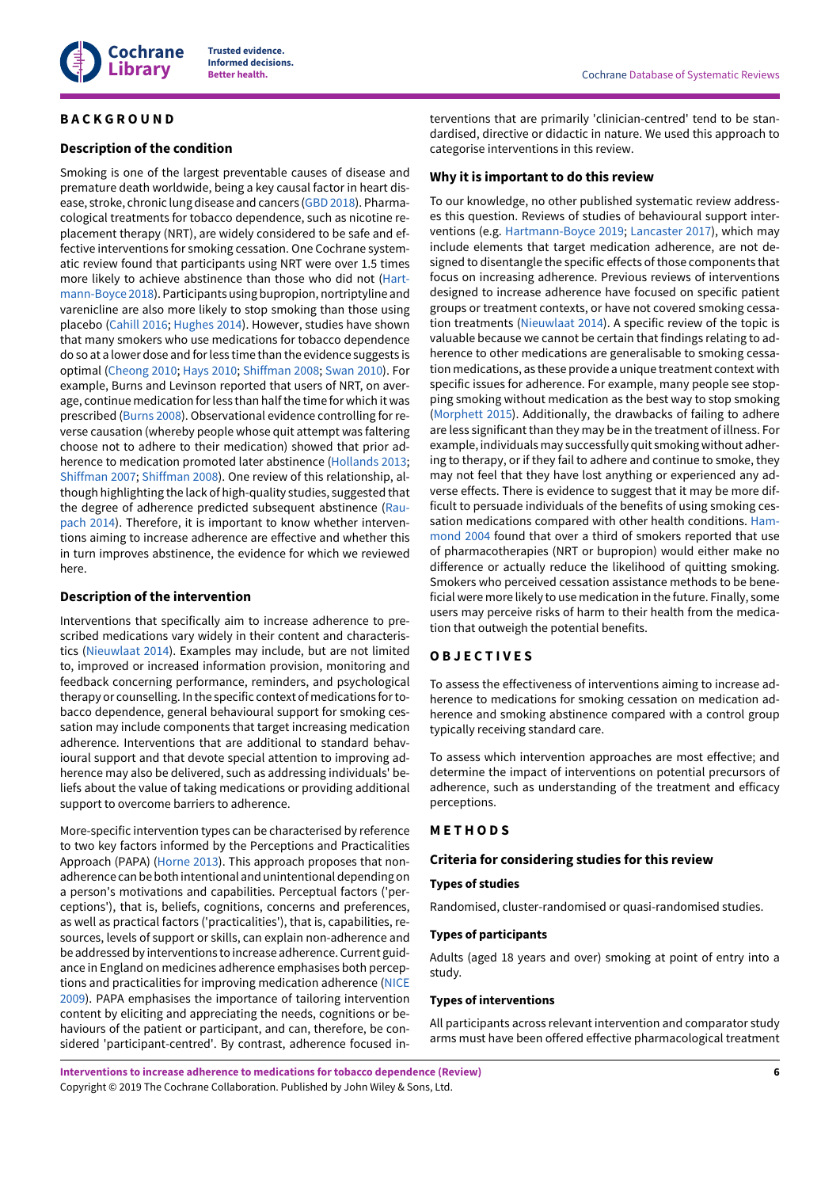# BACKGROUND

## Description of the condition

Smoking is one of the largest preventable causes of disease and premature death worldwide, being a key causal factor in heart disease, stroke, chronic lung disease and cancers (GBD 2018). Pharmacological treatments for tobacco dependence, such as nicotine replacement therapy (NRT), are widely considered to be safe and effective interventions for smoking cessation. One Cochrane systematic review found that participants using NRT were over 1.5 times more likely to achieve abstinence than those who did not (Hartmann-Boyce 2018). Participants using bupropion, nortriptyline and varenicline are also more likely to stop smoking than those using placebo (Cahill 2016; Hughes 2014). However, studies have shown that many smokers who use medications for tobacco dependence do so at a lower dose and for less time than the evidence suggests is optimal (Cheong 2010; Hays 2010; Shiffman 2008; Swan 2010). For example, Burns and Levinson reported that users of NRT, on average, continue medication for less than half the time for which it was prescribed (Burns 2008). Observational evidence controlling for reverse causation (whereby people whose quit attempt was faltering choose not to adhere to their medication) showed that prior adherence to medication promoted later abstinence (Hollands 2013; Shiffman 2007; Shiffman 2008). One review of this relationship, although highlighting the lack of high-quality studies, suggested that the degree of adherence predicted subsequent abstinence (Raupach 2014). Therefore, it is important to know whether interventions aiming to increase adherence are effective and whether this in turn improves abstinence, the evidence for which we reviewed here.

## Description of the intervention

Interventions that specifically aim to increase adherence to prescribed medications vary widely in their content and characteristics (Nieuwlaat 2014). Examples may include, but are not limited to, improved or increased information provision, monitoring and feedback concerning performance, reminders, and psychological therapy or counselling. In the specific context of medications for tobacco dependence, general behavioural support for smoking cessation may include components that target increasing medication adherence. Interventions that are additional to standard behavioural support and that devote special attention to improving adherence may also be delivered, such as addressing individuals' beliefs about the value of taking medications or providing additional support to overcome barriers to adherence.

More-specific intervention types can be characterised by reference to two key factors informed by the Perceptions and Practicalities Approach (PAPA) (Horne 2013). This approach proposes that non-adherence can be both intentional and unintentional depending on a person's motivations and capabilities. Perceptual factors ('perceptions'), that is, beliefs, cognitions, concerns and preferences, as well as practical factors ('practicalities'), that is, capabilities, resources, levels of support or skills, can explain non-adherence and be addressed by interventions to increase adherence. Current guidance in England on medicines adherence emphasises both perceptions and practicalities for improving medication adherence (NICE 2009). PAPA emphasises the importance of tailoring intervention content by eliciting and appreciating the needs, cognitions or behaviours of the patient or participant, and can, therefore, be considered 'participant-centred'. By contrast, adherence focused interventions that are primarily 'clinician-centred' tend to be standardised, directive or didactic in nature. We used this approach to categorise interventions in this review.

## Why it is important to do this review

To our knowledge, no other published systematic review addresses this question. Reviews of studies of behavioural support interventions (e.g. Hartmann-Boyce 2019; Lancaster 2017), which may include elements that target medication adherence, are not designed to disentangle the specific effects of those components that focus on increasing adherence. Previous reviews of interventions designed to increase adherence have focused on specific patient groups or treatment contexts, or have not covered smoking cessation treatments (Nieuwlaat 2014). A specific review of the topic is valuable because we cannot be certain that findings relating to adherence to other medications are generalisable to smoking cessation medications, as these provide a unique treatment context with specific issues for adherence. For example, many people see stopping smoking without medication as the best way to stop smoking (Morphett 2015). Additionally, the drawbacks of failing to adhere are less significant than they may be in the treatment of illness. For example, individuals may successfully quit smoking without adhering to therapy, or if they fail to adhere and continue to smoke, they may not feel that they have lost anything or experienced any adverse effects. There is evidence to suggest that it may be more difficult to persuade individuals of the benefits of using smoking cessation medications compared with other health conditions. Hammond 2004 found that over a third of smokers reported that use of pharmacotherapies (NRT or bupropion) would either make no difference or actually reduce the likelihood of quitting smoking. Smokers who perceived cessation assistance methods to be beneficial were more likely to use medication in the future. Finally, some users may perceive risks of harm to their health from the medication that outweigh the potential benefits.

# OBJECTIVES

To assess the effectiveness of interventions aiming to increase adherence to medications for smoking cessation on medication adherence and smoking abstinence compared with a control group typically receiving standard care.

To assess which intervention approaches are most effective; and determine the impact of interventions on potential precursors of adherence, such as understanding of the treatment and efficacy perceptions.

# METHODS

## Criteria for considering studies for this review

### Types of studies

Randomised, cluster-randomised or quasi-randomised studies.

### Types of participants

Adults (aged 18 years and over) smoking at point of entry into a study.

### Types of interventions

All participants across relevant intervention and comparator study arms must have been offered effective pharmacological treatment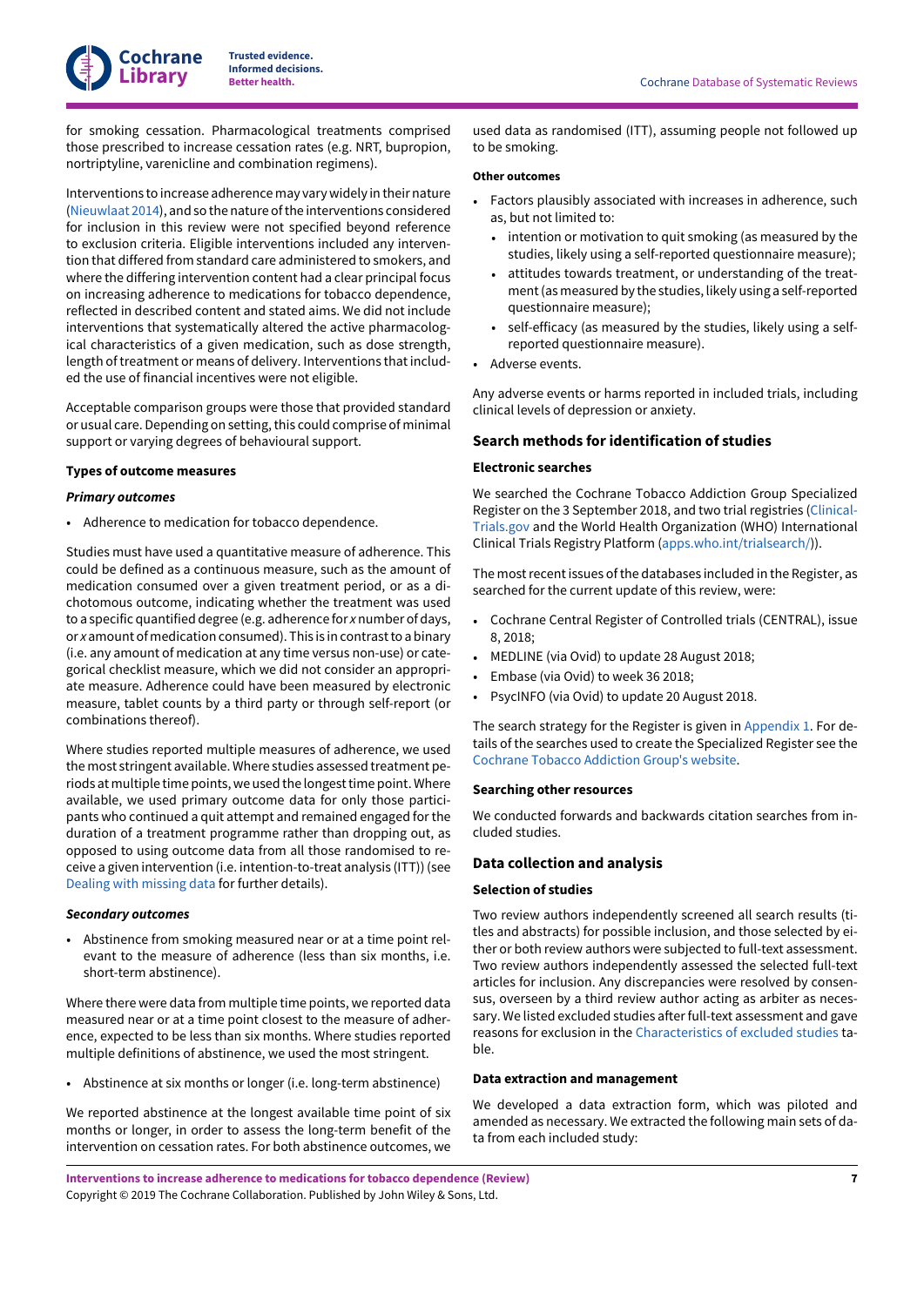for smoking cessation. Pharmacological treatments comprised those prescribed to increase cessation rates (e.g. NRT, bupropion, nortriptyline, varenicline and combination regimens).

Interventions to increase adherence may vary widely in their nature (Nieuwlaat 2014), and so the nature of the interventions considered for inclusion in this review were not specified beyond reference to exclusion criteria. Eligible interventions included any intervention that differed from standard care administered to smokers, and where the differing intervention content had a clear principal focus on increasing adherence to medications for tobacco dependence, reflected in described content and stated aims. We did not include interventions that systematically altered the active pharmacological characteristics of a given medication, such as dose strength, length of treatment or means of delivery. Interventions that included the use of financial incentives were not eligible.

Acceptable comparison groups were those that provided standard or usual care. Depending on setting, this could comprise of minimal support or varying degrees of behavioural support.

### Types of outcome measures

#### *Primary outcomes*

- Adherence to medication for tobacco dependence.

Studies must have used a quantitative measure of adherence. This could be defined as a continuous measure, such as the amount of medication consumed over a given treatment period, or as a dichotomous outcome, indicating whether the treatment was used to a specific quantified degree (e.g. adherence for *x* number of days, or *x* amount of medication consumed). This is in contrast to a binary (i.e. any amount of medication at any time versus non-use) or categorical checklist measure, which we did not consider an appropriate measure. Adherence could have been measured by electronic measure, tablet counts by a third party or through self-report (or combinations thereof).

Where studies reported multiple measures of adherence, we used the most stringent available. Where studies assessed treatment periods at multiple time points, we used the longest time point. Where available, we used primary outcome data for only those participants who continued a quit attempt and remained engaged for the duration of a treatment programme rather than dropping out, as opposed to using outcome data from all those randomised to receive a given intervention (i.e. intention-to-treat analysis (ITT)) (see Dealing with missing data for further details).

#### *Secondary outcomes*

- Abstinence from smoking measured near or at a time point relevant to the measure of adherence (less than six months, i.e. short-term abstinence).

Where there were data from multiple time points, we reported data measured near or at a time point closest to the measure of adherence, expected to be less than six months. Where studies reported multiple definitions of abstinence, we used the most stringent.

- Abstinence at six months or longer (i.e. long-term abstinence)

We reported abstinence at the longest available time point of six months or longer, in order to assess the long-term benefit of the intervention on cessation rates. For both abstinence outcomes, we used data as randomised (ITT), assuming people not followed up to be smoking.

#### Other outcomes

- Factors plausibly associated with increases in adherence, such as, but not limited to:
  - intention or motivation to quit smoking (as measured by the studies, likely using a self-reported questionnaire measure);
  - attitudes towards treatment, or understanding of the treatment (as measured by the studies, likely using a self-reported questionnaire measure);
  - self-efficacy (as measured by the studies, likely using a self-reported questionnaire measure).
- Adverse events.

Any adverse events or harms reported in included trials, including clinical levels of depression or anxiety.

## Search methods for identification of studies

### Electronic searches

We searched the Cochrane Tobacco Addiction Group Specialized Register on the 3 September 2018, and two trial registries (ClinicalTrials.gov and the World Health Organization (WHO) International Clinical Trials Registry Platform (apps.who.int/trialsearch/)).

The most recent issues of the databases included in the Register, as searched for the current update of this review, were:

- Cochrane Central Register of Controlled trials (CENTRAL), issue 8, 2018;
- MEDLINE (via Ovid) to update 28 August 2018;
- Embase (via Ovid) to week 36 2018;
- PsycINFO (via Ovid) to update 20 August 2018.

The search strategy for the Register is given in Appendix 1. For details of the searches used to create the Specialized Register see the Cochrane Tobacco Addiction Group's website.

### Searching other resources

We conducted forwards and backwards citation searches from included studies.

## Data collection and analysis

### Selection of studies

Two review authors independently screened all search results (titles and abstracts) for possible inclusion, and those selected by either or both review authors were subjected to full-text assessment. Two review authors independently assessed the selected full-text articles for inclusion. Any discrepancies were resolved by consensus, overseen by a third review author acting as arbiter as necessary. We listed excluded studies after full-text assessment and gave reasons for exclusion in the Characteristics of excluded studies table.

### Data extraction and management

We developed a data extraction form, which was piloted and amended as necessary. We extracted the following main sets of data from each included study: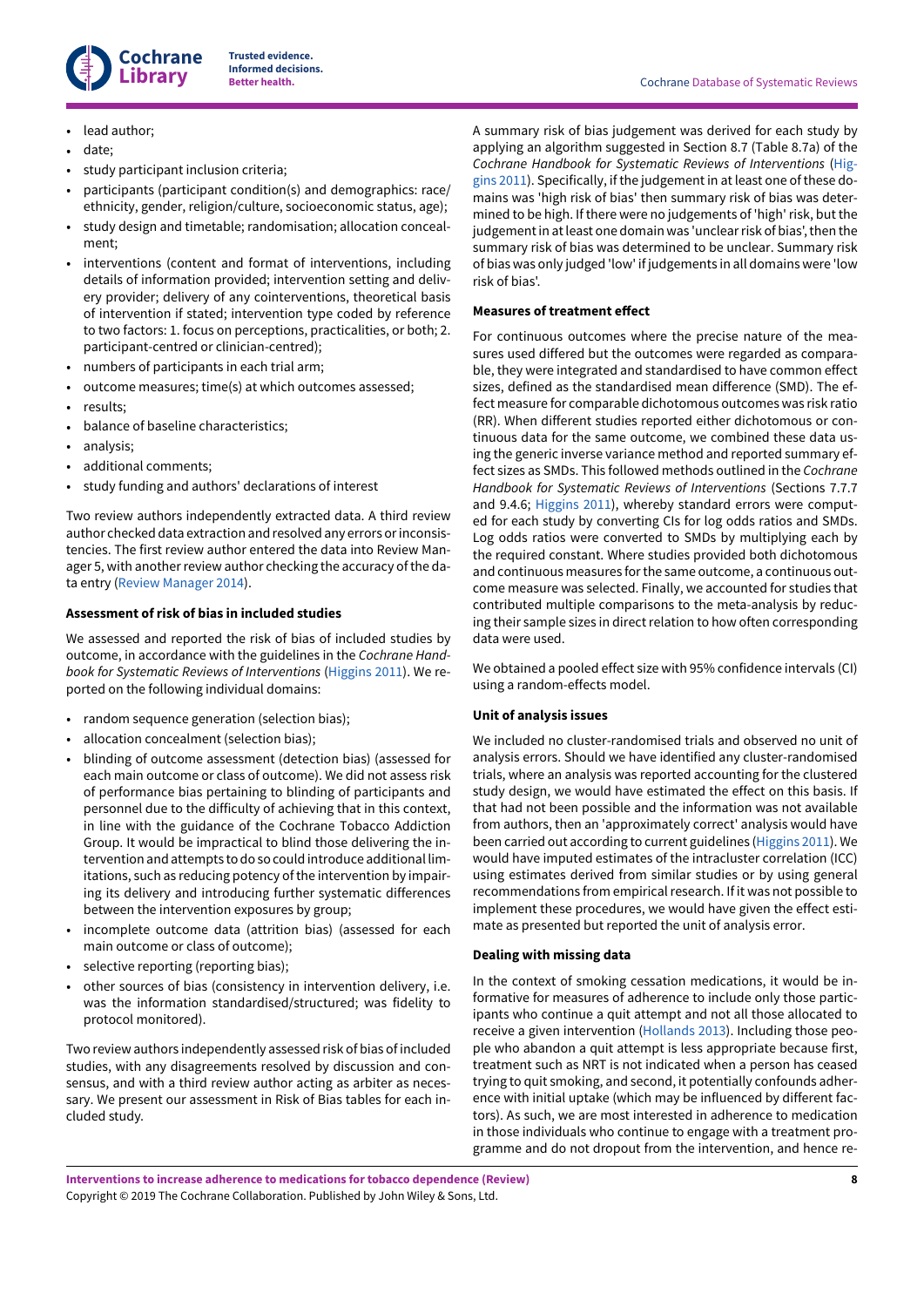- lead author;
- date;
- study participant inclusion criteria;
- participants (participant condition(s) and demographics: race/ethnicity, gender, religion/culture, socioeconomic status, age);
- study design and timetable; randomisation; allocation concealment;
- interventions (content and format of interventions, including details of information provided; intervention setting and delivery provider; delivery of any cointerventions, theoretical basis of intervention if stated; intervention type coded by reference to two factors: 1. focus on perceptions, practicalities, or both; 2. participant-centred or clinician-centred);
- numbers of participants in each trial arm;
- outcome measures; time(s) at which outcomes assessed;
- results;
- balance of baseline characteristics;
- analysis;
- additional comments;
- study funding and authors' declarations of interest

Two review authors independently extracted data. A third review author checked data extraction and resolved any errors or inconsistencies. The first review author entered the data into Review Manager 5, with another review author checking the accuracy of the data entry (Review Manager 2014).

#### Assessment of risk of bias in included studies

We assessed and reported the risk of bias of included studies by outcome, in accordance with the guidelines in the *Cochrane Handbook for Systematic Reviews of Interventions* (Higgins 2011). We reported on the following individual domains:

- random sequence generation (selection bias);
- allocation concealment (selection bias);
- blinding of outcome assessment (detection bias) (assessed for each main outcome or class of outcome). We did not assess risk of performance bias pertaining to blinding of participants and personnel due to the difficulty of achieving that in this context, in line with the guidance of the Cochrane Tobacco Addiction Group. It would be impractical to blind those delivering the intervention and attempts to do so could introduce additional limitations, such as reducing potency of the intervention by impairing its delivery and introducing further systematic differences between the intervention exposures by group;
- incomplete outcome data (attrition bias) (assessed for each main outcome or class of outcome);
- selective reporting (reporting bias);
- other sources of bias (consistency in intervention delivery, i.e. was the information standardised/structured; was fidelity to protocol monitored).

Two review authors independently assessed risk of bias of included studies, with any disagreements resolved by discussion and consensus, and with a third review author acting as arbiter as necessary. We present our assessment in Risk of Bias tables for each included study.

A summary risk of bias judgement was derived for each study by applying an algorithm suggested in Section 8.7 (Table 8.7a) of the *Cochrane Handbook for Systematic Reviews of Interventions* (Higgins 2011). Specifically, if the judgement in at least one of these domains was 'high risk of bias' then summary risk of bias was determined to be high. If there were no judgements of 'high' risk, but the judgement in at least one domain was 'unclear risk of bias', then the summary risk of bias was determined to be unclear. Summary risk of bias was only judged 'low' if judgements in all domains were 'low risk of bias'.

#### Measures of treatment effect

For continuous outcomes where the precise nature of the measures used differed but the outcomes were regarded as comparable, they were integrated and standardised to have common effect sizes, defined as the standardised mean difference (SMD). The effect measure for comparable dichotomous outcomes was risk ratio (RR). When different studies reported either dichotomous or continuous data for the same outcome, we combined these data using the generic inverse variance method and reported summary effect sizes as SMDs. This followed methods outlined in the *Cochrane Handbook for Systematic Reviews of Interventions* (Sections 7.7.7 and 9.4.6; Higgins 2011), whereby standard errors were computed for each study by converting CIs for log odds ratios and SMDs. Log odds ratios were converted to SMDs by multiplying each by the required constant. Where studies provided both dichotomous and continuous measures for the same outcome, a continuous outcome measure was selected. Finally, we accounted for studies that contributed multiple comparisons to the meta-analysis by reducing their sample sizes in direct relation to how often corresponding data were used.

We obtained a pooled effect size with 95% confidence intervals (CI) using a random-effects model.

#### Unit of analysis issues

We included no cluster-randomised trials and observed no unit of analysis errors. Should we have identified any cluster-randomised trials, where an analysis was reported accounting for the clustered study design, we would have estimated the effect on this basis. If that had not been possible and the information was not available from authors, then an 'approximately correct' analysis would have been carried out according to current guidelines (Higgins 2011). We would have imputed estimates of the intracluster correlation (ICC) using estimates derived from similar studies or by using general recommendations from empirical research. If it was not possible to implement these procedures, we would have given the effect estimate as presented but reported the unit of analysis error.

#### Dealing with missing data

In the context of smoking cessation medications, it would be informative for measures of adherence to include only those participants who continue a quit attempt and not all those allocated to receive a given intervention (Hollands 2013). Including those people who abandon a quit attempt is less appropriate because first, treatment such as NRT is not indicated when a person has ceased trying to quit smoking, and second, it potentially confounds adherence with initial uptake (which may be influenced by different factors). As such, we are most interested in adherence to medication in those individuals who continue to engage with a treatment programme and do not dropout from the intervention, and hence re-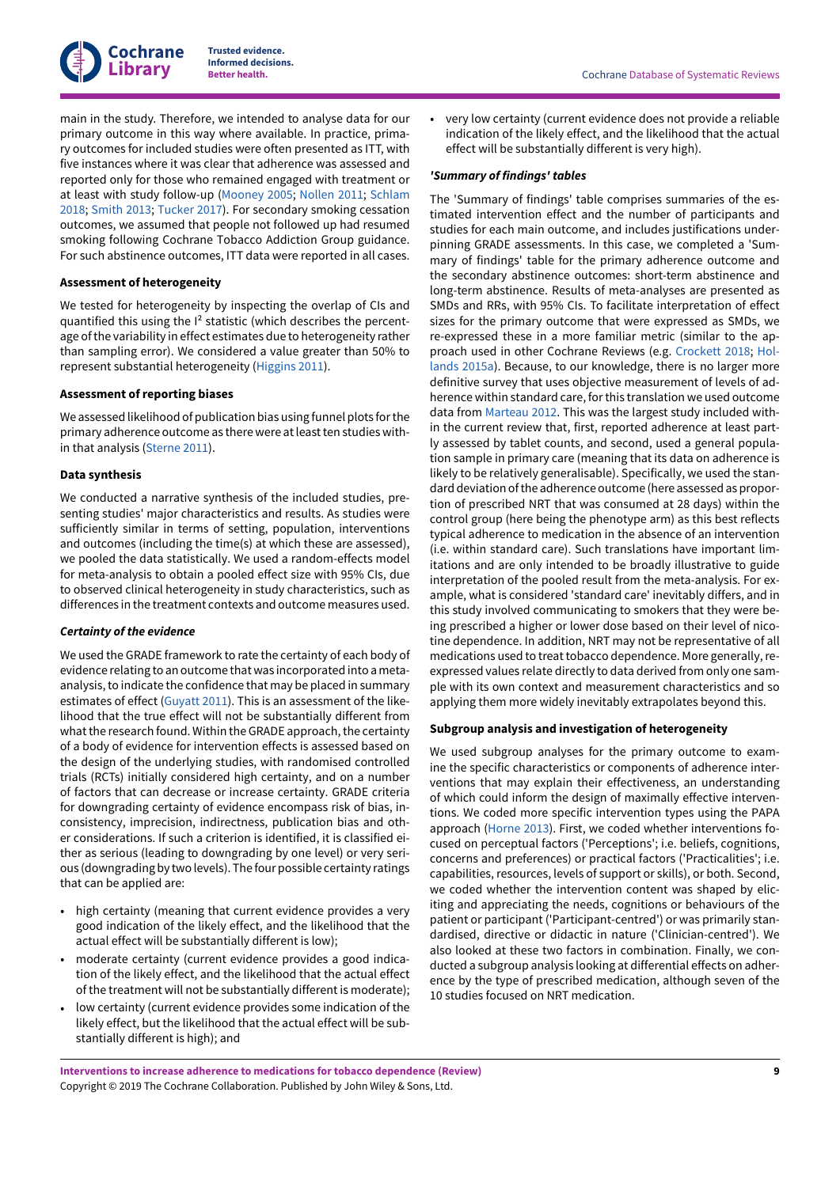main in the study. Therefore, we intended to analyse data for our primary outcome in this way where available. In practice, primary outcomes for included studies were often presented as ITT, with five instances where it was clear that adherence was assessed and reported only for those who remained engaged with treatment or at least with study follow-up (Mooney 2005; Nollen 2011; Schlam 2018; Smith 2013; Tucker 2017). For secondary smoking cessation outcomes, we assumed that people not followed up had resumed smoking following Cochrane Tobacco Addiction Group guidance. For such abstinence outcomes, ITT data were reported in all cases.

#### Assessment of heterogeneity

We tested for heterogeneity by inspecting the overlap of CIs and quantified this using the $I^2$ statistic (which describes the percentage of the variability in effect estimates due to heterogeneity rather than sampling error). We considered a value greater than 50% to represent substantial heterogeneity (Higgins 2011).

#### Assessment of reporting biases

We assessed likelihood of publication bias using funnel plots for the primary adherence outcome as there were at least ten studies within that analysis (Sterne 2011).

#### Data synthesis

We conducted a narrative synthesis of the included studies, presenting studies' major characteristics and results. As studies were sufficiently similar in terms of setting, population, interventions and outcomes (including the time(s) at which these are assessed), we pooled the data statistically. We used a random-effects model for meta-analysis to obtain a pooled effect size with 95% CIs, due to observed clinical heterogeneity in study characteristics, such as differences in the treatment contexts and outcome measures used.

#### *Certainty of the evidence*

We used the GRADE framework to rate the certainty of each body of evidence relating to an outcome that was incorporated into a meta-analysis, to indicate the confidence that may be placed in summary estimates of effect (Guyatt 2011). This is an assessment of the likelihood that the true effect will not be substantially different from what the research found. Within the GRADE approach, the certainty of a body of evidence for intervention effects is assessed based on the design of the underlying studies, with randomised controlled trials (RCTs) initially considered high certainty, and on a number of factors that can decrease or increase certainty. GRADE criteria for downgrading certainty of evidence encompass risk of bias, inconsistency, imprecision, indirectness, publication bias and other considerations. If such a criterion is identified, it is classified either as serious (leading to downgrading by one level) or very serious (downgrading by two levels). The four possible certainty ratings that can be applied are:

- high certainty (meaning that current evidence provides a very good indication of the likely effect, and the likelihood that the actual effect will be substantially different is low);
- moderate certainty (current evidence provides a good indication of the likely effect, and the likelihood that the actual effect of the treatment will not be substantially different is moderate);
- low certainty (current evidence provides some indication of the likely effect, but the likelihood that the actual effect will be substantially different is high); and
- very low certainty (current evidence does not provide a reliable indication of the likely effect, and the likelihood that the actual effect will be substantially different is very high).

#### *'Summary of findings' tables*

The 'Summary of findings' table comprises summaries of the estimated intervention effect and the number of participants and studies for each main outcome, and includes justifications underpinning GRADE assessments. In this case, we completed a 'Summary of findings' table for the primary adherence outcome and the secondary abstinence outcomes: short-term abstinence and long-term abstinence. Results of meta-analyses are presented as SMDs and RRs, with 95% CIs. To facilitate interpretation of effect sizes for the primary outcome that were expressed as SMDs, we re-expressed these in a more familiar metric (similar to the approach used in other Cochrane Reviews (e.g. Crockett 2018; Hollands 2015a). Because, to our knowledge, there is no larger more definitive survey that uses objective measurement of levels of adherence within standard care, for this translation we used outcome data from Marteau 2012. This was the largest study included within the current review that, first, reported adherence at least partly assessed by tablet counts, and second, used a general population sample in primary care (meaning that its data on adherence is likely to be relatively generalisable). Specifically, we used the standard deviation of the adherence outcome (here assessed as proportion of prescribed NRT that was consumed at 28 days) within the control group (here being the phenotype arm) as this best reflects typical adherence to medication in the absence of an intervention (i.e. within standard care). Such translations have important limitations and are only intended to be broadly illustrative to guide interpretation of the pooled result from the meta-analysis. For example, what is considered 'standard care' inevitably differs, and in this study involved communicating to smokers that they were being prescribed a higher or lower dose based on their level of nicotine dependence. In addition, NRT may not be representative of all medications used to treat tobacco dependence. More generally, re-expressed values relate directly to data derived from only one sample with its own context and measurement characteristics and so applying them more widely inevitably extrapolates beyond this.

#### Subgroup analysis and investigation of heterogeneity

We used subgroup analyses for the primary outcome to examine the specific characteristics or components of adherence interventions that may explain their effectiveness, an understanding of which could inform the design of maximally effective interventions. We coded more specific intervention types using the PAPA approach (Horne 2013). First, we coded whether interventions focused on perceptual factors ('Perceptions'; i.e. beliefs, cognitions, concerns and preferences) or practical factors ('Practicalities'; i.e. capabilities, resources, levels of support or skills), or both. Second, we coded whether the intervention content was shaped by eliciting and appreciating the needs, cognitions or behaviours of the patient or participant ('Participant-centred') or was primarily standardised, directive or didactic in nature ('Clinician-centred'). We also looked at these two factors in combination. Finally, we conducted a subgroup analysis looking at differential effects on adherence by the type of prescribed medication, although seven of the 10 studies focused on NRT medication.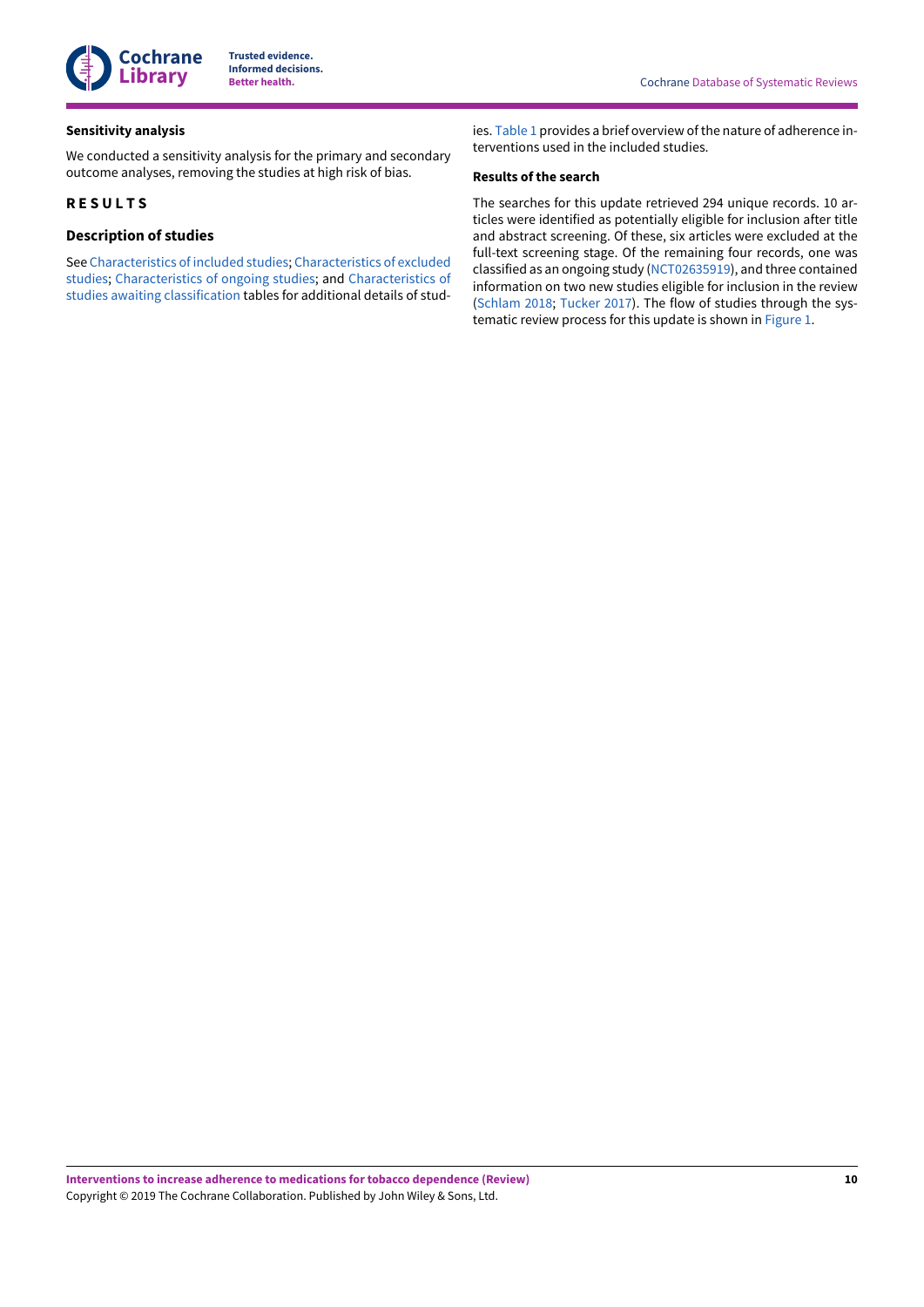### Sensitivity analysis

We conducted a sensitivity analysis for the primary and secondary outcome analyses, removing the studies at high risk of bias.

# RESULTS

## Description of studies

See Characteristics of included studies; Characteristics of excluded studies; Characteristics of ongoing studies; and Characteristics of studies awaiting classification tables for additional details of studies. Table 1 provides a brief overview of the nature of adherence interventions used in the included studies.

### Results of the search

The searches for this update retrieved 294 unique records. 10 articles were identified as potentially eligible for inclusion after title and abstract screening. Of these, six articles were excluded at the full-text screening stage. Of the remaining four records, one was classified as an ongoing study (NCT02635919), and three contained information on two new studies eligible for inclusion in the review (Schlam 2018; Tucker 2017). The flow of studies through the systematic review process for this update is shown in Figure 1.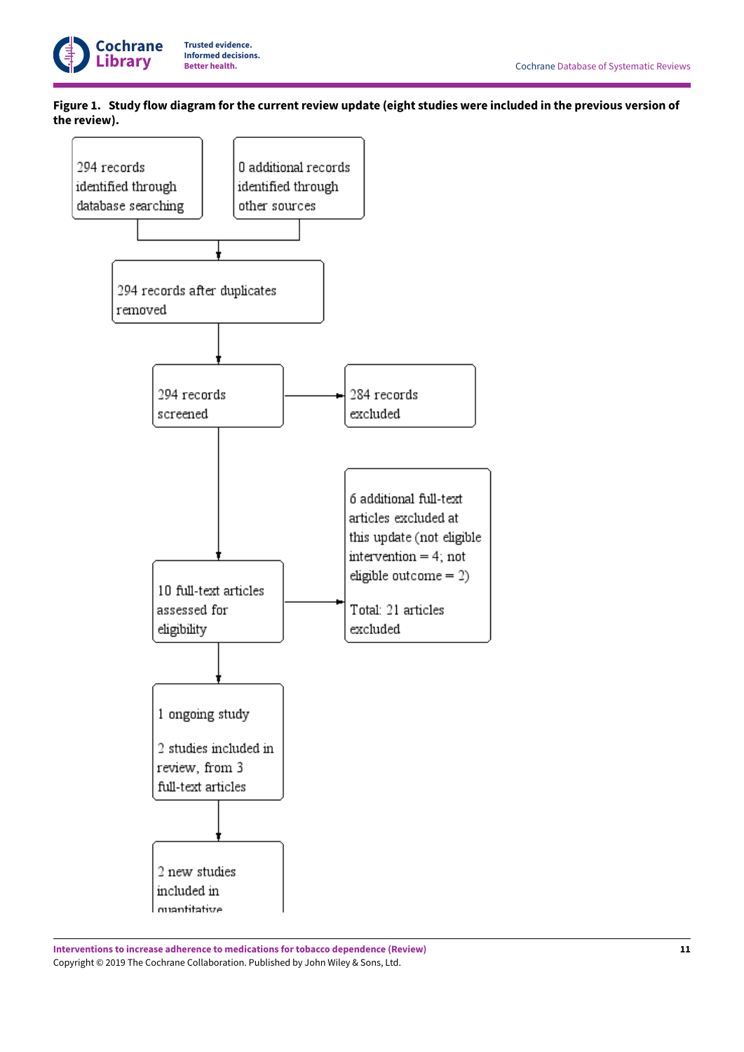**Figure 1. Study flow diagram for the current review update (eight studies were included in the previous version of the review).**

294 records identified through database searching

0 additional records identified through other sources

294 records after duplicates removed

294 records screened

284 records excluded

10 full-text articles assessed for eligibility

6 additional full-text articles excluded at this update (not eligible intervention = 4; not eligible outcome = 2)

Total: 21 articles excluded

1 ongoing study

2 studies included in review, from 3 full-text articles

2 new studies included in quantitative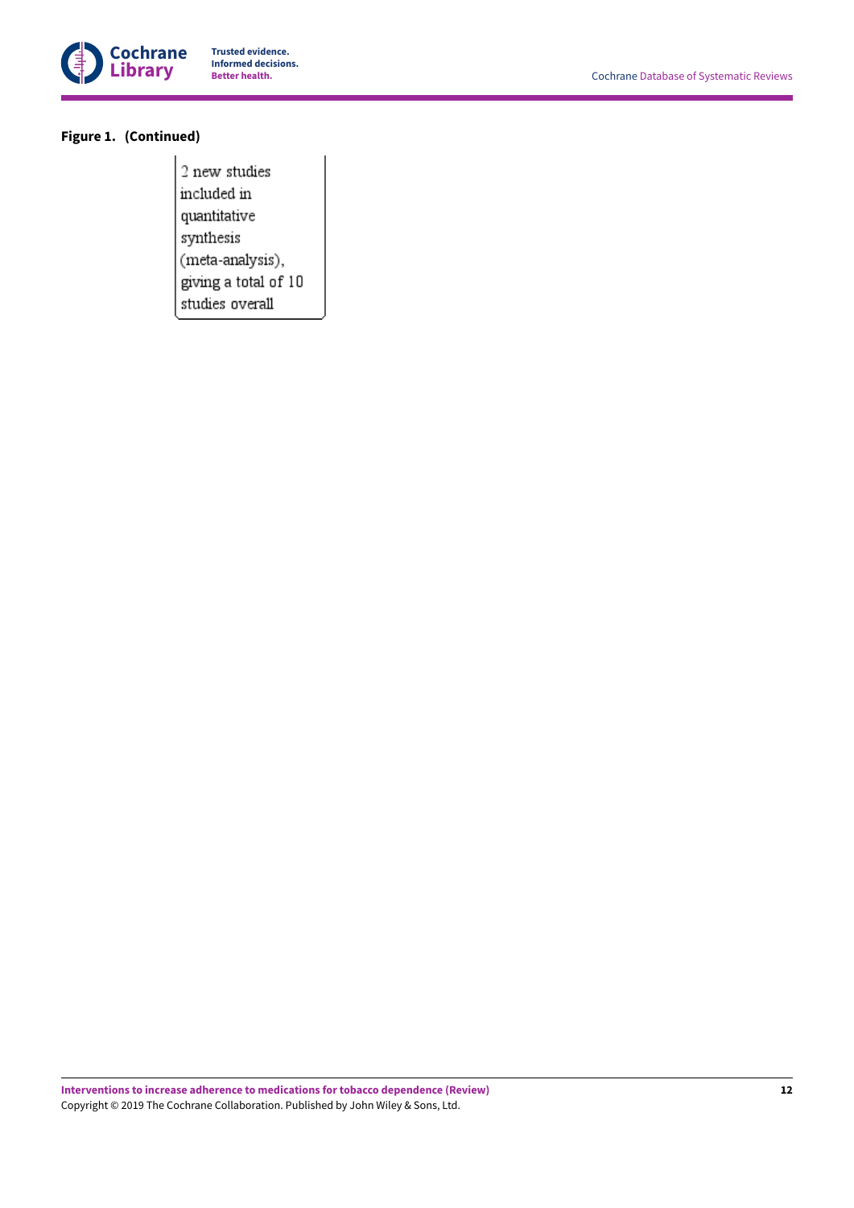**Figure 1. (Continued)**

2 new studies included in quantitative synthesis (meta-analysis), giving a total of 10 studies overall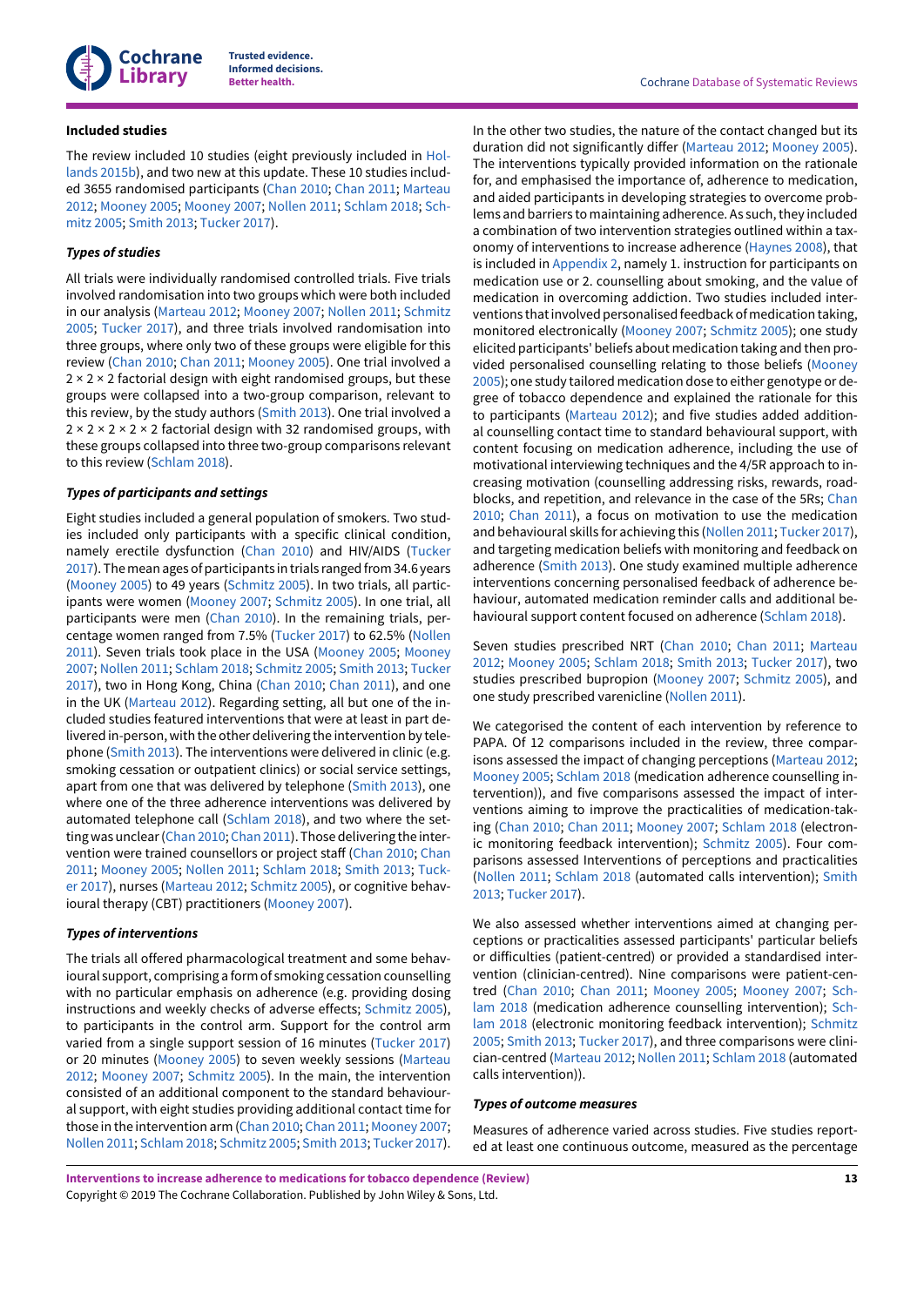### Included studies

The review included 10 studies (eight previously included in Hollands 2015b), and two new at this update. These 10 studies included 3655 randomised participants (Chan 2010; Chan 2011; Marteau 2012; Mooney 2005; Mooney 2007; Nollen 2011; Schlam 2018; Schmitz 2005; Smith 2013; Tucker 2017).

#### *Types of studies*

All trials were individually randomised controlled trials. Five trials involved randomisation into two groups which were both included in our analysis (Marteau 2012; Mooney 2007; Nollen 2011; Schmitz 2005; Tucker 2017), and three trials involved randomisation into three groups, where only two of these groups were eligible for this review (Chan 2010; Chan 2011; Mooney 2005). One trial involved a 2 × 2 × 2 factorial design with eight randomised groups, but these groups were collapsed into a two-group comparison, relevant to this review, by the study authors (Smith 2013). One trial involved a 2 × 2 × 2 × 2 × 2 factorial design with 32 randomised groups, with these groups collapsed into three two-group comparisons relevant to this review (Schlam 2018).

#### *Types of participants and settings*

Eight studies included a general population of smokers. Two studies included only participants with a specific clinical condition, namely erectile dysfunction (Chan 2010) and HIV/AIDS (Tucker 2017). The mean ages of participants in trials ranged from 34.6 years (Mooney 2005) to 49 years (Schmitz 2005). In two trials, all participants were women (Mooney 2007; Schmitz 2005). In one trial, all participants were men (Chan 2010). In the remaining trials, percentage women ranged from 7.5% (Tucker 2017) to 62.5% (Nollen 2011). Seven trials took place in the USA (Mooney 2005; Mooney 2007; Nollen 2011; Schlam 2018; Schmitz 2005; Smith 2013; Tucker 2017), two in Hong Kong, China (Chan 2010; Chan 2011), and one in the UK (Marteau 2012). Regarding setting, all but one of the included studies featured interventions that were at least in part delivered in-person, with the other delivering the intervention by telephone (Smith 2013). The interventions were delivered in clinic (e.g. smoking cessation or outpatient clinics) or social service settings, apart from one that was delivered by telephone (Smith 2013), one where one of the three adherence interventions was delivered by automated telephone call (Schlam 2018), and two where the setting was unclear (Chan 2010; Chan 2011). Those delivering the intervention were trained counsellors or project staff (Chan 2010; Chan 2011; Mooney 2005; Nollen 2011; Schlam 2018; Smith 2013; Tucker 2017), nurses (Marteau 2012; Schmitz 2005), or cognitive behavioural therapy (CBT) practitioners (Mooney 2007).

#### *Types of interventions*

The trials all offered pharmacological treatment and some behavioural support, comprising a form of smoking cessation counselling with no particular emphasis on adherence (e.g. providing dosing instructions and weekly checks of adverse effects; Schmitz 2005), to participants in the control arm. Support for the control arm varied from a single support session of 16 minutes (Tucker 2017) or 20 minutes (Mooney 2005) to seven weekly sessions (Marteau 2012; Mooney 2007; Schmitz 2005). In the main, the intervention consisted of an additional component to the standard behavioural support, with eight studies providing additional contact time for those in the intervention arm (Chan 2010; Chan 2011; Mooney 2007; Nollen 2011; Schlam 2018; Schmitz 2005; Smith 2013; Tucker 2017). In the other two studies, the nature of the contact changed but its duration did not significantly differ (Marteau 2012; Mooney 2005). The interventions typically provided information on the rationale for, and emphasised the importance of, adherence to medication, and aided participants in developing strategies to overcome problems and barriers to maintaining adherence. As such, they included a combination of two intervention strategies outlined within a taxonomy of interventions to increase adherence (Haynes 2008), that is included in Appendix 2, namely 1. instruction for participants on medication use or 2. counselling about smoking, and the value of medication in overcoming addiction. Two studies included interventions that involved personalised feedback of medication taking, monitored electronically (Mooney 2007; Schmitz 2005); one study elicited participants' beliefs about medication taking and then provided personalised counselling relating to those beliefs (Mooney 2005); one study tailored medication dose to either genotype or degree of tobacco dependence and explained the rationale for this to participants (Marteau 2012); and five studies added additional counselling contact time to standard behavioural support, with content focusing on medication adherence, including the use of motivational interviewing techniques and the 4/5R approach to increasing motivation (counselling addressing risks, rewards, roadblocks, and repetition, and relevance in the case of the 5Rs; Chan 2010; Chan 2011), a focus on motivation to use the medication and behavioural skills for achieving this (Nollen 2011; Tucker 2017), and targeting medication beliefs with monitoring and feedback on adherence (Smith 2013). One study examined multiple adherence interventions concerning personalised feedback of adherence behaviour, automated medication reminder calls and additional behavioural support content focused on adherence (Schlam 2018).

Seven studies prescribed NRT (Chan 2010; Chan 2011; Marteau 2012; Mooney 2005; Schlam 2018; Smith 2013; Tucker 2017), two studies prescribed bupropion (Mooney 2007; Schmitz 2005), and one study prescribed varenicline (Nollen 2011).

We categorised the content of each intervention by reference to PAPA. Of 12 comparisons included in the review, three comparisons assessed the impact of changing perceptions (Marteau 2012; Mooney 2005; Schlam 2018 (medication adherence counselling intervention)), and five comparisons assessed the impact of interventions aiming to improve the practicalities of medication-taking (Chan 2010; Chan 2011; Mooney 2007; Schlam 2018 (electronic monitoring feedback intervention); Schmitz 2005). Four comparisons assessed Interventions of perceptions and practicalities (Nollen 2011; Schlam 2018 (automated calls intervention); Smith 2013; Tucker 2017).

We also assessed whether interventions aimed at changing perceptions or practicalities assessed participants' particular beliefs or difficulties (patient-centred) or provided a standardised intervention (clinician-centred). Nine comparisons were patient-centred (Chan 2010; Chan 2011; Mooney 2005; Mooney 2007; Schlam 2018 (medication adherence counselling intervention); Schlam 2018 (electronic monitoring feedback intervention); Schmitz 2005; Smith 2013; Tucker 2017), and three comparisons were clinician-centred (Marteau 2012; Nollen 2011; Schlam 2018 (automated calls intervention)).

#### *Types of outcome measures*

Measures of adherence varied across studies. Five studies reported at least one continuous outcome, measured as the percentage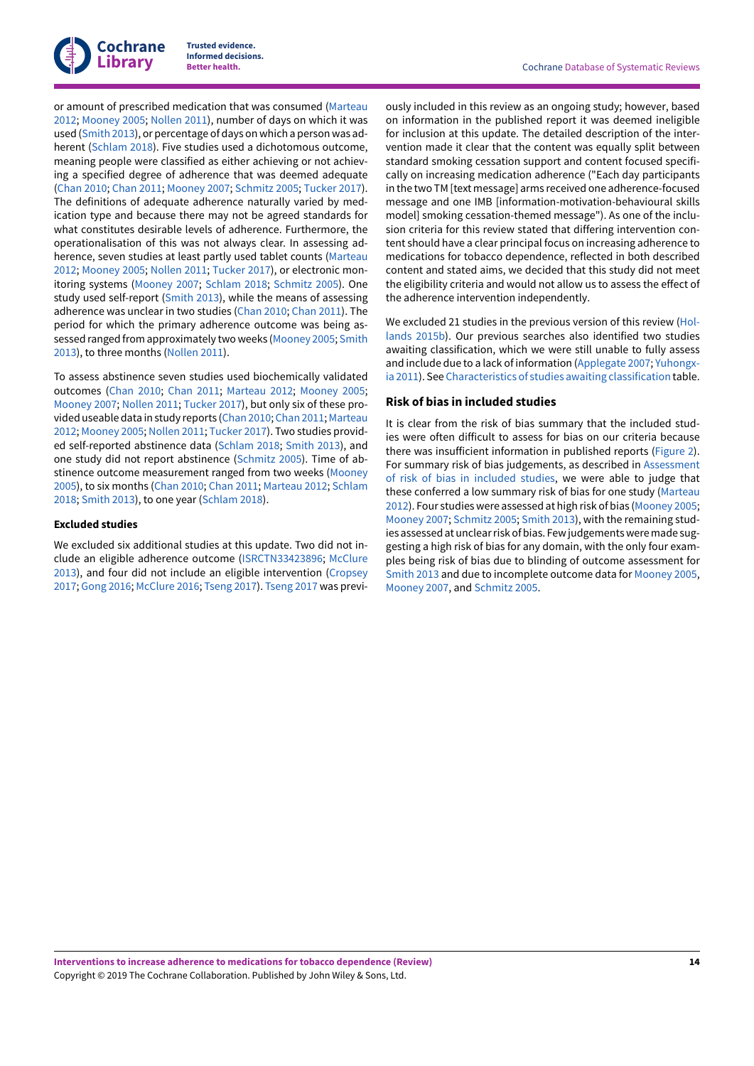or amount of prescribed medication that was consumed (Marteau 2012; Mooney 2005; Nollen 2011), number of days on which it was used (Smith 2013), or percentage of days on which a person was adherent (Schlam 2018). Five studies used a dichotomous outcome, meaning people were classified as either achieving or not achieving a specified degree of adherence that was deemed adequate (Chan 2010; Chan 2011; Mooney 2007; Schmitz 2005; Tucker 2017). The definitions of adequate adherence naturally varied by medication type and because there may not be agreed standards for what constitutes desirable levels of adherence. Furthermore, the operationalisation of this was not always clear. In assessing adherence, seven studies at least partly used tablet counts (Marteau 2012; Mooney 2005; Nollen 2011; Tucker 2017), or electronic monitoring systems (Mooney 2007; Schlam 2018; Schmitz 2005). One study used self-report (Smith 2013), while the means of assessing adherence was unclear in two studies (Chan 2010; Chan 2011). The period for which the primary adherence outcome was being assessed ranged from approximately two weeks (Mooney 2005; Smith 2013), to three months (Nollen 2011).

To assess abstinence seven studies used biochemically validated outcomes (Chan 2010; Chan 2011; Marteau 2012; Mooney 2005; Mooney 2007; Nollen 2011; Tucker 2017), but only six of these provided useable data in study reports (Chan 2010; Chan 2011; Marteau 2012; Mooney 2005; Nollen 2011; Tucker 2017). Two studies provided self-reported abstinence data (Schlam 2018; Smith 2013), and one study did not report abstinence (Schmitz 2005). Time of abstinence outcome measurement ranged from two weeks (Mooney 2005), to six months (Chan 2010; Chan 2011; Marteau 2012; Schlam 2018; Smith 2013), to one year (Schlam 2018).

#### Excluded studies

We excluded six additional studies at this update. Two did not include an eligible adherence outcome (ISRCTN33423896; McClure 2013), and four did not include an eligible intervention (Cropsey 2017; Gong 2016; McClure 2016; Tseng 2017). Tseng 2017 was previously included in this review as an ongoing study; however, based on information in the published report it was deemed ineligible for inclusion at this update. The detailed description of the intervention made it clear that the content was equally split between standard smoking cessation support and content focused specifically on increasing medication adherence ("Each day participants in the two TM [text message] arms received one adherence-focused message and one IMB [information-motivation-behavioural skills model] smoking cessation-themed message"). As one of the inclusion criteria for this review stated that differing intervention content should have a clear principal focus on increasing adherence to medications for tobacco dependence, reflected in both described content and stated aims, we decided that this study did not meet the eligibility criteria and would not allow us to assess the effect of the adherence intervention independently.

We excluded 21 studies in the previous version of this review (Hollands 2015b). Our previous searches also identified two studies awaiting classification, which we were still unable to fully assess and include due to a lack of information (Applegate 2007; Yuhongxia 2011). See Characteristics of studies awaiting classification table.

### Risk of bias in included studies

It is clear from the risk of bias summary that the included studies were often difficult to assess for bias on our criteria because there was insufficient information in published reports (Figure 2). For summary risk of bias judgements, as described in Assessment of risk of bias in included studies, we were able to judge that these conferred a low summary risk of bias for one study (Marteau 2012). Four studies were assessed at high risk of bias (Mooney 2005; Mooney 2007; Schmitz 2005; Smith 2013), with the remaining studies assessed at unclear risk of bias. Few judgements were made suggesting a high risk of bias for any domain, with the only four examples being risk of bias due to blinding of outcome assessment for Smith 2013 and due to incomplete outcome data for Mooney 2005, Mooney 2007, and Schmitz 2005.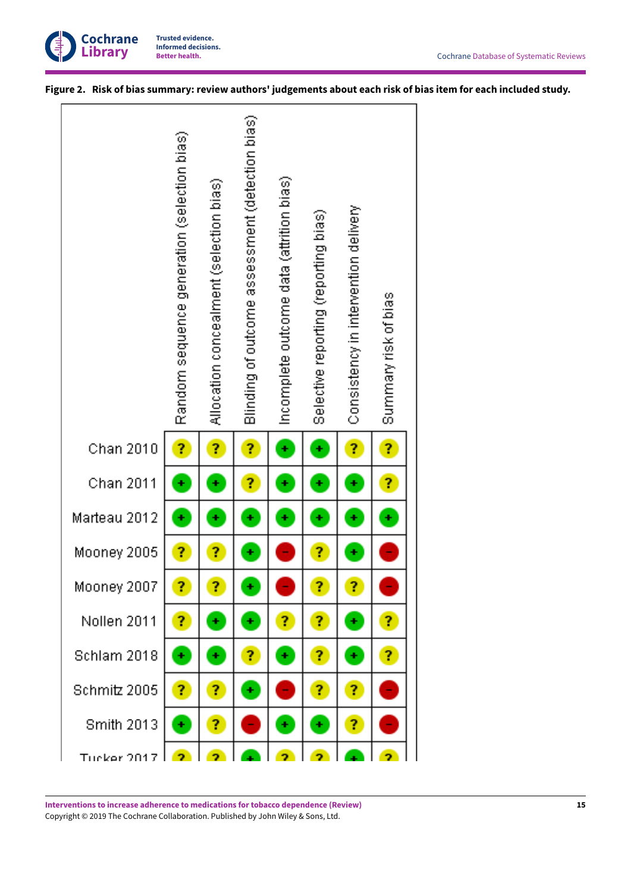**Figure 2. Risk of bias summary: review authors' judgements about each risk of bias item for each included study.**

| | Random sequence generation (selection bias) | Allocation concealment (selection bias) | Blinding of outcome assessment (detection bias) | Incomplete outcome data (attrition bias) | Selective reporting (reporting bias) | Consistency in intervention delivery | Summary risk of bias |
|---|---|---|---|---|---|---|---|
| Chan 2010 | ? | ? | ? | + | + | ? | ? |
| Chan 2011 | + | + | ? | + | + | + | ? |
| Marteau 2012 | + | + | + | + | + | + | + |
| Mooney 2005 | ? | ? | + | - | ? | + | - |
| Mooney 2007 | ? | ? | + | - | ? | ? | - |
| Nollen 2011 | ? | + | + | ? | ? | + | ? |
| Schlam 2018 | + | + | ? | + | ? | + | ? |
| Schmitz 2005 | ? | ? | + | - | ? | ? | - |
| Smith 2013 | + | ? | - | + | + | ? | - |
| Tucker 2017 | ? | ? | + | ? | ? | + | ? |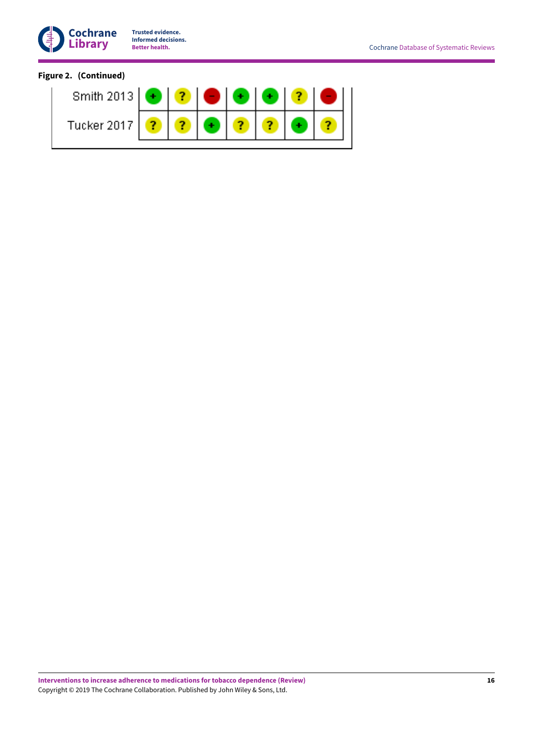**Figure 2. (Continued)**

| | | | | | | | |
|---|---|---|---|---|---|---|---|
| Smith 2013 | + | ? | - | + | + | ? | - |
| Tucker 2017 | ? | ? | + | ? | ? | + | ? |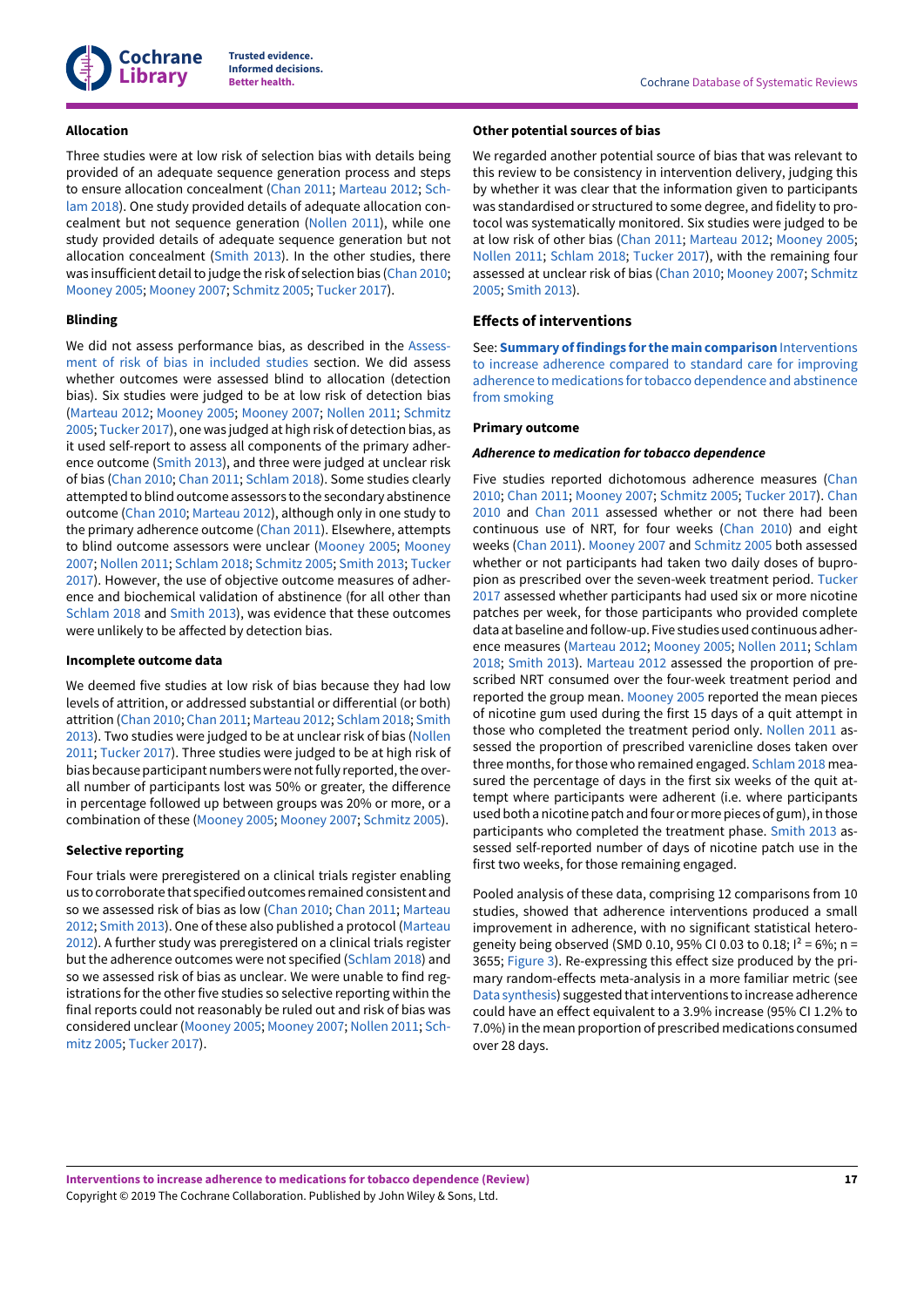#### Allocation

Three studies were at low risk of selection bias with details being provided of an adequate sequence generation process and steps to ensure allocation concealment (Chan 2011; Marteau 2012; Schlam 2018). One study provided details of adequate allocation concealment but not sequence generation (Nollen 2011), while one study provided details of adequate sequence generation but not allocation concealment (Smith 2013). In the other studies, there was insufficient detail to judge the risk of selection bias (Chan 2010; Mooney 2005; Mooney 2007; Schmitz 2005; Tucker 2017).

#### Blinding

We did not assess performance bias, as described in the Assessment of risk of bias in included studies section. We did assess whether outcomes were assessed blind to allocation (detection bias). Six studies were judged to be at low risk of detection bias (Marteau 2012; Mooney 2005; Mooney 2007; Nollen 2011; Schmitz 2005; Tucker 2017), one was judged at high risk of detection bias, as it used self-report to assess all components of the primary adherence outcome (Smith 2013), and three were judged at unclear risk of bias (Chan 2010; Chan 2011; Schlam 2018). Some studies clearly attempted to blind outcome assessors to the secondary abstinence outcome (Chan 2010; Marteau 2012), although only in one study to the primary adherence outcome (Chan 2011). Elsewhere, attempts to blind outcome assessors were unclear (Mooney 2005; Mooney 2007; Nollen 2011; Schlam 2018; Schmitz 2005; Smith 2013; Tucker 2017). However, the use of objective outcome measures of adherence and biochemical validation of abstinence (for all other than Schlam 2018 and Smith 2013), was evidence that these outcomes were unlikely to be affected by detection bias.

#### Incomplete outcome data

We deemed five studies at low risk of bias because they had low levels of attrition, or addressed substantial or differential (or both) attrition (Chan 2010; Chan 2011; Marteau 2012; Schlam 2018; Smith 2013). Two studies were judged to be at unclear risk of bias (Nollen 2011; Tucker 2017). Three studies were judged to be at high risk of bias because participant numbers were not fully reported, the overall number of participants lost was 50% or greater, the difference in percentage followed up between groups was 20% or more, or a combination of these (Mooney 2005; Mooney 2007; Schmitz 2005).

#### Selective reporting

Four trials were preregistered on a clinical trials register enabling us to corroborate that specified outcomes remained consistent and so we assessed risk of bias as low (Chan 2010; Chan 2011; Marteau 2012; Smith 2013). One of these also published a protocol (Marteau 2012). A further study was preregistered on a clinical trials register but the adherence outcomes were not specified (Schlam 2018) and so we assessed risk of bias as unclear. We were unable to find registrations for the other five studies so selective reporting within the final reports could not reasonably be ruled out and risk of bias was considered unclear (Mooney 2005; Mooney 2007; Nollen 2011; Schmitz 2005; Tucker 2017).

#### Other potential sources of bias

We regarded another potential source of bias that was relevant to this review to be consistency in intervention delivery, judging this by whether it was clear that the information given to participants was standardised or structured to some degree, and fidelity to protocol was systematically monitored. Six studies were judged to be at low risk of other bias (Chan 2011; Marteau 2012; Mooney 2005; Nollen 2011; Schlam 2018; Tucker 2017), with the remaining four assessed at unclear risk of bias (Chan 2010; Mooney 2007; Schmitz 2005; Smith 2013).

## Effects of interventions

See: **Summary of findings for the main comparison** Interventions to increase adherence compared to standard care for improving adherence to medications for tobacco dependence and abstinence from smoking

#### Primary outcome

#### *Adherence to medication for tobacco dependence*

Five studies reported dichotomous adherence measures (Chan 2010; Chan 2011; Mooney 2007; Schmitz 2005; Tucker 2017). Chan 2010 and Chan 2011 assessed whether or not there had been continuous use of NRT, for four weeks (Chan 2010) and eight weeks (Chan 2011). Mooney 2007 and Schmitz 2005 both assessed whether or not participants had taken two daily doses of bupropion as prescribed over the seven-week treatment period. Tucker 2017 assessed whether participants had used six or more nicotine patches per week, for those participants who provided complete data at baseline and follow-up. Five studies used continuous adherence measures (Marteau 2012; Mooney 2005; Nollen 2011; Schlam 2018; Smith 2013). Marteau 2012 assessed the proportion of prescribed NRT consumed over the four-week treatment period and reported the group mean. Mooney 2005 reported the mean pieces of nicotine gum used during the first 15 days of a quit attempt in those who completed the treatment period only. Nollen 2011 assessed the proportion of prescribed varenicline doses taken over three months, for those who remained engaged. Schlam 2018 measured the percentage of days in the first six weeks of the quit attempt where participants were adherent (i.e. where participants used both a nicotine patch and four or more pieces of gum), in those participants who completed the treatment phase. Smith 2013 assessed self-reported number of days of nicotine patch use in the first two weeks, for those remaining engaged.

Pooled analysis of these data, comprising 12 comparisons from 10 studies, showed that adherence interventions produced a small improvement in adherence, with no significant statistical heterogeneity being observed (SMD 0.10, 95% CI 0.03 to 0.18; $I^2$ = 6%; n = 3655; Figure 3). Re-expressing this effect size produced by the primary random-effects meta-analysis in a more familiar metric (see Data synthesis) suggested that interventions to increase adherence could have an effect equivalent to a 3.9% increase (95% CI 1.2% to 7.0%) in the mean proportion of prescribed medications consumed over 28 days.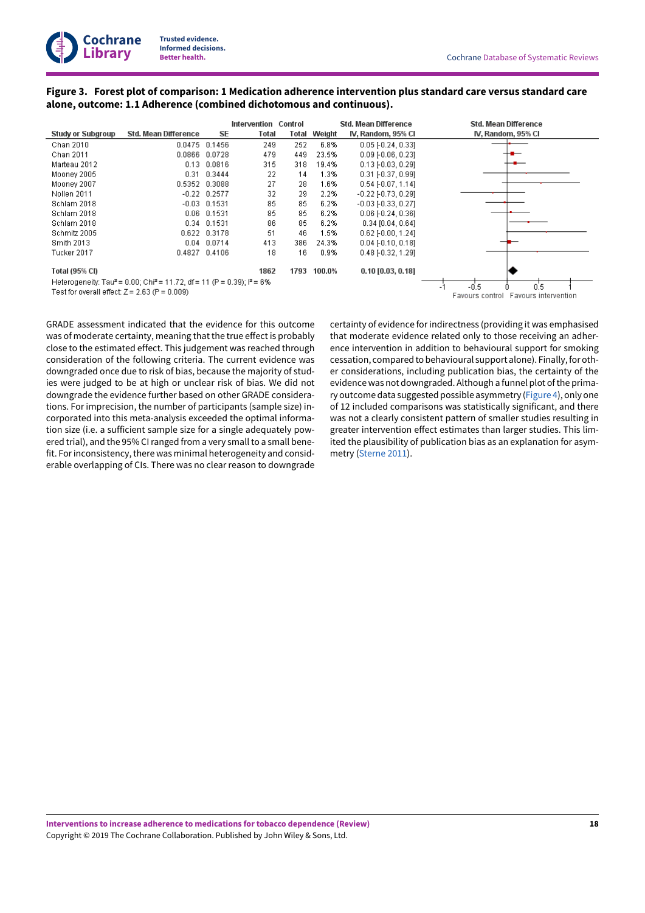**Figure 3. Forest plot of comparison: 1 Medication adherence intervention plus standard care versus standard care alone, outcome: 1.1 Adherence (combined dichotomous and continuous).**

| Study or Subgroup | Std. Mean Difference | SE | Intervention Total | Control Total | Weight | Std. Mean Difference IV, Random, 95% CI |
|---|---|---|---|---|---|---|
| Chan 2010 | 0.0475 | 0.1456 | 249 | 252 | 6.8% | 0.05 [-0.24, 0.33] |
| Chan 2011 | 0.0866 | 0.0728 | 479 | 449 | 23.5% | 0.09 [-0.06, 0.23] |
| Marteau 2012 | 0.13 | 0.0816 | 315 | 318 | 19.4% | 0.13 [-0.03, 0.29] |
| Mooney 2005 | 0.31 | 0.3444 | 22 | 14 | 1.3% | 0.31 [-0.37, 0.99] |
| Mooney 2007 | 0.5352 | 0.3088 | 27 | 28 | 1.6% | 0.54 [-0.07, 1.14] |
| Nollen 2011 | -0.22 | 0.2577 | 32 | 29 | 2.2% | -0.22 [-0.73, 0.29] |
| Schlam 2018 | -0.03 | 0.1531 | 85 | 85 | 6.2% | -0.03 [-0.33, 0.27] |
| Schlam 2018 | 0.06 | 0.1531 | 85 | 85 | 6.2% | 0.06 [-0.24, 0.36] |
| Schlam 2018 | 0.34 | 0.1531 | 86 | 85 | 6.2% | 0.34 [0.04, 0.64] |
| Schmitz 2005 | 0.622 | 0.3178 | 51 | 46 | 1.5% | 0.62 [-0.00, 1.24] |
| Smith 2013 | 0.04 | 0.0714 | 413 | 386 | 24.3% | 0.04 [-0.10, 0.18] |
| Tucker 2017 | 0.4827 | 0.4106 | 18 | 16 | 0.9% | 0.48 [-0.32, 1.29] |
| **Total (95% CI)** | | | **1862** | **1793** | **100.0%** | **0.10 [0.03, 0.18]** |

Heterogeneity: $Tau^2 = 0.00$; $Chi^2 = 11.72$, df = 11 (P = 0.39); $I^2 = 6\%$

Test for overall effect: Z = 2.63 (P = 0.009)

Favours control | Favours intervention

GRADE assessment indicated that the evidence for this outcome was of moderate certainty, meaning that the true effect is probably close to the estimated effect. This judgement was reached through consideration of the following criteria. The current evidence was downgraded once due to risk of bias, because the majority of studies were judged to be at high or unclear risk of bias. We did not downgrade the evidence further based on other GRADE considerations. For imprecision, the number of participants (sample size) incorporated into this meta-analysis exceeded the optimal information size (i.e. a sufficient sample size for a single adequately powered trial), and the 95% CI ranged from a very small to a small benefit. For inconsistency, there was minimal heterogeneity and considerable overlapping of CIs. There was no clear reason to downgrade certainty of evidence for indirectness (providing it was emphasised that moderate evidence related only to those receiving an adherence intervention in addition to behavioural support for smoking cessation, compared to behavioural support alone). Finally, for other considerations, including publication bias, the certainty of the evidence was not downgraded. Although a funnel plot of the primary outcome data suggested possible asymmetry (Figure 4), only one of 12 included comparisons was statistically significant, and there was not a clearly consistent pattern of smaller studies resulting in greater intervention effect estimates than larger studies. This limited the plausibility of publication bias as an explanation for asymmetry (Sterne 2011).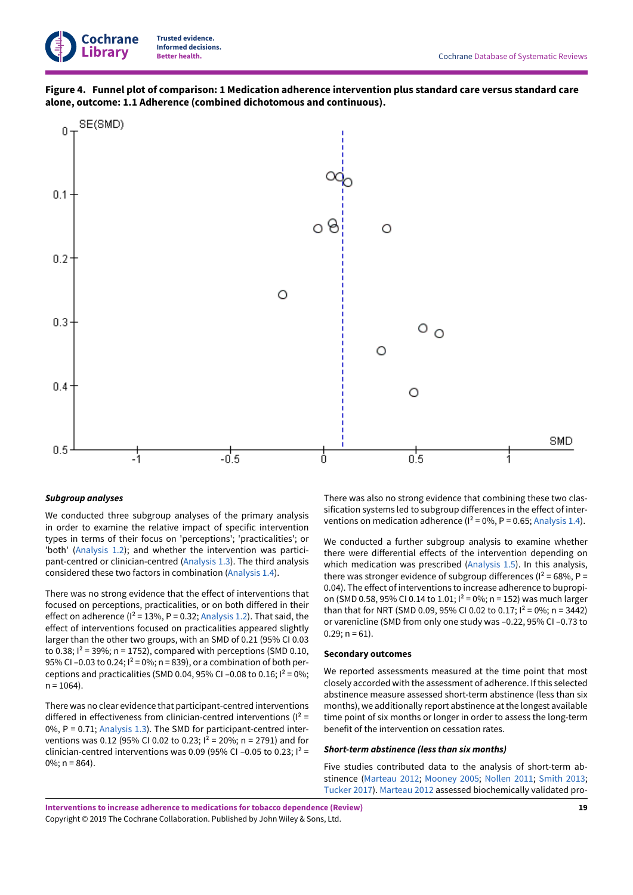**Figure 4. Funnel plot of comparison: 1 Medication adherence intervention plus standard care versus standard care alone, outcome: 1.1 Adherence (combined dichotomous and continuous).**

***Subgroup analyses***

We conducted three subgroup analyses of the primary analysis in order to examine the relative impact of specific intervention types in terms of their focus on 'perceptions'; 'practicalities'; or 'both' (Analysis 1.2); and whether the intervention was participant-centred or clinician-centred (Analysis 1.3). The third analysis considered these two factors in combination (Analysis 1.4).

There was no strong evidence that the effect of interventions that focused on perceptions, practicalities, or on both differed in their effect on adherence ($I^2$ = 13%, P = 0.32; Analysis 1.2). That said, the effect of interventions focused on practicalities appeared slightly larger than the other two groups, with an SMD of 0.21 (95% CI 0.03 to 0.38; $I^2$ = 39%; n = 1752), compared with perceptions (SMD 0.10, 95% CI –0.03 to 0.24; $I^2$ = 0%; n = 839), or a combination of both perceptions and practicalities (SMD 0.04, 95% CI –0.08 to 0.16; $I^2$ = 0%; n = 1064).

There was no clear evidence that participant-centred interventions differed in effectiveness from clinician-centred interventions ($I^2$ = 0%, P = 0.71; Analysis 1.3). The SMD for participant-centred interventions was 0.12 (95% CI 0.02 to 0.23; $I^2$ = 20%; n = 2791) and for clinician-centred interventions was 0.09 (95% CI –0.05 to 0.23; $I^2$ = 0%; n = 864).

There was also no strong evidence that combining these two classification systems led to subgroup differences in the effect of interventions on medication adherence ($I^2$ = 0%, P = 0.65; Analysis 1.4).

We conducted a further subgroup analysis to examine whether there were differential effects of the intervention depending on which medication was prescribed (Analysis 1.5). In this analysis, there was stronger evidence of subgroup differences ($I^2$ = 68%, P = 0.04). The effect of interventions to increase adherence to bupropion (SMD 0.58, 95% CI 0.14 to 1.01; $I^2$ = 0%; n = 152) was much larger than that for NRT (SMD 0.09, 95% CI 0.02 to 0.17; $I^2$ = 0%; n = 3442) or varenicline (SMD from only one study was –0.22, 95% CI –0.73 to 0.29; n = 61).

### Secondary outcomes

We reported assessments measured at the time point that most closely accorded with the assessment of adherence. If this selected abstinence measure assessed short-term abstinence (less than six months), we additionally report abstinence at the longest available time point of six months or longer in order to assess the long-term benefit of the intervention on cessation rates.

***Short-term abstinence (less than six months)***

Five studies contributed data to the analysis of short-term abstinence (Marteau 2012; Mooney 2005; Nollen 2011; Smith 2013; Tucker 2017). Marteau 2012 assessed biochemically validated pro-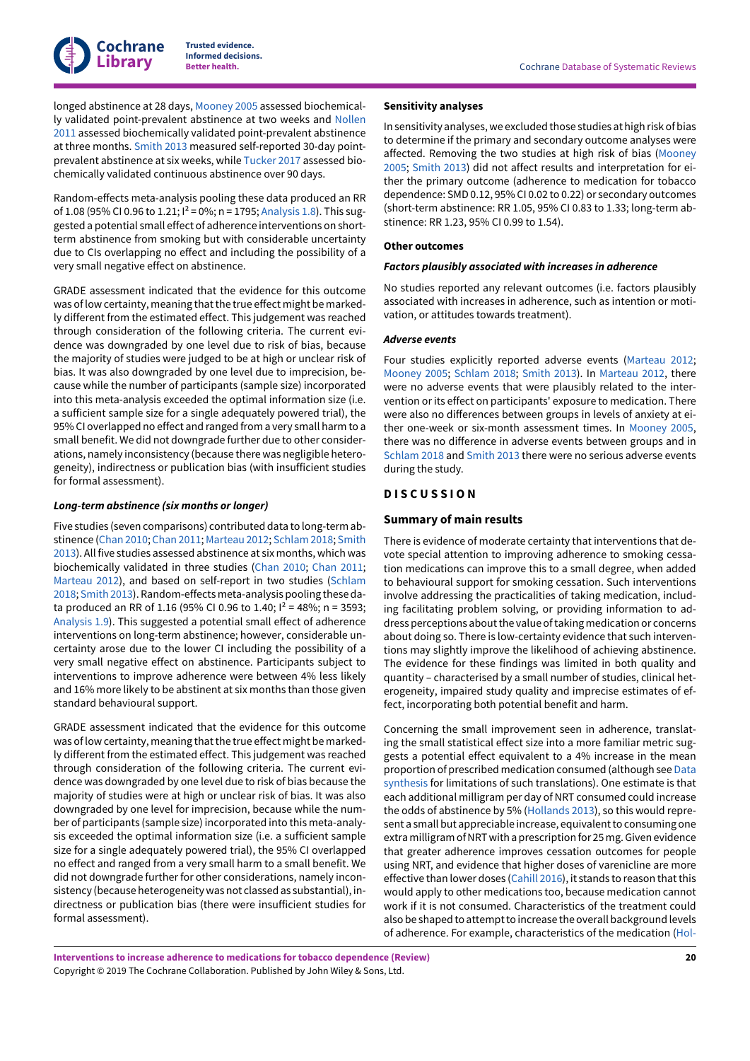longed abstinence at 28 days, Mooney 2005 assessed biochemically validated point-prevalent abstinence at two weeks and Nollen 2011 assessed biochemically validated point-prevalent abstinence at three months. Smith 2013 measured self-reported 30-day point-prevalent abstinence at six weeks, while Tucker 2017 assessed biochemically validated continuous abstinence over 90 days.

Random-effects meta-analysis pooling these data produced an RR of 1.08 (95% CI 0.96 to 1.21; $I^2 = 0\%$; n = 1795; Analysis 1.8). This suggested a potential small effect of adherence interventions on short-term abstinence from smoking but with considerable uncertainty due to CIs overlapping no effect and including the possibility of a very small negative effect on abstinence.

GRADE assessment indicated that the evidence for this outcome was of low certainty, meaning that the true effect might be markedly different from the estimated effect. This judgement was reached through consideration of the following criteria. The current evidence was downgraded by one level due to risk of bias, because the majority of studies were judged to be at high or unclear risk of bias. It was also downgraded by one level due to imprecision, because while the number of participants (sample size) incorporated into this meta-analysis exceeded the optimal information size (i.e. a sufficient sample size for a single adequately powered trial), the 95% CI overlapped no effect and ranged from a very small harm to a small benefit. We did not downgrade further due to other considerations, namely inconsistency (because there was negligible heterogeneity), indirectness or publication bias (with insufficient studies for formal assessment).

#### *Long-term abstinence (six months or longer)*

Five studies (seven comparisons) contributed data to long-term abstinence (Chan 2010; Chan 2011; Marteau 2012; Schlam 2018; Smith 2013). All five studies assessed abstinence at six months, which was biochemically validated in three studies (Chan 2010; Chan 2011; Marteau 2012), and based on self-report in two studies (Schlam 2018; Smith 2013). Random-effects meta-analysis pooling these data produced an RR of 1.16 (95% CI 0.96 to 1.40; $I^2 = 48\%$; n = 3593; Analysis 1.9). This suggested a potential small effect of adherence interventions on long-term abstinence; however, considerable uncertainty arose due to the lower CI including the possibility of a very small negative effect on abstinence. Participants subject to interventions to improve adherence were between 4% less likely and 16% more likely to be abstinent at six months than those given standard behavioural support.

GRADE assessment indicated that the evidence for this outcome was of low certainty, meaning that the true effect might be markedly different from the estimated effect. This judgement was reached through consideration of the following criteria. The current evidence was downgraded by one level due to risk of bias because the majority of studies were at high or unclear risk of bias. It was also downgraded by one level for imprecision, because while the number of participants (sample size) incorporated into this meta-analysis exceeded the optimal information size (i.e. a sufficient sample size for a single adequately powered trial), the 95% CI overlapped no effect and ranged from a very small harm to a small benefit. We did not downgrade further for other considerations, namely inconsistency (because heterogeneity was not classed as substantial), indirectness or publication bias (there were insufficient studies for formal assessment).

### Sensitivity analyses

In sensitivity analyses, we excluded those studies at high risk of bias to determine if the primary and secondary outcome analyses were affected. Removing the two studies at high risk of bias (Mooney 2005; Smith 2013) did not affect results and interpretation for either the primary outcome (adherence to medication for tobacco dependence: SMD 0.12, 95% CI 0.02 to 0.22) or secondary outcomes (short-term abstinence: RR 1.05, 95% CI 0.83 to 1.33; long-term abstinence: RR 1.23, 95% CI 0.99 to 1.54).

### Other outcomes

#### *Factors plausibly associated with increases in adherence*

No studies reported any relevant outcomes (i.e. factors plausibly associated with increases in adherence, such as intention or motivation, or attitudes towards treatment).

#### *Adverse events*

Four studies explicitly reported adverse events (Marteau 2012; Mooney 2005; Schlam 2018; Smith 2013). In Marteau 2012, there were no adverse events that were plausibly related to the intervention or its effect on participants' exposure to medication. There were also no differences between groups in levels of anxiety at either one-week or six-month assessment times. In Mooney 2005, there was no difference in adverse events between groups and in Schlam 2018 and Smith 2013 there were no serious adverse events during the study.

## DISCUSSION

### Summary of main results

There is evidence of moderate certainty that interventions that devote special attention to improving adherence to smoking cessation medications can improve this to a small degree, when added to behavioural support for smoking cessation. Such interventions involve addressing the practicalities of taking medication, including facilitating problem solving, or providing information to address perceptions about the value of taking medication or concerns about doing so. There is low-certainty evidence that such interventions may slightly improve the likelihood of achieving abstinence. The evidence for these findings was limited in both quality and quantity – characterised by a small number of studies, clinical heterogeneity, impaired study quality and imprecise estimates of effect, incorporating both potential benefit and harm.

Concerning the small improvement seen in adherence, translating the small statistical effect size into a more familiar metric suggests a potential effect equivalent to a 4% increase in the mean proportion of prescribed medication consumed (although see Data synthesis for limitations of such translations). One estimate is that each additional milligram per day of NRT consumed could increase the odds of abstinence by 5% (Hollands 2013), so this would represent a small but appreciable increase, equivalent to consuming one extra milligram of NRT with a prescription for 25 mg. Given evidence that greater adherence improves cessation outcomes for people using NRT, and evidence that higher doses of varenicline are more effective than lower doses (Cahill 2016), it stands to reason that this would apply to other medications too, because medication cannot work if it is not consumed. Characteristics of the treatment could also be shaped to attempt to increase the overall background levels of adherence. For example, characteristics of the medication (Hol-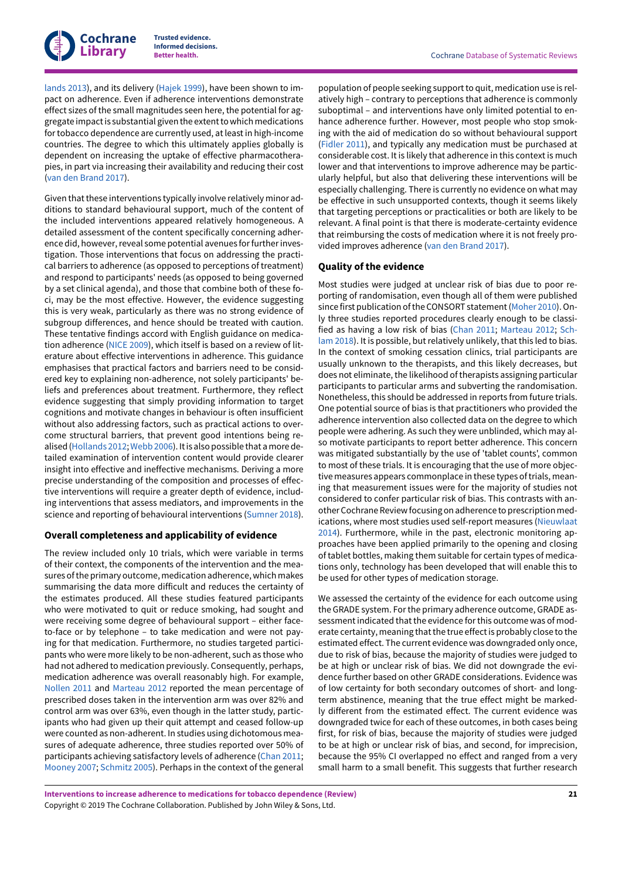lands 2013), and its delivery (Hajek 1999), have been shown to impact on adherence. Even if adherence interventions demonstrate effect sizes of the small magnitudes seen here, the potential for aggregate impact is substantial given the extent to which medications for tobacco dependence are currently used, at least in high-income countries. The degree to which this ultimately applies globally is dependent on increasing the uptake of effective pharmacotherapies, in part via increasing their availability and reducing their cost (van den Brand 2017).

Given that these interventions typically involve relatively minor additions to standard behavioural support, much of the content of the included interventions appeared relatively homogeneous. A detailed assessment of the content specifically concerning adherence did, however, reveal some potential avenues for further investigation. Those interventions that focus on addressing the practical barriers to adherence (as opposed to perceptions of treatment) and respond to participants' needs (as opposed to being governed by a set clinical agenda), and those that combine both of these foci, may be the most effective. However, the evidence suggesting this is very weak, particularly as there was no strong evidence of subgroup differences, and hence should be treated with caution. These tentative findings accord with English guidance on medication adherence (NICE 2009), which itself is based on a review of literature about effective interventions in adherence. This guidance emphasises that practical factors and barriers need to be considered key to explaining non-adherence, not solely participants' beliefs and preferences about treatment. Furthermore, they reflect evidence suggesting that simply providing information to target cognitions and motivate changes in behaviour is often insufficient without also addressing factors, such as practical actions to overcome structural barriers, that prevent good intentions being realised (Hollands 2012; Webb 2006). It is also possible that a more detailed examination of intervention content would provide clearer insight into effective and ineffective mechanisms. Deriving a more precise understanding of the composition and processes of effective interventions will require a greater depth of evidence, including interventions that assess mediators, and improvements in the science and reporting of behavioural interventions (Sumner 2018).

### Overall completeness and applicability of evidence

The review included only 10 trials, which were variable in terms of their context, the components of the intervention and the measures of the primary outcome, medication adherence, which makes summarising the data more difficult and reduces the certainty of the estimates produced. All these studies featured participants who were motivated to quit or reduce smoking, had sought and were receiving some degree of behavioural support – either face-to-face or by telephone – to take medication and were not paying for that medication. Furthermore, no studies targeted participants who were more likely to be non-adherent, such as those who had not adhered to medication previously. Consequently, perhaps, medication adherence was overall reasonably high. For example, Nollen 2011 and Marteau 2012 reported the mean percentage of prescribed doses taken in the intervention arm was over 82% and control arm was over 63%, even though in the latter study, participants who had given up their quit attempt and ceased follow-up were counted as non-adherent. In studies using dichotomous measures of adequate adherence, three studies reported over 50% of participants achieving satisfactory levels of adherence (Chan 2011; Mooney 2007; Schmitz 2005). Perhaps in the context of the general population of people seeking support to quit, medication use is relatively high – contrary to perceptions that adherence is commonly suboptimal – and interventions have only limited potential to enhance adherence further. However, most people who stop smoking with the aid of medication do so without behavioural support (Fidler 2011), and typically any medication must be purchased at considerable cost. It is likely that adherence in this context is much lower and that interventions to improve adherence may be particularly helpful, but also that delivering these interventions will be especially challenging. There is currently no evidence on what may be effective in such unsupported contexts, though it seems likely that targeting perceptions or practicalities or both are likely to be relevant. A final point is that there is moderate-certainty evidence that reimbursing the costs of medication where it is not freely provided improves adherence (van den Brand 2017).

### Quality of the evidence

Most studies were judged at unclear risk of bias due to poor reporting of randomisation, even though all of them were published since first publication of the CONSORT statement (Moher 2010). Only three studies reported procedures clearly enough to be classified as having a low risk of bias (Chan 2011; Marteau 2012; Schlam 2018). It is possible, but relatively unlikely, that this led to bias. In the context of smoking cessation clinics, trial participants are usually unknown to the therapists, and this likely decreases, but does not eliminate, the likelihood of therapists assigning particular participants to particular arms and subverting the randomisation. Nonetheless, this should be addressed in reports from future trials. One potential source of bias is that practitioners who provided the adherence intervention also collected data on the degree to which people were adhering. As such they were unblinded, which may also motivate participants to report better adherence. This concern was mitigated substantially by the use of 'tablet counts', common to most of these trials. It is encouraging that the use of more objective measures appears commonplace in these types of trials, meaning that measurement issues were for the majority of studies not considered to confer particular risk of bias. This contrasts with another Cochrane Review focusing on adherence to prescription medications, where most studies used self-report measures (Nieuwlaat 2014). Furthermore, while in the past, electronic monitoring approaches have been applied primarily to the opening and closing of tablet bottles, making them suitable for certain types of medications only, technology has been developed that will enable this to be used for other types of medication storage.

We assessed the certainty of the evidence for each outcome using the GRADE system. For the primary adherence outcome, GRADE assessment indicated that the evidence for this outcome was of moderate certainty, meaning that the true effect is probably close to the estimated effect. The current evidence was downgraded only once, due to risk of bias, because the majority of studies were judged to be at high or unclear risk of bias. We did not downgrade the evidence further based on other GRADE considerations. Evidence was of low certainty for both secondary outcomes of short- and long-term abstinence, meaning that the true effect might be markedly different from the estimated effect. The current evidence was downgraded twice for each of these outcomes, in both cases being first, for risk of bias, because the majority of studies were judged to be at high or unclear risk of bias, and second, for imprecision, because the 95% CI overlapped no effect and ranged from a very small harm to a small benefit. This suggests that further research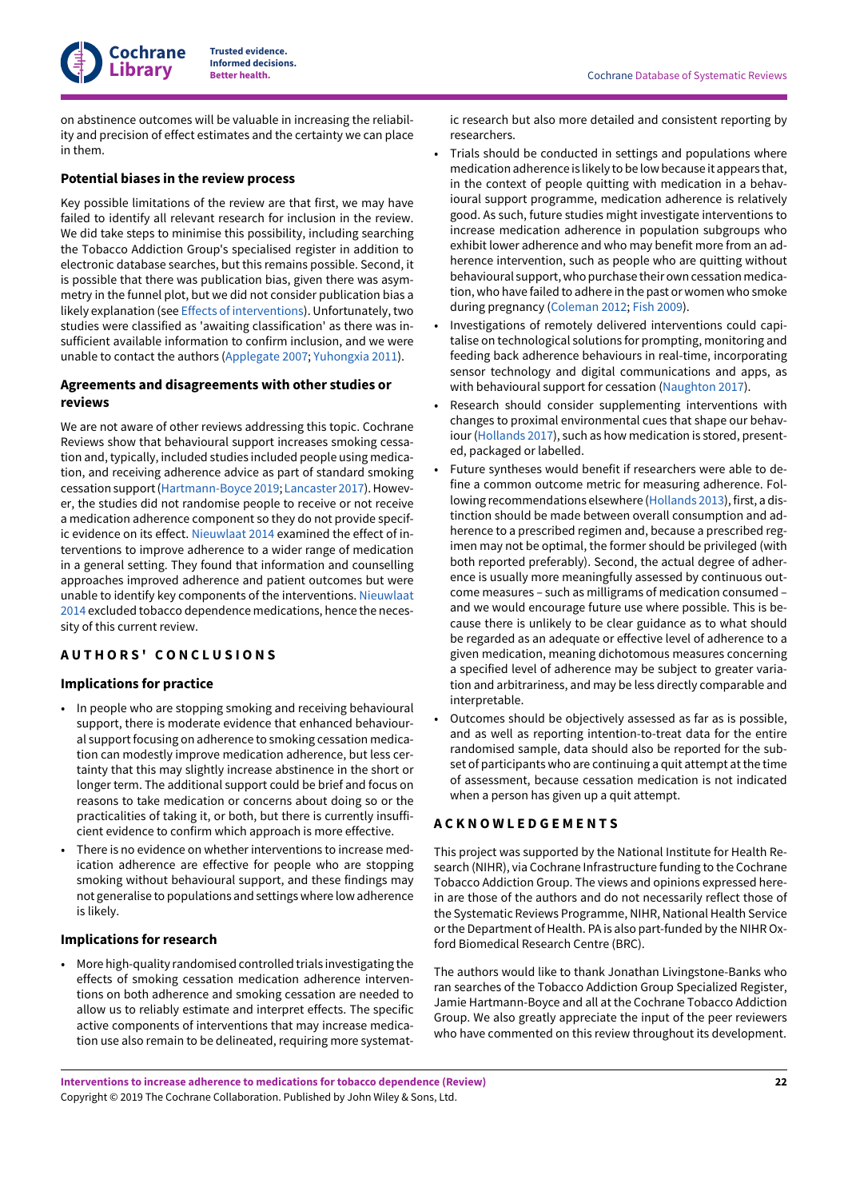on abstinence outcomes will be valuable in increasing the reliability and precision of effect estimates and the certainty we can place in them.

### Potential biases in the review process

Key possible limitations of the review are that first, we may have failed to identify all relevant research for inclusion in the review. We did take steps to minimise this possibility, including searching the Tobacco Addiction Group's specialised register in addition to electronic database searches, but this remains possible. Second, it is possible that there was publication bias, given there was asymmetry in the funnel plot, but we did not consider publication bias a likely explanation (see Effects of interventions). Unfortunately, two studies were classified as 'awaiting classification' as there was insufficient available information to confirm inclusion, and we were unable to contact the authors (Applegate 2007; Yuhongxia 2011).

### Agreements and disagreements with other studies or reviews

We are not aware of other reviews addressing this topic. Cochrane Reviews show that behavioural support increases smoking cessation and, typically, included studies included people using medication, and receiving adherence advice as part of standard smoking cessation support (Hartmann-Boyce 2019; Lancaster 2017). However, the studies did not randomise people to receive or not receive a medication adherence component so they do not provide specific evidence on its effect. Nieuwlaat 2014 examined the effect of interventions to improve adherence to a wider range of medication in a general setting. They found that information and counselling approaches improved adherence and patient outcomes but were unable to identify key components of the interventions. Nieuwlaat 2014 excluded tobacco dependence medications, hence the necessity of this current review.

## AUTHORS' CONCLUSIONS

### Implications for practice

- In people who are stopping smoking and receiving behavioural support, there is moderate evidence that enhanced behavioural support focusing on adherence to smoking cessation medication can modestly improve medication adherence, but less certainty that this may slightly increase abstinence in the short or longer term. The additional support could be brief and focus on reasons to take medication or concerns about doing so or the practicalities of taking it, or both, but there is currently insufficient evidence to confirm which approach is more effective.
- There is no evidence on whether interventions to increase medication adherence are effective for people who are stopping smoking without behavioural support, and these findings may not generalise to populations and settings where low adherence is likely.

### Implications for research

- More high-quality randomised controlled trials investigating the effects of smoking cessation medication adherence interventions on both adherence and smoking cessation are needed to allow us to reliably estimate and interpret effects. The specific active components of interventions that may increase medication use also remain to be delineated, requiring more systematic research but also more detailed and consistent reporting by researchers.
- Trials should be conducted in settings and populations where medication adherence is likely to be low because it appears that, in the context of people quitting with medication in a behavioural support programme, medication adherence is relatively good. As such, future studies might investigate interventions to increase medication adherence in population subgroups who exhibit lower adherence and who may benefit more from an adherence intervention, such as people who are quitting without behavioural support, who purchase their own cessation medication, who have failed to adhere in the past or women who smoke during pregnancy (Coleman 2012; Fish 2009).
- Investigations of remotely delivered interventions could capitalise on technological solutions for prompting, monitoring and feeding back adherence behaviours in real-time, incorporating sensor technology and digital communications and apps, as with behavioural support for cessation (Naughton 2017).
- Research should consider supplementing interventions with changes to proximal environmental cues that shape our behaviour (Hollands 2017), such as how medication is stored, presented, packaged or labelled.
- Future syntheses would benefit if researchers were able to define a common outcome metric for measuring adherence. Following recommendations elsewhere (Hollands 2013), first, a distinction should be made between overall consumption and adherence to a prescribed regimen and, because a prescribed regimen may not be optimal, the former should be privileged (with both reported preferably). Second, the actual degree of adherence is usually more meaningfully assessed by continuous outcome measures – such as milligrams of medication consumed – and we would encourage future use where possible. This is because there is unlikely to be clear guidance as to what should be regarded as an adequate or effective level of adherence to a given medication, meaning dichotomous measures concerning a specified level of adherence may be subject to greater variation and arbitrariness, and may be less directly comparable and interpretable.
- Outcomes should be objectively assessed as far as is possible, and as well as reporting intention-to-treat data for the entire randomised sample, data should also be reported for the subset of participants who are continuing a quit attempt at the time of assessment, because cessation medication is not indicated when a person has given up a quit attempt.

## ACKNOWLEDGEMENTS

This project was supported by the National Institute for Health Research (NIHR), via Cochrane Infrastructure funding to the Cochrane Tobacco Addiction Group. The views and opinions expressed herein are those of the authors and do not necessarily reflect those of the Systematic Reviews Programme, NIHR, National Health Service or the Department of Health. PA is also part-funded by the NIHR Oxford Biomedical Research Centre (BRC).

The authors would like to thank Jonathan Livingstone-Banks who ran searches of the Tobacco Addiction Group Specialized Register, Jamie Hartmann-Boyce and all at the Cochrane Tobacco Addiction Group. We also greatly appreciate the input of the peer reviewers who have commented on this review throughout its development.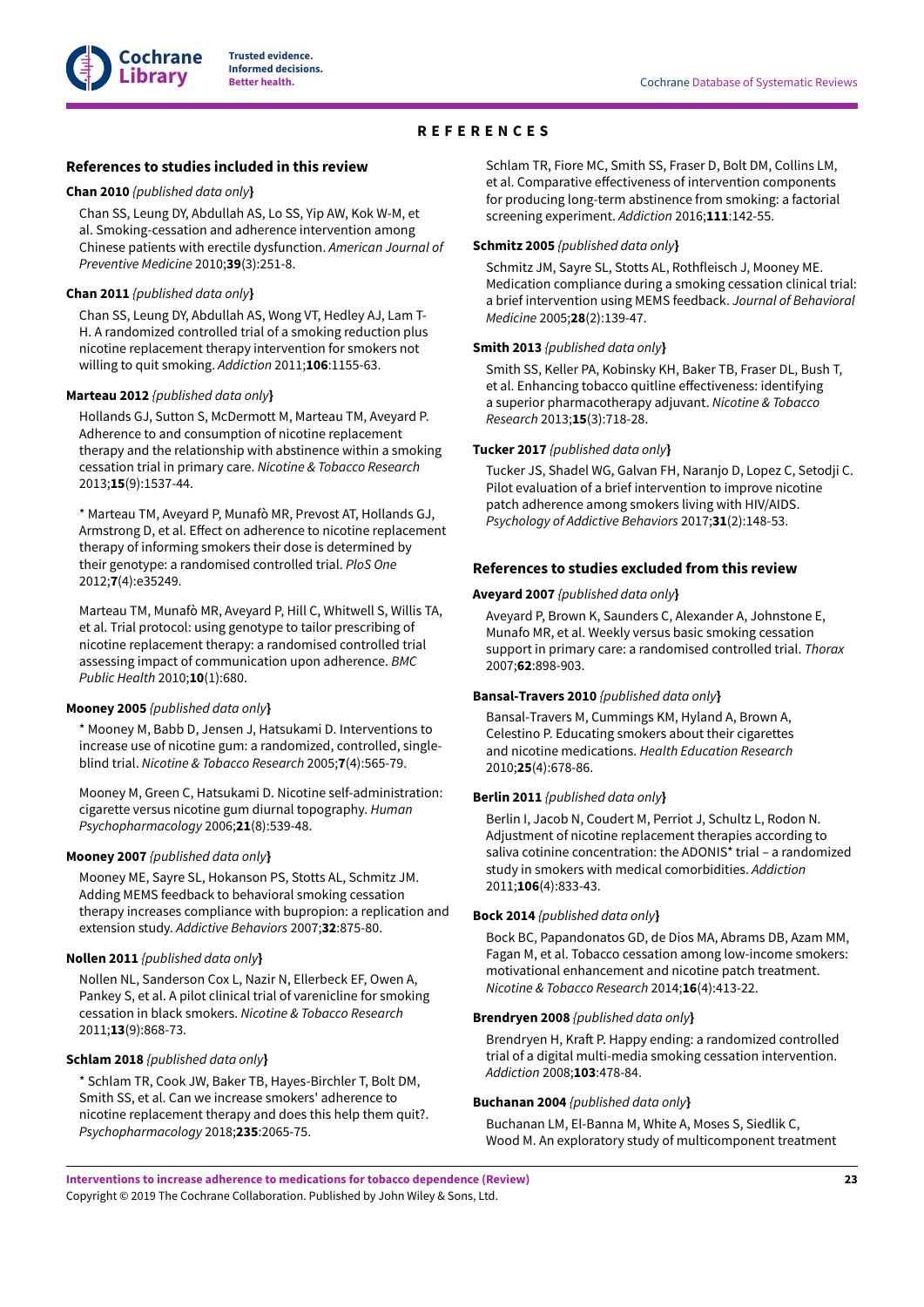# REFERENCES

## References to studies included in this review

**Chan 2010** *{published data only}*

Chan SS, Leung DY, Abdullah AS, Lo SS, Yip AW, Kok W-M, et al. Smoking-cessation and adherence intervention among Chinese patients with erectile dysfunction. *American Journal of Preventive Medicine* 2010;**39**(3):251-8.

**Chan 2011** *{published data only}*

Chan SS, Leung DY, Abdullah AS, Wong VT, Hedley AJ, Lam T-H. A randomized controlled trial of a smoking reduction plus nicotine replacement therapy intervention for smokers not willing to quit smoking. *Addiction* 2011;**106**:1155-63.

**Marteau 2012** *{published data only}*

Hollands GJ, Sutton S, McDermott M, Marteau TM, Aveyard P. Adherence to and consumption of nicotine replacement therapy and the relationship with abstinence within a smoking cessation trial in primary care. *Nicotine & Tobacco Research* 2013;**15**(9):1537-44.

* Marteau TM, Aveyard P, Munafò MR, Prevost AT, Hollands GJ, Armstrong D, et al. Effect on adherence to nicotine replacement therapy of informing smokers their dose is determined by their genotype: a randomised controlled trial. *PloS One* 2012;**7**(4):e35249.

Marteau TM, Munafò MR, Aveyard P, Hill C, Whitwell S, Willis TA, et al. Trial protocol: using genotype to tailor prescribing of nicotine replacement therapy: a randomised controlled trial assessing impact of communication upon adherence. *BMC Public Health* 2010;**10**(1):680.

**Mooney 2005** *{published data only}*

* Mooney M, Babb D, Jensen J, Hatsukami D. Interventions to increase use of nicotine gum: a randomized, controlled, single-blind trial. *Nicotine & Tobacco Research* 2005;**7**(4):565-79.

Mooney M, Green C, Hatsukami D. Nicotine self-administration: cigarette versus nicotine gum diurnal topography. *Human Psychopharmacology* 2006;**21**(8):539-48.

**Mooney 2007** *{published data only}*

Mooney ME, Sayre SL, Hokanson PS, Stotts AL, Schmitz JM. Adding MEMS feedback to behavioral smoking cessation therapy increases compliance with bupropion: a replication and extension study. *Addictive Behaviors* 2007;**32**:875-80.

**Nollen 2011** *{published data only}*

Nollen NL, Sanderson Cox L, Nazir N, Ellerbeck EF, Owen A, Pankey S, et al. A pilot clinical trial of varenicline for smoking cessation in black smokers. *Nicotine & Tobacco Research* 2011;**13**(9):868-73.

**Schlam 2018** *{published data only}*

* Schlam TR, Cook JW, Baker TB, Hayes-Birchler T, Bolt DM, Smith SS, et al. Can we increase smokers' adherence to nicotine replacement therapy and does this help them quit?. *Psychopharmacology* 2018;**235**:2065-75.

Schlam TR, Fiore MC, Smith SS, Fraser D, Bolt DM, Collins LM, et al. Comparative effectiveness of intervention components for producing long-term abstinence from smoking: a factorial screening experiment. *Addiction* 2016;**111**:142-55.

**Schmitz 2005** *{published data only}*

Schmitz JM, Sayre SL, Stotts AL, Rothfleisch J, Mooney ME. Medication compliance during a smoking cessation clinical trial: a brief intervention using MEMS feedback. *Journal of Behavioral Medicine* 2005;**28**(2):139-47.

**Smith 2013** *{published data only}*

Smith SS, Keller PA, Kobinsky KH, Baker TB, Fraser DL, Bush T, et al. Enhancing tobacco quitline effectiveness: identifying a superior pharmacotherapy adjuvant. *Nicotine & Tobacco Research* 2013;**15**(3):718-28.

**Tucker 2017** *{published data only}*

Tucker JS, Shadel WG, Galvan FH, Naranjo D, Lopez C, Setodji C. Pilot evaluation of a brief intervention to improve nicotine patch adherence among smokers living with HIV/AIDS. *Psychology of Addictive Behaviors* 2017;**31**(2):148-53.

## References to studies excluded from this review

**Aveyard 2007** *{published data only}*

Aveyard P, Brown K, Saunders C, Alexander A, Johnstone E, Munafo MR, et al. Weekly versus basic smoking cessation support in primary care: a randomised controlled trial. *Thorax* 2007;**62**:898-903.

**Bansal-Travers 2010** *{published data only}*

Bansal-Travers M, Cummings KM, Hyland A, Brown A, Celestino P. Educating smokers about their cigarettes and nicotine medications. *Health Education Research* 2010;**25**(4):678-86.

**Berlin 2011** *{published data only}*

Berlin I, Jacob N, Coudert M, Perriot J, Schultz L, Rodon N. Adjustment of nicotine replacement therapies according to saliva cotinine concentration: the ADONIS* trial – a randomized study in smokers with medical comorbidities. *Addiction* 2011;**106**(4):833-43.

**Bock 2014** *{published data only}*

Bock BC, Papandonatos GD, de Dios MA, Abrams DB, Azam MM, Fagan M, et al. Tobacco cessation among low-income smokers: motivational enhancement and nicotine patch treatment. *Nicotine & Tobacco Research* 2014;**16**(4):413-22.

**Brendryen 2008** *{published data only}*

Brendryen H, Kraft P. Happy ending: a randomized controlled trial of a digital multi-media smoking cessation intervention. *Addiction* 2008;**103**:478-84.

**Buchanan 2004** *{published data only}*

Buchanan LM, El-Banna M, White A, Moses S, Siedlik C, Wood M. An exploratory study of multicomponent treatment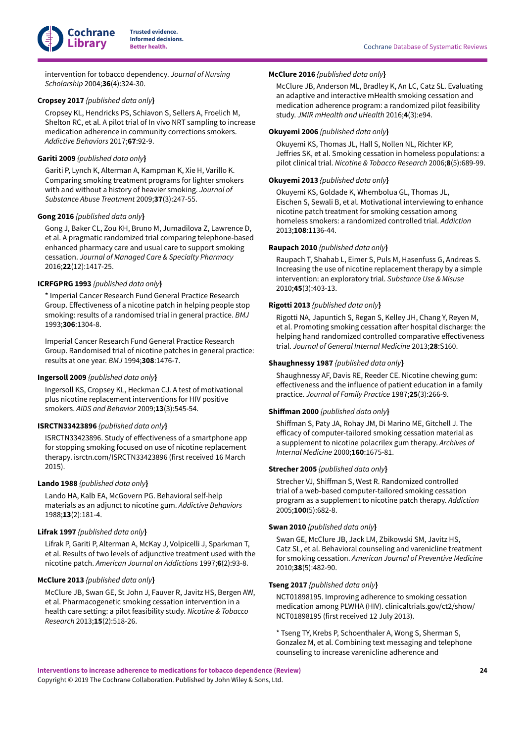intervention for tobacco dependency. *Journal of Nursing Scholarship* 2004;**36**(4):324-30.

**Cropsey 2017** *{published data only}*

Cropsey KL, Hendricks PS, Schiavon S, Sellers A, Froelich M, Shelton RC, et al. A pilot trial of In vivo NRT sampling to increase medication adherence in community corrections smokers. *Addictive Behaviors* 2017;**67**:92-9.

**Gariti 2009** *{published data only}*

Gariti P, Lynch K, Alterman A, Kampman K, Xie H, Varillo K. Comparing smoking treatment programs for lighter smokers with and without a history of heavier smoking. *Journal of Substance Abuse Treatment* 2009;**37**(3):247-55.

**Gong 2016** *{published data only}*

Gong J, Baker CL, Zou KH, Bruno M, Jumadilova Z, Lawrence D, et al. A pragmatic randomized trial comparing telephone-based enhanced pharmacy care and usual care to support smoking cessation. *Journal of Managed Care & Specialty Pharmacy* 2016;**22**(12):1417-25.

**ICRFGPRG 1993** *{published data only}*

* Imperial Cancer Research Fund General Practice Research Group. Effectiveness of a nicotine patch in helping people stop smoking: results of a randomised trial in general practice. *BMJ* 1993;**306**:1304-8.

Imperial Cancer Research Fund General Practice Research Group. Randomised trial of nicotine patches in general practice: results at one year. *BMJ* 1994;**308**:1476-7.

**Ingersoll 2009** *{published data only}*

Ingersoll KS, Cropsey KL, Heckman CJ. A test of motivational plus nicotine replacement interventions for HIV positive smokers. *AIDS and Behavior* 2009;**13**(3):545-54.

**ISRCTN33423896** *{published data only}*

ISRCTN33423896. Study of effectiveness of a smartphone app for stopping smoking focused on use of nicotine replacement therapy. isrctn.com/ISRCTN33423896 (first received 16 March 2015).

**Lando 1988** *{published data only}*

Lando HA, Kalb EA, McGovern PG. Behavioral self-help materials as an adjunct to nicotine gum. *Addictive Behaviors* 1988;**13**(2):181-4.

**Lifrak 1997** *{published data only}*

Lifrak P, Gariti P, Alterman A, McKay J, Volpicelli J, Sparkman T, et al. Results of two levels of adjunctive treatment used with the nicotine patch. *American Journal on Addictions* 1997;**6**(2):93-8.

**McClure 2013** *{published data only}*

McClure JB, Swan GE, St John J, Fauver R, Javitz HS, Bergen AW, et al. Pharmacogenetic smoking cessation intervention in a health care setting: a pilot feasibility study. *Nicotine & Tobacco Research* 2013;**15**(2):518-26.

**McClure 2016** *{published data only}*

McClure JB, Anderson ML, Bradley K, An LC, Catz SL. Evaluating an adaptive and interactive mHealth smoking cessation and medication adherence program: a randomized pilot feasibility study. *JMIR mHealth and uHealth* 2016;**4**(3):e94.

**Okuyemi 2006** *{published data only}*

Okuyemi KS, Thomas JL, Hall S, Nollen NL, Richter KP, Jeffries SK, et al. Smoking cessation in homeless populations: a pilot clinical trial. *Nicotine & Tobacco Research* 2006;**8**(5):689-99.

**Okuyemi 2013** *{published data only}*

Okuyemi KS, Goldade K, Whembolua GL, Thomas JL, Eischen S, Sewali B, et al. Motivational interviewing to enhance nicotine patch treatment for smoking cessation among homeless smokers: a randomized controlled trial. *Addiction* 2013;**108**:1136-44.

**Raupach 2010** *{published data only}*

Raupach T, Shahab L, Eimer S, Puls M, Hasenfuss G, Andreas S. Increasing the use of nicotine replacement therapy by a simple intervention: an exploratory trial. *Substance Use & Misuse* 2010;**45**(3):403-13.

**Rigotti 2013** *{published data only}*

Rigotti NA, Japuntich S, Regan S, Kelley JH, Chang Y, Reyen M, et al. Promoting smoking cessation after hospital discharge: the helping hand randomized controlled comparative effectiveness trial. *Journal of General Internal Medicine* 2013;**28**:S160.

**Shaughnessy 1987** *{published data only}*

Shaughnessy AF, Davis RE, Reeder CE. Nicotine chewing gum: effectiveness and the influence of patient education in a family practice. *Journal of Family Practice* 1987;**25**(3):266-9.

**Shiffman 2000** *{published data only}*

Shiffman S, Paty JA, Rohay JM, Di Marino ME, Gitchell J. The efficacy of computer-tailored smoking cessation material as a supplement to nicotine polacrilex gum therapy. *Archives of Internal Medicine* 2000;**160**:1675-81.

**Strecher 2005** *{published data only}*

Strecher VJ, Shiffman S, West R. Randomized controlled trial of a web-based computer-tailored smoking cessation program as a supplement to nicotine patch therapy. *Addiction* 2005;**100**(5):682-8.

**Swan 2010** *{published data only}*

Swan GE, McClure JB, Jack LM, Zbikowski SM, Javitz HS, Catz SL, et al. Behavioral counseling and varenicline treatment for smoking cessation. *American Journal of Preventive Medicine* 2010;**38**(5):482-90.

**Tseng 2017** *{published data only}*

NCT01898195. Improving adherence to smoking cessation medication among PLWHA (HIV). clinicaltrials.gov/ct2/show/NCT01898195 (first received 12 July 2013).

* Tseng TY, Krebs P, Schoenthaler A, Wong S, Sherman S, Gonzalez M, et al. Combining text messaging and telephone counseling to increase varenicline adherence and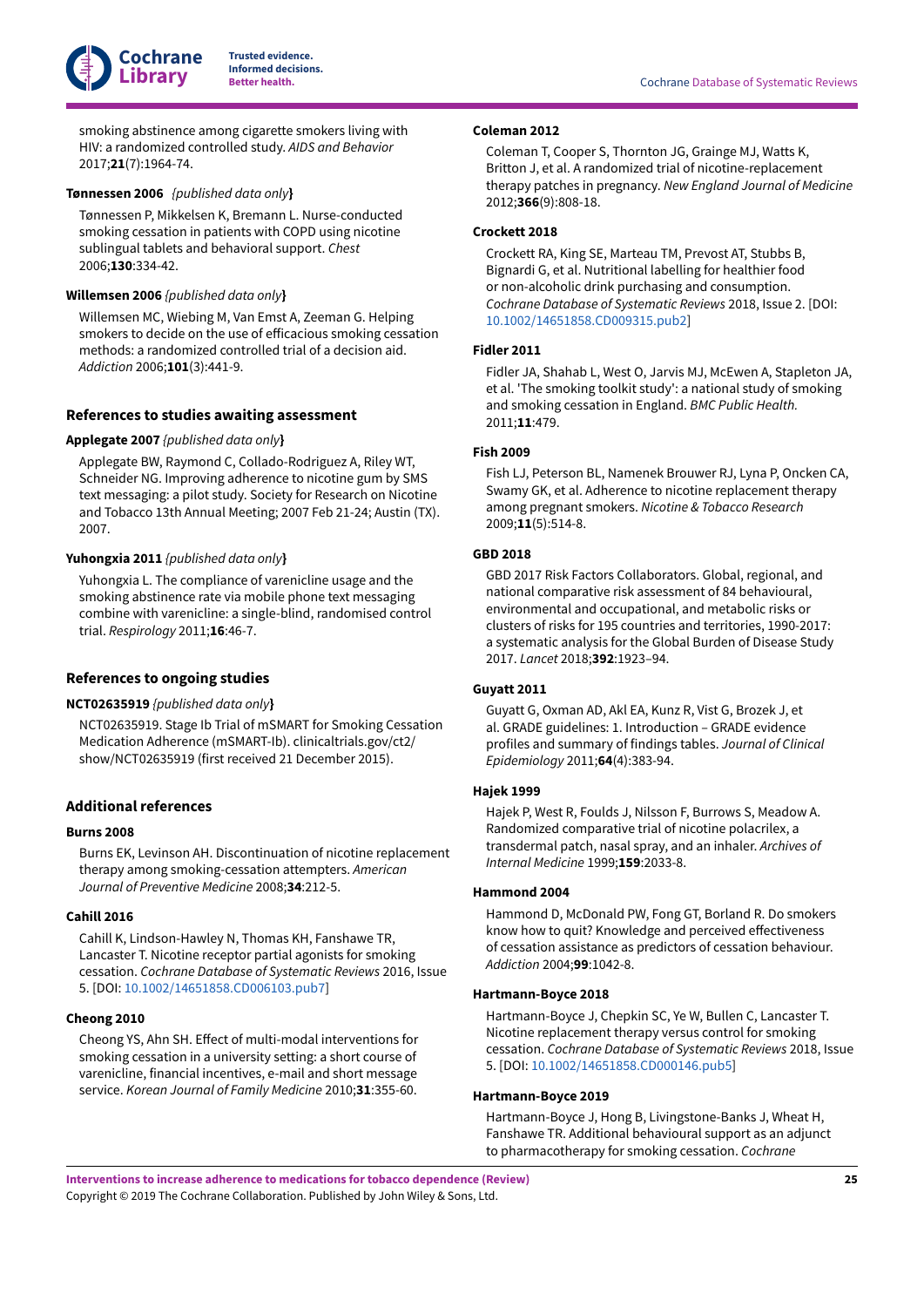smoking abstinence among cigarette smokers living with HIV: a randomized controlled study. *AIDS and Behavior* 2017;**21**(7):1964-74.

**Tønnessen 2006** *{published data only}*

Tønnessen P, Mikkelsen K, Bremann L. Nurse-conducted smoking cessation in patients with COPD using nicotine sublingual tablets and behavioral support. *Chest* 2006;**130**:334-42.

**Willemsen 2006** *{published data only}*

Willemsen MC, Wiebing M, Van Emst A, Zeeman G. Helping smokers to decide on the use of efficacious smoking cessation methods: a randomized controlled trial of a decision aid. *Addiction* 2006;**101**(3):441-9.

### References to studies awaiting assessment

**Applegate 2007** *{published data only}*

Applegate BW, Raymond C, Collado-Rodriguez A, Riley WT, Schneider NG. Improving adherence to nicotine gum by SMS text messaging: a pilot study. Society for Research on Nicotine and Tobacco 13th Annual Meeting; 2007 Feb 21-24; Austin (TX). 2007.

**Yuhongxia 2011** *{published data only}*

Yuhongxia L. The compliance of varenicline usage and the smoking abstinence rate via mobile phone text messaging combine with varenicline: a single-blind, randomised control trial. *Respirology* 2011;**16**:46-7.

### References to ongoing studies

**NCT02635919** *{published data only}*

NCT02635919. Stage Ib Trial of mSMART for Smoking Cessation Medication Adherence (mSMART-Ib). clinicaltrials.gov/ct2/show/NCT02635919 (first received 21 December 2015).

### Additional references

**Burns 2008**

Burns EK, Levinson AH. Discontinuation of nicotine replacement therapy among smoking-cessation attempters. *American Journal of Preventive Medicine* 2008;**34**:212-5.

**Cahill 2016**

Cahill K, Lindson-Hawley N, Thomas KH, Fanshawe TR, Lancaster T. Nicotine receptor partial agonists for smoking cessation. *Cochrane Database of Systematic Reviews* 2016, Issue 5. [DOI: 10.1002/14651858.CD006103.pub7]

**Cheong 2010**

Cheong YS, Ahn SH. Effect of multi-modal interventions for smoking cessation in a university setting: a short course of varenicline, financial incentives, e-mail and short message service. *Korean Journal of Family Medicine* 2010;**31**:355-60.

**Coleman 2012**

Coleman T, Cooper S, Thornton JG, Grainge MJ, Watts K, Britton J, et al. A randomized trial of nicotine-replacement therapy patches in pregnancy. *New England Journal of Medicine* 2012;**366**(9):808-18.

**Crockett 2018**

Crockett RA, King SE, Marteau TM, Prevost AT, Stubbs B, Bignardi G, et al. Nutritional labelling for healthier food or non-alcoholic drink purchasing and consumption. *Cochrane Database of Systematic Reviews* 2018, Issue 2. [DOI: 10.1002/14651858.CD009315.pub2]

**Fidler 2011**

Fidler JA, Shahab L, West O, Jarvis MJ, McEwen A, Stapleton JA, et al. 'The smoking toolkit study': a national study of smoking and smoking cessation in England. *BMC Public Health.* 2011;**11**:479.

**Fish 2009**

Fish LJ, Peterson BL, Namenek Brouwer RJ, Lyna P, Oncken CA, Swamy GK, et al. Adherence to nicotine replacement therapy among pregnant smokers. *Nicotine & Tobacco Research* 2009;**11**(5):514-8.

**GBD 2018**

GBD 2017 Risk Factors Collaborators. Global, regional, and national comparative risk assessment of 84 behavioural, environmental and occupational, and metabolic risks or clusters of risks for 195 countries and territories, 1990-2017: a systematic analysis for the Global Burden of Disease Study 2017. *Lancet* 2018;**392**:1923–94.

**Guyatt 2011**

Guyatt G, Oxman AD, Akl EA, Kunz R, Vist G, Brozek J, et al. GRADE guidelines: 1. Introduction – GRADE evidence profiles and summary of findings tables. *Journal of Clinical Epidemiology* 2011;**64**(4):383-94.

**Hajek 1999**

Hajek P, West R, Foulds J, Nilsson F, Burrows S, Meadow A. Randomized comparative trial of nicotine polacrilex, a transdermal patch, nasal spray, and an inhaler. *Archives of Internal Medicine* 1999;**159**:2033-8.

**Hammond 2004**

Hammond D, McDonald PW, Fong GT, Borland R. Do smokers know how to quit? Knowledge and perceived effectiveness of cessation assistance as predictors of cessation behaviour. *Addiction* 2004;**99**:1042-8.

**Hartmann-Boyce 2018**

Hartmann-Boyce J, Chepkin SC, Ye W, Bullen C, Lancaster T. Nicotine replacement therapy versus control for smoking cessation. *Cochrane Database of Systematic Reviews* 2018, Issue 5. [DOI: 10.1002/14651858.CD000146.pub5]

**Hartmann-Boyce 2019**

Hartmann-Boyce J, Hong B, Livingstone-Banks J, Wheat H, Fanshawe TR. Additional behavioural support as an adjunct to pharmacotherapy for smoking cessation. *Cochrane*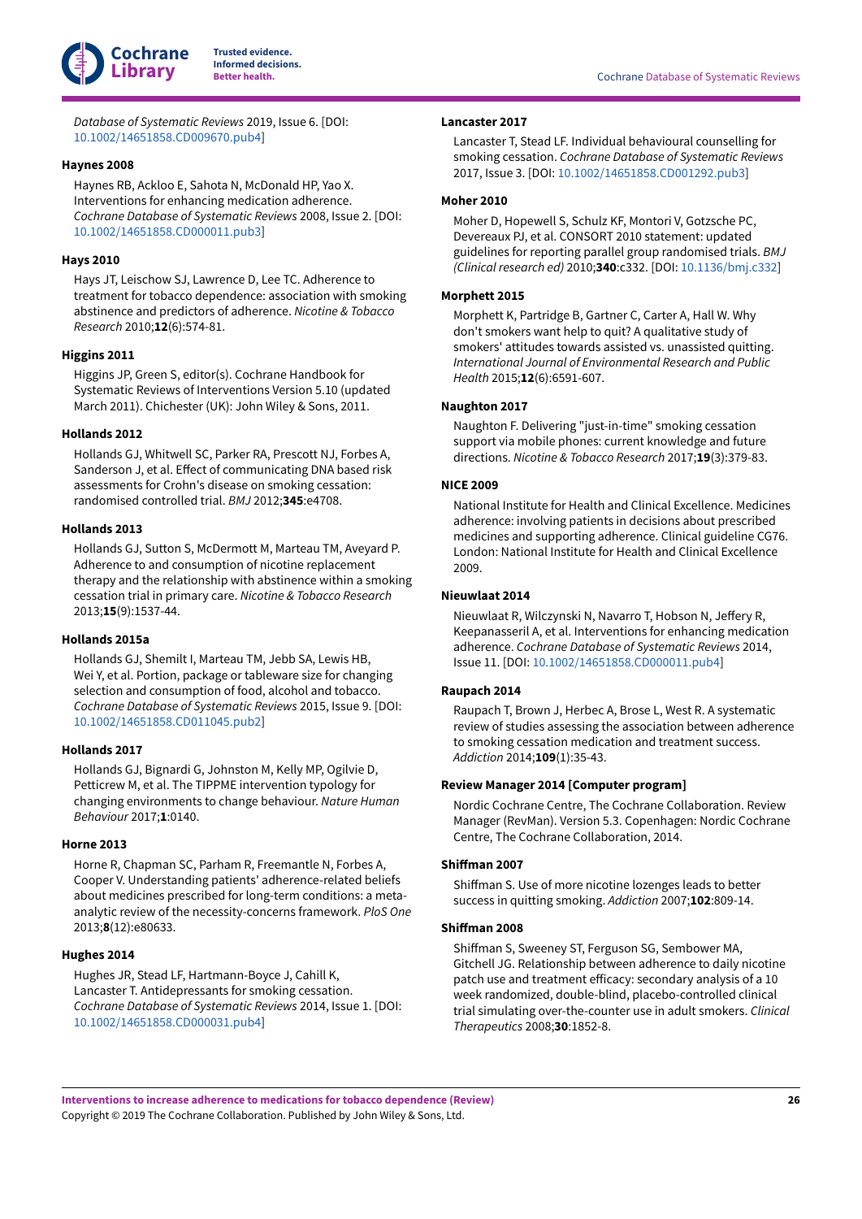*Database of Systematic Reviews* 2019, Issue 6. [DOI: 10.1002/14651858.CD009670.pub4]

**Haynes 2008**

Haynes RB, Ackloo E, Sahota N, McDonald HP, Yao X. Interventions for enhancing medication adherence. *Cochrane Database of Systematic Reviews* 2008, Issue 2. [DOI: 10.1002/14651858.CD000011.pub3]

**Hays 2010**

Hays JT, Leischow SJ, Lawrence D, Lee TC. Adherence to treatment for tobacco dependence: association with smoking abstinence and predictors of adherence. *Nicotine & Tobacco Research* 2010;**12**(6):574-81.

**Higgins 2011**

Higgins JP, Green S, editor(s). Cochrane Handbook for Systematic Reviews of Interventions Version 5.10 (updated March 2011). Chichester (UK): John Wiley & Sons, 2011.

**Hollands 2012**

Hollands GJ, Whitwell SC, Parker RA, Prescott NJ, Forbes A, Sanderson J, et al. Effect of communicating DNA based risk assessments for Crohn's disease on smoking cessation: randomised controlled trial. *BMJ* 2012;**345**:e4708.

**Hollands 2013**

Hollands GJ, Sutton S, McDermott M, Marteau TM, Aveyard P. Adherence to and consumption of nicotine replacement therapy and the relationship with abstinence within a smoking cessation trial in primary care. *Nicotine & Tobacco Research* 2013;**15**(9):1537-44.

**Hollands 2015a**

Hollands GJ, Shemilt I, Marteau TM, Jebb SA, Lewis HB, Wei Y, et al. Portion, package or tableware size for changing selection and consumption of food, alcohol and tobacco. *Cochrane Database of Systematic Reviews* 2015, Issue 9. [DOI: 10.1002/14651858.CD011045.pub2]

**Hollands 2017**

Hollands GJ, Bignardi G, Johnston M, Kelly MP, Ogilvie D, Petticrew M, et al. The TIPPME intervention typology for changing environments to change behaviour. *Nature Human Behaviour* 2017;**1**:0140.

**Horne 2013**

Horne R, Chapman SC, Parham R, Freemantle N, Forbes A, Cooper V. Understanding patients' adherence-related beliefs about medicines prescribed for long-term conditions: a meta-analytic review of the necessity-concerns framework. *PloS One* 2013;**8**(12):e80633.

**Hughes 2014**

Hughes JR, Stead LF, Hartmann-Boyce J, Cahill K, Lancaster T. Antidepressants for smoking cessation. *Cochrane Database of Systematic Reviews* 2014, Issue 1. [DOI: 10.1002/14651858.CD000031.pub4]

**Lancaster 2017**

Lancaster T, Stead LF. Individual behavioural counselling for smoking cessation. *Cochrane Database of Systematic Reviews* 2017, Issue 3. [DOI: 10.1002/14651858.CD001292.pub3]

**Moher 2010**

Moher D, Hopewell S, Schulz KF, Montori V, Gotzsche PC, Devereaux PJ, et al. CONSORT 2010 statement: updated guidelines for reporting parallel group randomised trials. *BMJ (Clinical research ed)* 2010;**340**:c332. [DOI: 10.1136/bmj.c332]

**Morphett 2015**

Morphett K, Partridge B, Gartner C, Carter A, Hall W. Why don't smokers want help to quit? A qualitative study of smokers' attitudes towards assisted vs. unassisted quitting. *International Journal of Environmental Research and Public Health* 2015;**12**(6):6591-607.

**Naughton 2017**

Naughton F. Delivering "just-in-time" smoking cessation support via mobile phones: current knowledge and future directions. *Nicotine & Tobacco Research* 2017;**19**(3):379-83.

**NICE 2009**

National Institute for Health and Clinical Excellence. Medicines adherence: involving patients in decisions about prescribed medicines and supporting adherence. Clinical guideline CG76. London: National Institute for Health and Clinical Excellence 2009.

**Nieuwlaat 2014**

Nieuwlaat R, Wilczynski N, Navarro T, Hobson N, Jeffery R, Keepanasseril A, et al. Interventions for enhancing medication adherence. *Cochrane Database of Systematic Reviews* 2014, Issue 11. [DOI: 10.1002/14651858.CD000011.pub4]

**Raupach 2014**

Raupach T, Brown J, Herbec A, Brose L, West R. A systematic review of studies assessing the association between adherence to smoking cessation medication and treatment success. *Addiction* 2014;**109**(1):35-43.

**Review Manager 2014 [Computer program]**

Nordic Cochrane Centre, The Cochrane Collaboration. Review Manager (RevMan). Version 5.3. Copenhagen: Nordic Cochrane Centre, The Cochrane Collaboration, 2014.

**Shiffman 2007**

Shiffman S. Use of more nicotine lozenges leads to better success in quitting smoking. *Addiction* 2007;**102**:809-14.

**Shiffman 2008**

Shiffman S, Sweeney ST, Ferguson SG, Sembower MA, Gitchell JG. Relationship between adherence to daily nicotine patch use and treatment efficacy: secondary analysis of a 10 week randomized, double-blind, placebo-controlled clinical trial simulating over-the-counter use in adult smokers. *Clinical Therapeutics* 2008;**30**:1852-8.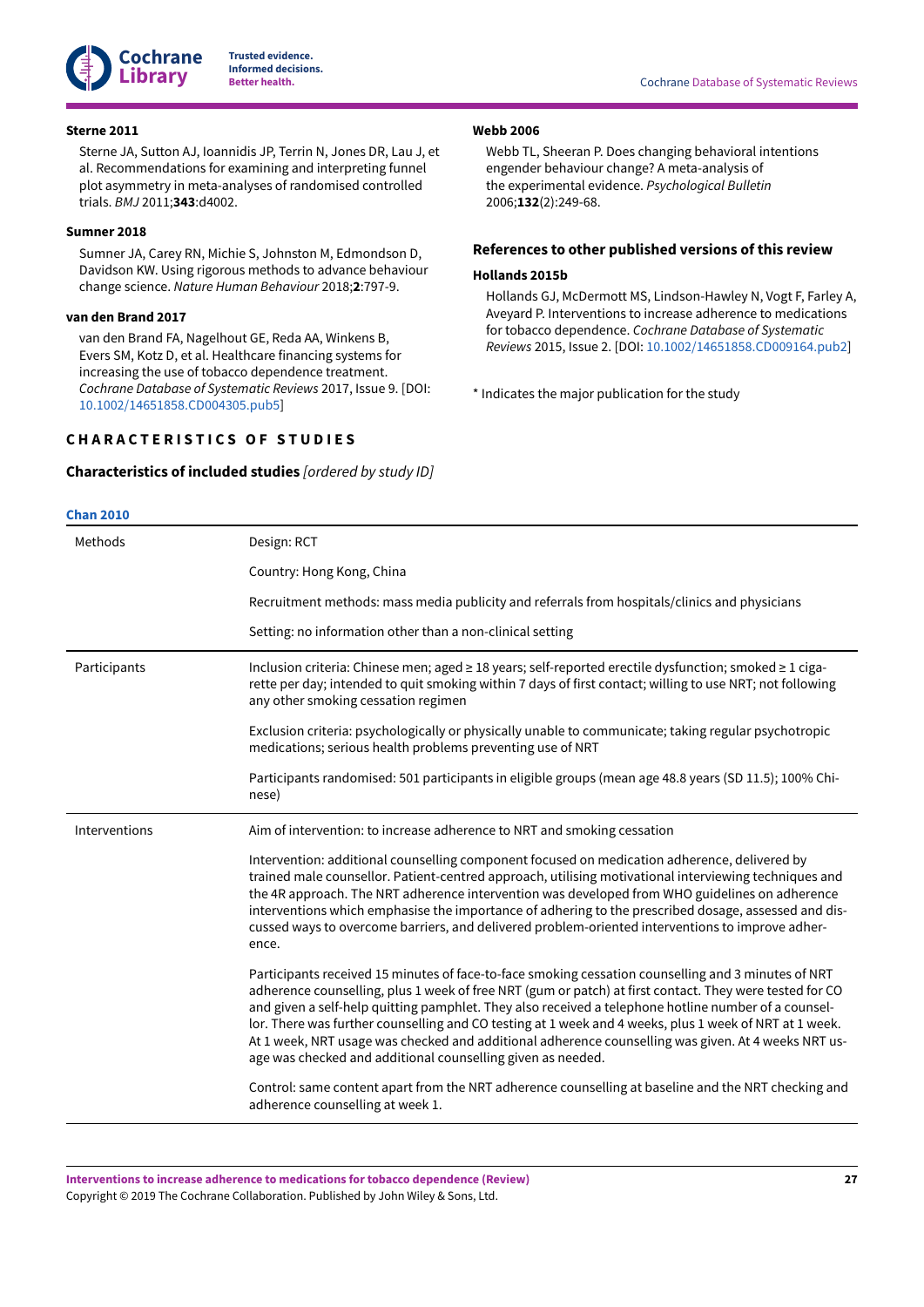**Sterne 2011**

Sterne JA, Sutton AJ, Ioannidis JP, Terrin N, Jones DR, Lau J, et al. Recommendations for examining and interpreting funnel plot asymmetry in meta-analyses of randomised controlled trials. *BMJ* 2011;**343**:d4002.

**Sumner 2018**

Sumner JA, Carey RN, Michie S, Johnston M, Edmondson D, Davidson KW. Using rigorous methods to advance behaviour change science. *Nature Human Behaviour* 2018;**2**:797-9.

**van den Brand 2017**

van den Brand FA, Nagelhout GE, Reda AA, Winkens B, Evers SM, Kotz D, et al. Healthcare financing systems for increasing the use of tobacco dependence treatment. *Cochrane Database of Systematic Reviews* 2017, Issue 9. [DOI: 10.1002/14651858.CD004305.pub5]

**Webb 2006**

Webb TL, Sheeran P. Does changing behavioral intentions engender behaviour change? A meta-analysis of the experimental evidence. *Psychological Bulletin* 2006;**132**(2):249-68.

### References to other published versions of this review

**Hollands 2015b**

Hollands GJ, McDermott MS, Lindson-Hawley N, Vogt F, Farley A, Aveyard P. Interventions to increase adherence to medications for tobacco dependence. *Cochrane Database of Systematic Reviews* 2015, Issue 2. [DOI: 10.1002/14651858.CD009164.pub2]

* Indicates the major publication for the study

## CHARACTERISTICS OF STUDIES

### Characteristics of included studies *[ordered by study ID]*

**Chan 2010**

| | |
|---|---|
| Methods | Design: RCT<br><br>Country: Hong Kong, China<br><br>Recruitment methods: mass media publicity and referrals from hospitals/clinics and physicians<br><br>Setting: no information other than a non-clinical setting |
| Participants | Inclusion criteria: Chinese men; aged ≥ 18 years; self-reported erectile dysfunction; smoked ≥ 1 cigarette per day; intended to quit smoking within 7 days of first contact; willing to use NRT; not following any other smoking cessation regimen<br><br>Exclusion criteria: psychologically or physically unable to communicate; taking regular psychotropic medications; serious health problems preventing use of NRT<br><br>Participants randomised: 501 participants in eligible groups (mean age 48.8 years (SD 11.5); 100% Chinese) |
| Interventions | Aim of intervention: to increase adherence to NRT and smoking cessation<br><br>Intervention: additional counselling component focused on medication adherence, delivered by trained male counsellor. Patient-centred approach, utilising motivational interviewing techniques and the 4R approach. The NRT adherence intervention was developed from WHO guidelines on adherence interventions which emphasise the importance of adhering to the prescribed dosage, assessed and discussed ways to overcome barriers, and delivered problem-oriented interventions to improve adherence.<br><br>Participants received 15 minutes of face-to-face smoking cessation counselling and 3 minutes of NRT adherence counselling, plus 1 week of free NRT (gum or patch) at first contact. They were tested for CO and given a self-help quitting pamphlet. They also received a telephone hotline number of a counsellor. There was further counselling and CO testing at 1 week and 4 weeks, plus 1 week of NRT at 1 week. At 1 week, NRT usage was checked and additional adherence counselling was given. At 4 weeks NRT usage was checked and additional counselling given as needed.<br><br>Control: same content apart from the NRT adherence counselling at baseline and the NRT checking and adherence counselling at week 1. |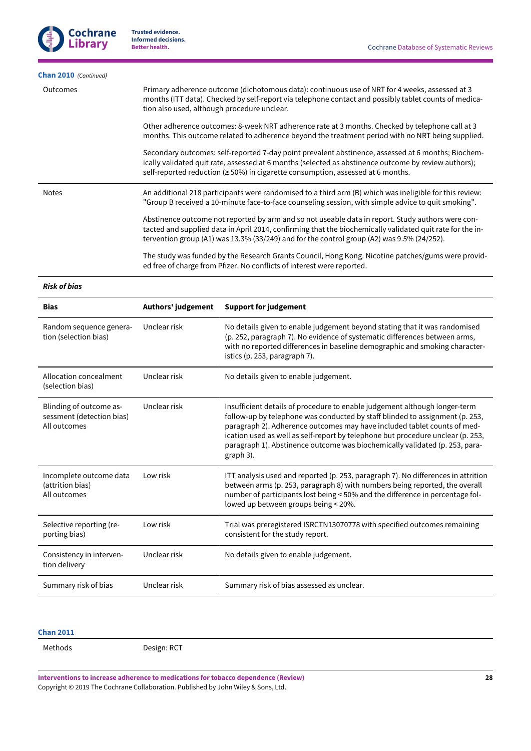**Chan 2010** *(Continued)*

| | |
|---|---|
| Outcomes | Primary adherence outcome (dichotomous data): continuous use of NRT for 4 weeks, assessed at 3 months (ITT data). Checked by self-report via telephone contact and possibly tablet counts of medication also used, although procedure unclear.<br><br>Other adherence outcomes: 8-week NRT adherence rate at 3 months. Checked by telephone call at 3 months. This outcome related to adherence beyond the treatment period with no NRT being supplied.<br><br>Secondary outcomes: self-reported 7-day point prevalent abstinence, assessed at 6 months; Biochemically validated quit rate, assessed at 6 months (selected as abstinence outcome by review authors); self-reported reduction (≥ 50%) in cigarette consumption, assessed at 6 months. |
| Notes | An additional 218 participants were randomised to a third arm (B) which was ineligible for this review: "Group B received a 10-minute face-to-face counseling session, with simple advice to quit smoking".<br><br>Abstinence outcome not reported by arm and so not useable data in report. Study authors were contacted and supplied data in April 2014, confirming that the biochemically validated quit rate for the intervention group (A1) was 13.3% (33/249) and for the control group (A2) was 9.5% (24/252).<br><br>The study was funded by the Research Grants Council, Hong Kong. Nicotine patches/gums were provided free of charge from Pfizer. No conflicts of interest were reported. |

***Risk of bias***

| Bias | Authors' judgement | Support for judgement |
|---|---|---|
| Random sequence generation (selection bias) | Unclear risk | No details given to enable judgement beyond stating that it was randomised (p. 252, paragraph 7). No evidence of systematic differences between arms, with no reported differences in baseline demographic and smoking characteristics (p. 253, paragraph 7). |
| Allocation concealment (selection bias) | Unclear risk | No details given to enable judgement. |
| Blinding of outcome assessment (detection bias)<br>All outcomes | Unclear risk | Insufficient details of procedure to enable judgement although longer-term follow-up by telephone was conducted by staff blinded to assignment (p. 253, paragraph 2). Adherence outcomes may have included tablet counts of medication used as well as self-report by telephone but procedure unclear (p. 253, paragraph 1). Abstinence outcome was biochemically validated (p. 253, paragraph 3). |
| Incomplete outcome data (attrition bias)<br>All outcomes | Low risk | ITT analysis used and reported (p. 253, paragraph 7). No differences in attrition between arms (p. 253, paragraph 8) with numbers being reported, the overall number of participants lost being < 50% and the difference in percentage followed up between groups being < 20%. |
| Selective reporting (reporting bias) | Low risk | Trial was preregistered ISRCTN13070778 with specified outcomes remaining consistent for the study report. |
| Consistency in intervention delivery | Unclear risk | No details given to enable judgement. |
| Summary risk of bias | Unclear risk | Summary risk of bias assessed as unclear. |

**Chan 2011**

| | |
|---|---|
| Methods | Design: RCT |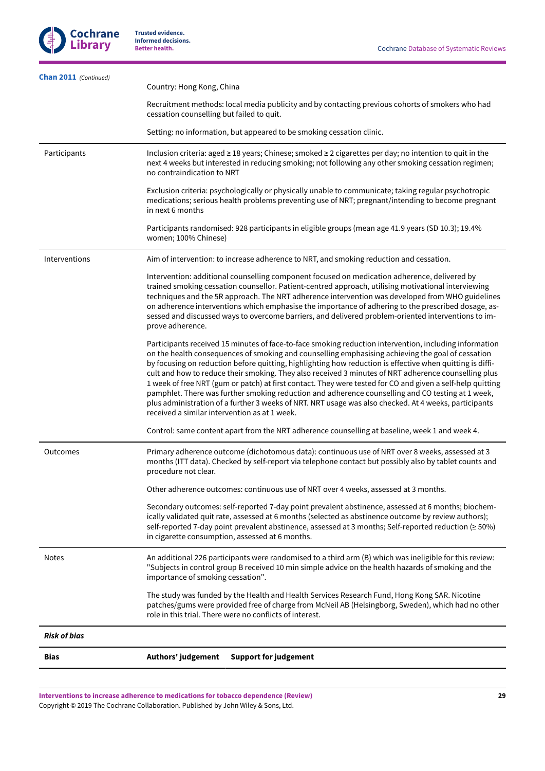**Chan 2011** *(Continued)*

| | |
|---|---|
| | Country: Hong Kong, China<br><br>Recruitment methods: local media publicity and by contacting previous cohorts of smokers who had cessation counselling but failed to quit.<br><br>Setting: no information, but appeared to be smoking cessation clinic. |
| Participants | Inclusion criteria: aged ≥ 18 years; Chinese; smoked ≥ 2 cigarettes per day; no intention to quit in the next 4 weeks but interested in reducing smoking; not following any other smoking cessation regimen; no contraindication to NRT<br><br>Exclusion criteria: psychologically or physically unable to communicate; taking regular psychotropic medications; serious health problems preventing use of NRT; pregnant/intending to become pregnant in next 6 months<br><br>Participants randomised: 928 participants in eligible groups (mean age 41.9 years (SD 10.3); 19.4% women; 100% Chinese) |
| Interventions | Aim of intervention: to increase adherence to NRT, and smoking reduction and cessation.<br><br>Intervention: additional counselling component focused on medication adherence, delivered by trained smoking cessation counsellor. Patient-centred approach, utilising motivational interviewing techniques and the 5R approach. The NRT adherence intervention was developed from WHO guidelines on adherence interventions which emphasise the importance of adhering to the prescribed dosage, assessed and discussed ways to overcome barriers, and delivered problem-oriented interventions to improve adherence.<br><br>Participants received 15 minutes of face-to-face smoking reduction intervention, including information on the health consequences of smoking and counselling emphasising achieving the goal of cessation by focusing on reduction before quitting, highlighting how reduction is effective when quitting is difficult and how to reduce their smoking. They also received 3 minutes of NRT adherence counselling plus 1 week of free NRT (gum or patch) at first contact. They were tested for CO and given a self-help quitting pamphlet. There was further smoking reduction and adherence counselling and CO testing at 1 week, plus administration of a further 3 weeks of NRT. NRT usage was also checked. At 4 weeks, participants received a similar intervention as at 1 week.<br><br>Control: same content apart from the NRT adherence counselling at baseline, week 1 and week 4. |
| Outcomes | Primary adherence outcome (dichotomous data): continuous use of NRT over 8 weeks, assessed at 3 months (ITT data). Checked by self-report via telephone contact but possibly also by tablet counts and procedure not clear.<br><br>Other adherence outcomes: continuous use of NRT over 4 weeks, assessed at 3 months.<br><br>Secondary outcomes: self-reported 7-day point prevalent abstinence, assessed at 6 months; biochemically validated quit rate, assessed at 6 months (selected as abstinence outcome by review authors); self-reported 7-day point prevalent abstinence, assessed at 3 months; Self-reported reduction (≥ 50%) in cigarette consumption, assessed at 6 months. |
| Notes | An additional 226 participants were randomised to a third arm (B) which was ineligible for this review: "Subjects in control group B received 10 min simple advice on the health hazards of smoking and the importance of smoking cessation".<br><br>The study was funded by the Health and Health Services Research Fund, Hong Kong SAR. Nicotine patches/gums were provided free of charge from McNeil AB (Helsingborg, Sweden), which had no other role in this trial. There were no conflicts of interest. |

***Risk of bias***

| **Bias** | **Authors' judgement** | **Support for judgement** |
|---|---|---|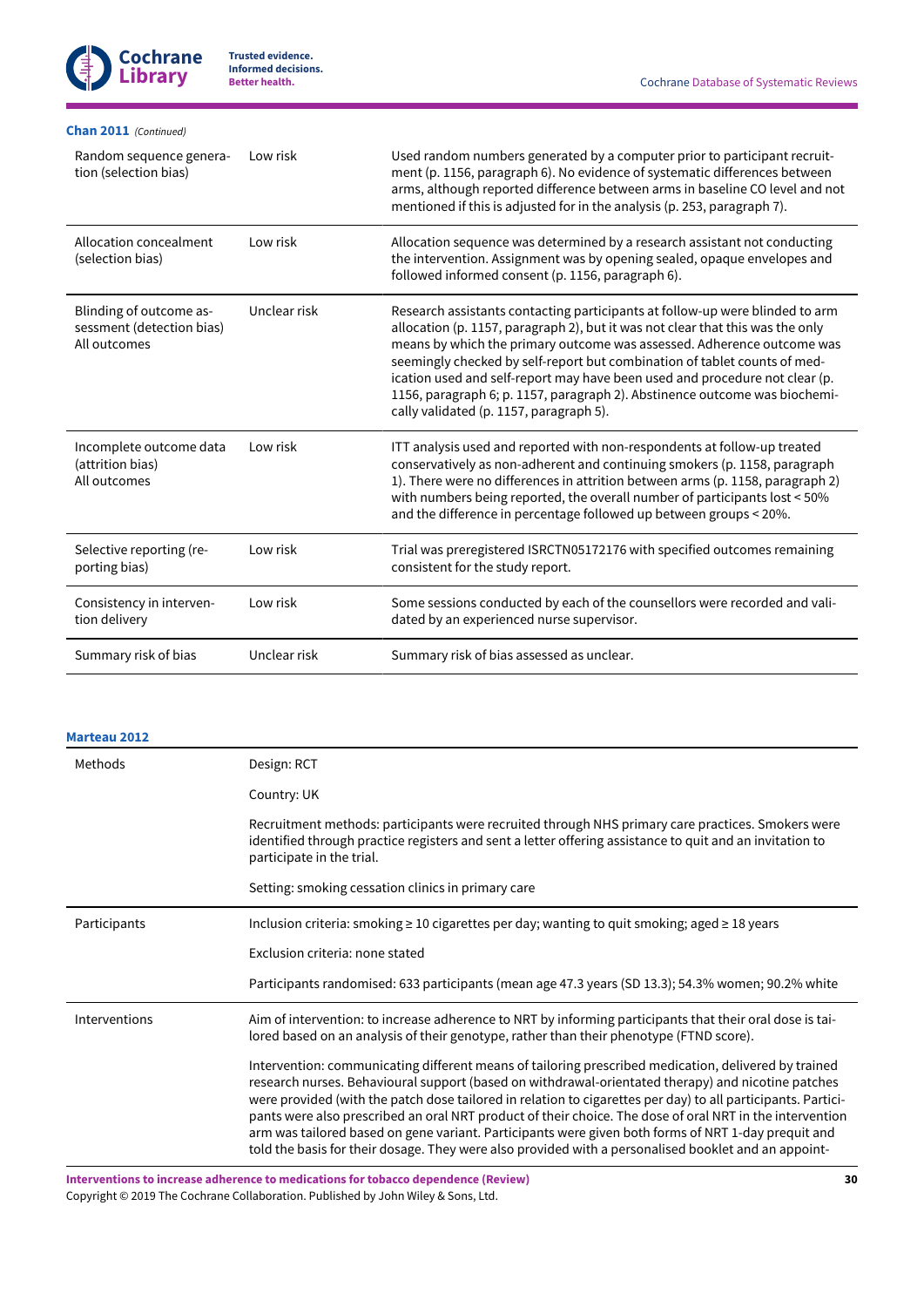**Chan 2011** *(Continued)*

| | | |
|---|---|---|
| Random sequence generation (selection bias) | Low risk | Used random numbers generated by a computer prior to participant recruitment (p. 1156, paragraph 6). No evidence of systematic differences between arms, although reported difference between arms in baseline CO level and not mentioned if this is adjusted for in the analysis (p. 253, paragraph 7). |
| Allocation concealment (selection bias) | Low risk | Allocation sequence was determined by a research assistant not conducting the intervention. Assignment was by opening sealed, opaque envelopes and followed informed consent (p. 1156, paragraph 6). |
| Blinding of outcome assessment (detection bias) All outcomes | Unclear risk | Research assistants contacting participants at follow-up were blinded to arm allocation (p. 1157, paragraph 2), but it was not clear that this was the only means by which the primary outcome was assessed. Adherence outcome was seemingly checked by self-report but combination of tablet counts of medication used and self-report may have been used and procedure not clear (p. 1156, paragraph 6; p. 1157, paragraph 2). Abstinence outcome was biochemically validated (p. 1157, paragraph 5). |
| Incomplete outcome data (attrition bias) All outcomes | Low risk | ITT analysis used and reported with non-respondents at follow-up treated conservatively as non-adherent and continuing smokers (p. 1158, paragraph 1). There were no differences in attrition between arms (p. 1158, paragraph 2) with numbers being reported, the overall number of participants lost < 50% and the difference in percentage followed up between groups < 20%. |
| Selective reporting (reporting bias) | Low risk | Trial was preregistered ISRCTN05172176 with specified outcomes remaining consistent for the study report. |
| Consistency in intervention delivery | Low risk | Some sessions conducted by each of the counsellors were recorded and validated by an experienced nurse supervisor. |
| Summary risk of bias | Unclear risk | Summary risk of bias assessed as unclear. |

**Marteau 2012**

| | |
|---|---|
| Methods | Design: RCT<br><br>Country: UK<br><br>Recruitment methods: participants were recruited through NHS primary care practices. Smokers were identified through practice registers and sent a letter offering assistance to quit and an invitation to participate in the trial.<br><br>Setting: smoking cessation clinics in primary care |
| Participants | Inclusion criteria: smoking ≥ 10 cigarettes per day; wanting to quit smoking; aged ≥ 18 years<br><br>Exclusion criteria: none stated<br><br>Participants randomised: 633 participants (mean age 47.3 years (SD 13.3); 54.3% women; 90.2% white |
| Interventions | Aim of intervention: to increase adherence to NRT by informing participants that their oral dose is tailored based on an analysis of their genotype, rather than their phenotype (FTND score).<br><br>Intervention: communicating different means of tailoring prescribed medication, delivered by trained research nurses. Behavioural support (based on withdrawal-orientated therapy) and nicotine patches were provided (with the patch dose tailored in relation to cigarettes per day) to all participants. Participants were also prescribed an oral NRT product of their choice. The dose of oral NRT in the intervention arm was tailored based on gene variant. Participants were given both forms of NRT 1-day prequit and told the basis for their dosage. They were also provided with a personalised booklet and an appoint- |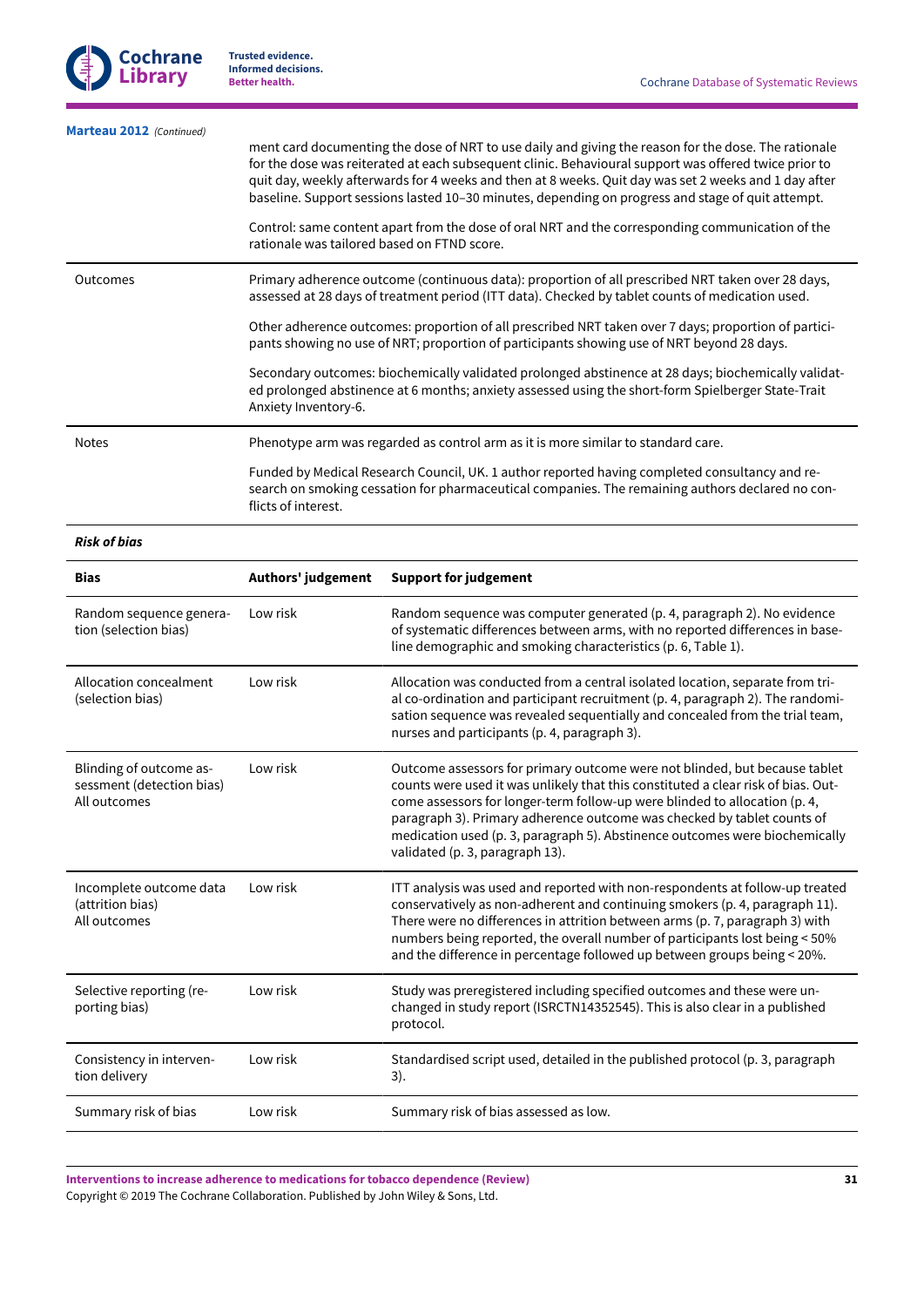**Marteau 2012** *(Continued)*

| | |
|---|---|
| | ment card documenting the dose of NRT to use daily and giving the reason for the dose. The rationale for the dose was reiterated at each subsequent clinic. Behavioural support was offered twice prior to quit day, weekly afterwards for 4 weeks and then at 8 weeks. Quit day was set 2 weeks and 1 day after baseline. Support sessions lasted 10–30 minutes, depending on progress and stage of quit attempt.<br><br>Control: same content apart from the dose of oral NRT and the corresponding communication of the rationale was tailored based on FTND score. |
| Outcomes | Primary adherence outcome (continuous data): proportion of all prescribed NRT taken over 28 days, assessed at 28 days of treatment period (ITT data). Checked by tablet counts of medication used.<br><br>Other adherence outcomes: proportion of all prescribed NRT taken over 7 days; proportion of participants showing no use of NRT; proportion of participants showing use of NRT beyond 28 days.<br><br>Secondary outcomes: biochemically validated prolonged abstinence at 28 days; biochemically validated prolonged abstinence at 6 months; anxiety assessed using the short-form Spielberger State-Trait Anxiety Inventory-6. |
| Notes | Phenotype arm was regarded as control arm as it is more similar to standard care.<br><br>Funded by Medical Research Council, UK. 1 author reported having completed consultancy and research on smoking cessation for pharmaceutical companies. The remaining authors declared no conflicts of interest. |

***Risk of bias***

| Bias | Authors' judgement | Support for judgement |
|---|---|---|
| Random sequence generation (selection bias) | Low risk | Random sequence was computer generated (p. 4, paragraph 2). No evidence of systematic differences between arms, with no reported differences in baseline demographic and smoking characteristics (p. 6, Table 1). |
| Allocation concealment (selection bias) | Low risk | Allocation was conducted from a central isolated location, separate from trial co-ordination and participant recruitment (p. 4, paragraph 2). The randomisation sequence was revealed sequentially and concealed from the trial team, nurses and participants (p. 4, paragraph 3). |
| Blinding of outcome assessment (detection bias)<br>All outcomes | Low risk | Outcome assessors for primary outcome were not blinded, but because tablet counts were used it was unlikely that this constituted a clear risk of bias. Outcome assessors for longer-term follow-up were blinded to allocation (p. 4, paragraph 3). Primary adherence outcome was checked by tablet counts of medication used (p. 3, paragraph 5). Abstinence outcomes were biochemically validated (p. 3, paragraph 13). |
| Incomplete outcome data (attrition bias)<br>All outcomes | Low risk | ITT analysis was used and reported with non-respondents at follow-up treated conservatively as non-adherent and continuing smokers (p. 4, paragraph 11). There were no differences in attrition between arms (p. 7, paragraph 3) with numbers being reported, the overall number of participants lost being < 50% and the difference in percentage followed up between groups being < 20%. |
| Selective reporting (reporting bias) | Low risk | Study was preregistered including specified outcomes and these were unchanged in study report (ISRCTN14352545). This is also clear in a published protocol. |
| Consistency in intervention delivery | Low risk | Standardised script used, detailed in the published protocol (p. 3, paragraph 3). |
| Summary risk of bias | Low risk | Summary risk of bias assessed as low. |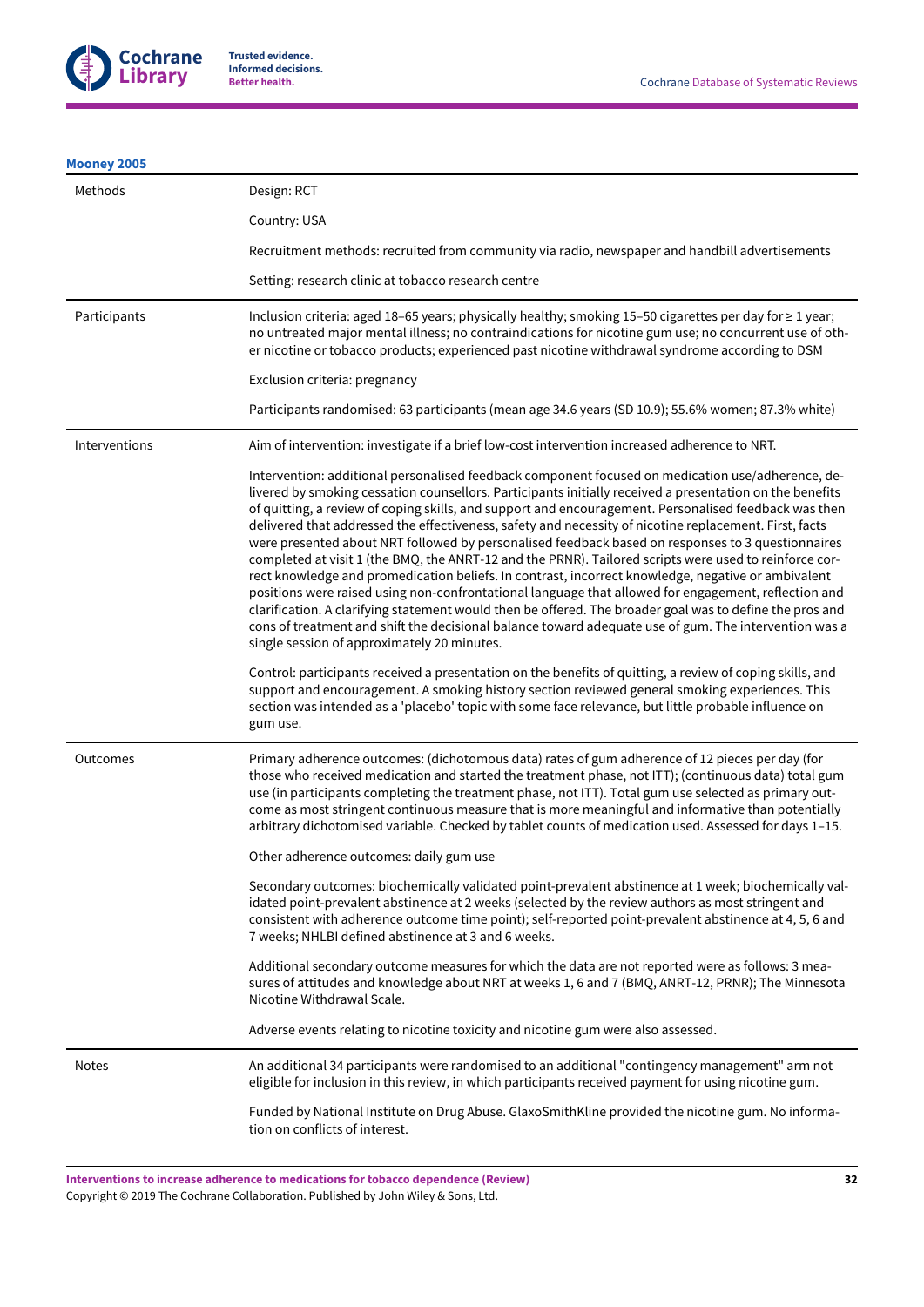**Mooney 2005**

| | |
|---|---|
| Methods | Design: RCT<br><br>Country: USA<br><br>Recruitment methods: recruited from community via radio, newspaper and handbill advertisements<br><br>Setting: research clinic at tobacco research centre |
| Participants | Inclusion criteria: aged 18–65 years; physically healthy; smoking 15–50 cigarettes per day for ≥ 1 year; no untreated major mental illness; no contraindications for nicotine gum use; no concurrent use of other nicotine or tobacco products; experienced past nicotine withdrawal syndrome according to DSM<br><br>Exclusion criteria: pregnancy<br><br>Participants randomised: 63 participants (mean age 34.6 years (SD 10.9); 55.6% women; 87.3% white) |
| Interventions | Aim of intervention: investigate if a brief low-cost intervention increased adherence to NRT.<br><br>Intervention: additional personalised feedback component focused on medication use/adherence, delivered by smoking cessation counsellors. Participants initially received a presentation on the benefits of quitting, a review of coping skills, and support and encouragement. Personalised feedback was then delivered that addressed the effectiveness, safety and necessity of nicotine replacement. First, facts were presented about NRT followed by personalised feedback based on responses to 3 questionnaires completed at visit 1 (the BMQ, the ANRT-12 and the PRNR). Tailored scripts were used to reinforce correct knowledge and promedication beliefs. In contrast, incorrect knowledge, negative or ambivalent positions were raised using non-confrontational language that allowed for engagement, reflection and clarification. A clarifying statement would then be offered. The broader goal was to define the pros and cons of treatment and shift the decisional balance toward adequate use of gum. The intervention was a single session of approximately 20 minutes.<br><br>Control: participants received a presentation on the benefits of quitting, a review of coping skills, and support and encouragement. A smoking history section reviewed general smoking experiences. This section was intended as a 'placebo' topic with some face relevance, but little probable influence on gum use. |
| Outcomes | Primary adherence outcomes: (dichotomous data) rates of gum adherence of 12 pieces per day (for those who received medication and started the treatment phase, not ITT); (continuous data) total gum use (in participants completing the treatment phase, not ITT). Total gum use selected as primary outcome as most stringent continuous measure that is more meaningful and informative than potentially arbitrary dichotomised variable. Checked by tablet counts of medication used. Assessed for days 1–15.<br><br>Other adherence outcomes: daily gum use<br><br>Secondary outcomes: biochemically validated point-prevalent abstinence at 1 week; biochemically validated point-prevalent abstinence at 2 weeks (selected by the review authors as most stringent and consistent with adherence outcome time point); self-reported point-prevalent abstinence at 4, 5, 6 and 7 weeks; NHLBI defined abstinence at 3 and 6 weeks.<br><br>Additional secondary outcome measures for which the data are not reported were as follows: 3 measures of attitudes and knowledge about NRT at weeks 1, 6 and 7 (BMQ, ANRT-12, PRNR); The Minnesota Nicotine Withdrawal Scale.<br><br>Adverse events relating to nicotine toxicity and nicotine gum were also assessed. |
| Notes | An additional 34 participants were randomised to an additional "contingency management" arm not eligible for inclusion in this review, in which participants received payment for using nicotine gum.<br><br>Funded by National Institute on Drug Abuse. GlaxoSmithKline provided the nicotine gum. No information on conflicts of interest. |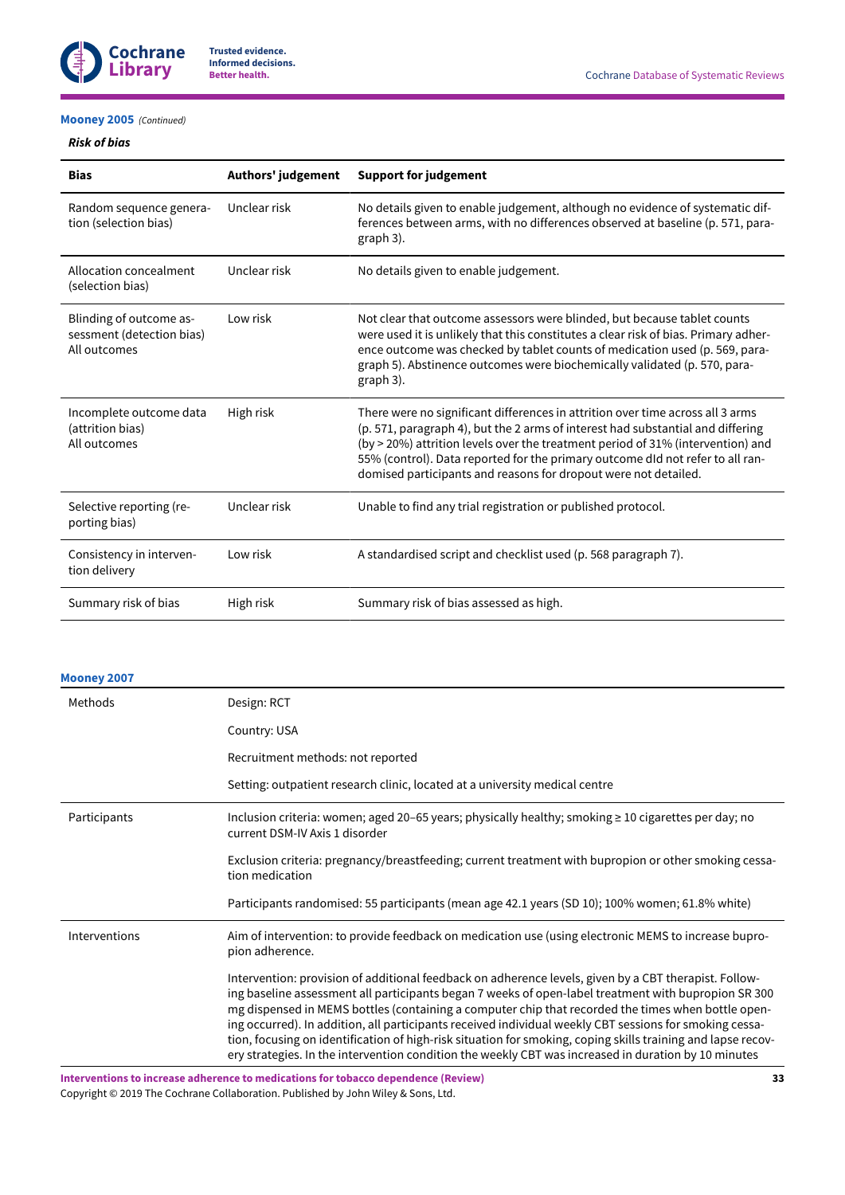**Mooney 2005** *(Continued)*

***Risk of bias***

| Bias | Authors' judgement | Support for judgement |
|---|---|---|
| Random sequence generation (selection bias) | Unclear risk | No details given to enable judgement, although no evidence of systematic differences between arms, with no differences observed at baseline (p. 571, paragraph 3). |
| Allocation concealment (selection bias) | Unclear risk | No details given to enable judgement. |
| Blinding of outcome assessment (detection bias) All outcomes | Low risk | Not clear that outcome assessors were blinded, but because tablet counts were used it is unlikely that this constitutes a clear risk of bias. Primary adherence outcome was checked by tablet counts of medication used (p. 569, paragraph 5). Abstinence outcomes were biochemically validated (p. 570, paragraph 3). |
| Incomplete outcome data (attrition bias) All outcomes | High risk | There were no significant differences in attrition over time across all 3 arms (p. 571, paragraph 4), but the 2 arms of interest had substantial and differing (by > 20%) attrition levels over the treatment period of 31% (intervention) and 55% (control). Data reported for the primary outcome dId not refer to all randomised participants and reasons for dropout were not detailed. |
| Selective reporting (reporting bias) | Unclear risk | Unable to find any trial registration or published protocol. |
| Consistency in intervention delivery | Low risk | A standardised script and checklist used (p. 568 paragraph 7). |
| Summary risk of bias | High risk | Summary risk of bias assessed as high. |

**Mooney 2007**

| | |
|---|---|
| Methods | Design: RCT<br><br>Country: USA<br><br>Recruitment methods: not reported<br><br>Setting: outpatient research clinic, located at a university medical centre |
| Participants | Inclusion criteria: women; aged 20–65 years; physically healthy; smoking ≥ 10 cigarettes per day; no current DSM-IV Axis 1 disorder<br><br>Exclusion criteria: pregnancy/breastfeeding; current treatment with bupropion or other smoking cessation medication<br><br>Participants randomised: 55 participants (mean age 42.1 years (SD 10); 100% women; 61.8% white) |
| Interventions | Aim of intervention: to provide feedback on medication use (using electronic MEMS to increase bupropion adherence.<br><br>Intervention: provision of additional feedback on adherence levels, given by a CBT therapist. Following baseline assessment all participants began 7 weeks of open-label treatment with bupropion SR 300 mg dispensed in MEMS bottles (containing a computer chip that recorded the times when bottle opening occurred). In addition, all participants received individual weekly CBT sessions for smoking cessation, focusing on identification of high-risk situation for smoking, coping skills training and lapse recovery strategies. In the intervention condition the weekly CBT was increased in duration by 10 minutes |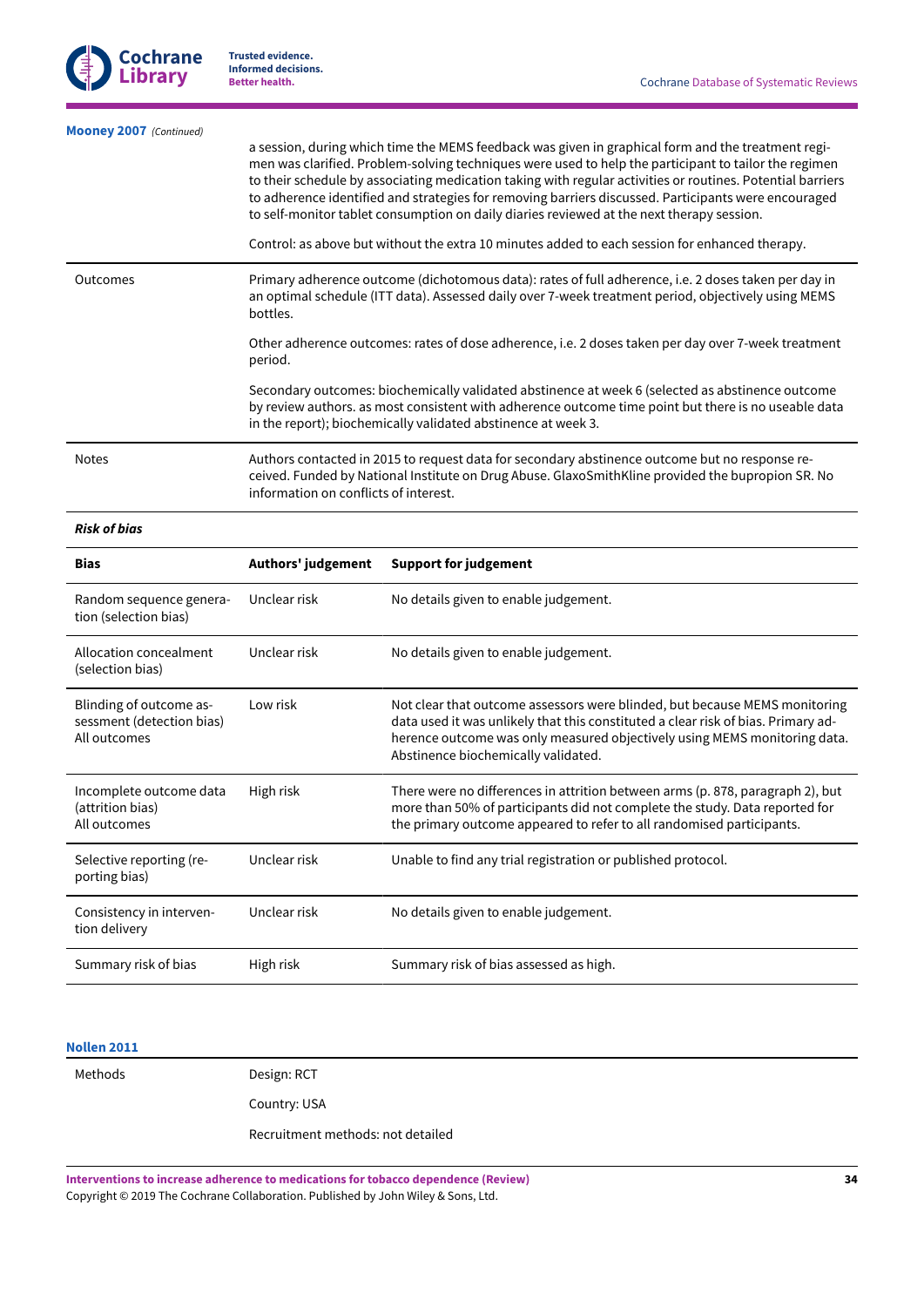**Mooney 2007** *(Continued)*

| | |
|---|---|
| | a session, during which time the MEMS feedback was given in graphical form and the treatment regimen was clarified. Problem-solving techniques were used to help the participant to tailor the regimen to their schedule by associating medication taking with regular activities or routines. Potential barriers to adherence identified and strategies for removing barriers discussed. Participants were encouraged to self-monitor tablet consumption on daily diaries reviewed at the next therapy session.<br><br>Control: as above but without the extra 10 minutes added to each session for enhanced therapy. |
| Outcomes | Primary adherence outcome (dichotomous data): rates of full adherence, i.e. 2 doses taken per day in an optimal schedule (ITT data). Assessed daily over 7-week treatment period, objectively using MEMS bottles.<br><br>Other adherence outcomes: rates of dose adherence, i.e. 2 doses taken per day over 7-week treatment period.<br><br>Secondary outcomes: biochemically validated abstinence at week 6 (selected as abstinence outcome by review authors. as most consistent with adherence outcome time point but there is no useable data in the report); biochemically validated abstinence at week 3. |
| Notes | Authors contacted in 2015 to request data for secondary abstinence outcome but no response received. Funded by National Institute on Drug Abuse. GlaxoSmithKline provided the bupropion SR. No information on conflicts of interest. |

***Risk of bias***

| Bias | Authors' judgement | Support for judgement |
|---|---|---|
| Random sequence generation (selection bias) | Unclear risk | No details given to enable judgement. |
| Allocation concealment (selection bias) | Unclear risk | No details given to enable judgement. |
| Blinding of outcome assessment (detection bias)<br>All outcomes | Low risk | Not clear that outcome assessors were blinded, but because MEMS monitoring data used it was unlikely that this constituted a clear risk of bias. Primary adherence outcome was only measured objectively using MEMS monitoring data. Abstinence biochemically validated. |
| Incomplete outcome data (attrition bias)<br>All outcomes | High risk | There were no differences in attrition between arms (p. 878, paragraph 2), but more than 50% of participants did not complete the study. Data reported for the primary outcome appeared to refer to all randomised participants. |
| Selective reporting (reporting bias) | Unclear risk | Unable to find any trial registration or published protocol. |
| Consistency in intervention delivery | Unclear risk | No details given to enable judgement. |
| Summary risk of bias | High risk | Summary risk of bias assessed as high. |

**Nollen 2011**

| | |
|---|---|
| Methods | Design: RCT<br><br>Country: USA<br><br>Recruitment methods: not detailed |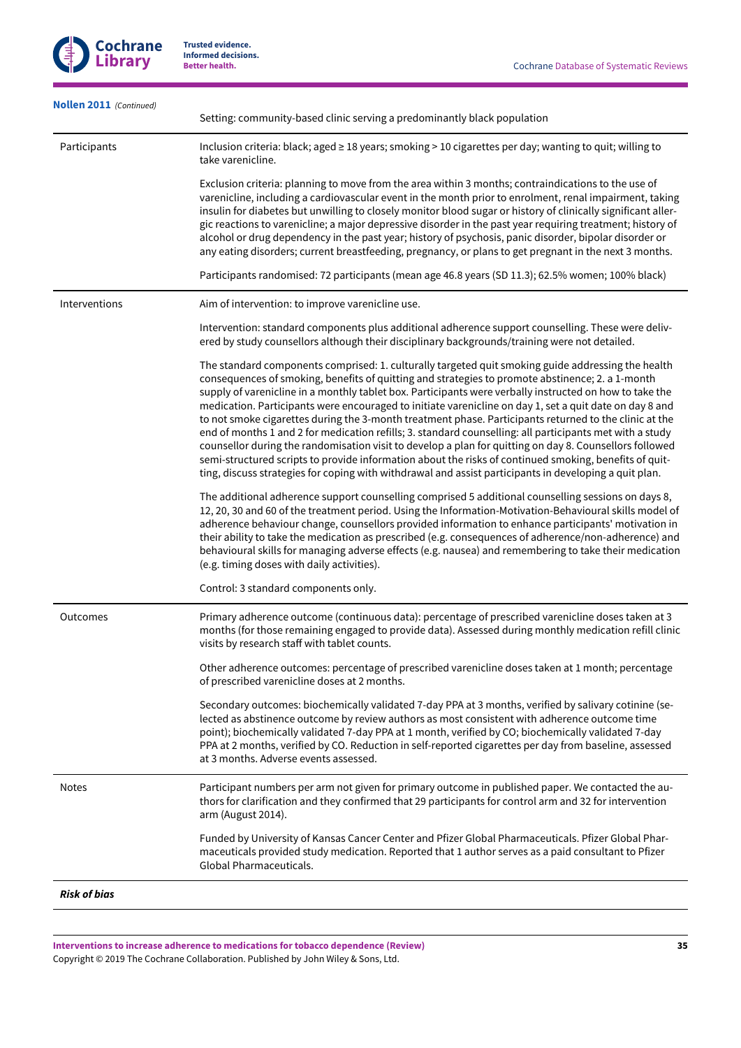**Nollen 2011** *(Continued)*

| | |
|---|---|
| | Setting: community-based clinic serving a predominantly black population |
| Participants | Inclusion criteria: black; aged ≥ 18 years; smoking > 10 cigarettes per day; wanting to quit; willing to take varenicline.<br><br>Exclusion criteria: planning to move from the area within 3 months; contraindications to the use of varenicline, including a cardiovascular event in the month prior to enrolment, renal impairment, taking insulin for diabetes but unwilling to closely monitor blood sugar or history of clinically significant allergic reactions to varenicline; a major depressive disorder in the past year requiring treatment; history of alcohol or drug dependency in the past year; history of psychosis, panic disorder, bipolar disorder or any eating disorders; current breastfeeding, pregnancy, or plans to get pregnant in the next 3 months.<br><br>Participants randomised: 72 participants (mean age 46.8 years (SD 11.3); 62.5% women; 100% black) |
| Interventions | Aim of intervention: to improve varenicline use.<br><br>Intervention: standard components plus additional adherence support counselling. These were delivered by study counsellors although their disciplinary backgrounds/training were not detailed.<br><br>The standard components comprised: 1. culturally targeted quit smoking guide addressing the health consequences of smoking, benefits of quitting and strategies to promote abstinence; 2. a 1-month supply of varenicline in a monthly tablet box. Participants were verbally instructed on how to take the medication. Participants were encouraged to initiate varenicline on day 1, set a quit date on day 8 and to not smoke cigarettes during the 3-month treatment phase. Participants returned to the clinic at the end of months 1 and 2 for medication refills; 3. standard counselling: all participants met with a study counsellor during the randomisation visit to develop a plan for quitting on day 8. Counsellors followed semi-structured scripts to provide information about the risks of continued smoking, benefits of quitting, discuss strategies for coping with withdrawal and assist participants in developing a quit plan.<br><br>The additional adherence support counselling comprised 5 additional counselling sessions on days 8, 12, 20, 30 and 60 of the treatment period. Using the Information-Motivation-Behavioural skills model of adherence behaviour change, counsellors provided information to enhance participants' motivation in their ability to take the medication as prescribed (e.g. consequences of adherence/non-adherence) and behavioural skills for managing adverse effects (e.g. nausea) and remembering to take their medication (e.g. timing doses with daily activities).<br><br>Control: 3 standard components only. |
| Outcomes | Primary adherence outcome (continuous data): percentage of prescribed varenicline doses taken at 3 months (for those remaining engaged to provide data). Assessed during monthly medication refill clinic visits by research staff with tablet counts.<br><br>Other adherence outcomes: percentage of prescribed varenicline doses taken at 1 month; percentage of prescribed varenicline doses at 2 months.<br><br>Secondary outcomes: biochemically validated 7-day PPA at 3 months, verified by salivary cotinine (selected as abstinence outcome by review authors as most consistent with adherence outcome time point); biochemically validated 7-day PPA at 1 month, verified by CO; biochemically validated 7-day PPA at 2 months, verified by CO. Reduction in self-reported cigarettes per day from baseline, assessed at 3 months. Adverse events assessed. |
| Notes | Participant numbers per arm not given for primary outcome in published paper. We contacted the authors for clarification and they confirmed that 29 participants for control arm and 32 for intervention arm (August 2014).<br><br>Funded by University of Kansas Cancer Center and Pfizer Global Pharmaceuticals. Pfizer Global Pharmaceuticals provided study medication. Reported that 1 author serves as a paid consultant to Pfizer Global Pharmaceuticals. |

***Risk of bias***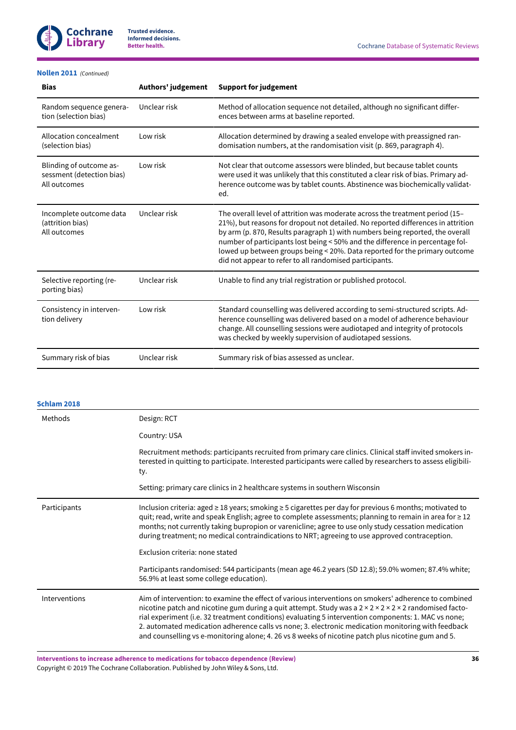**Nollen 2011** *(Continued)*

| Bias | Authors' judgement | Support for judgement |
|---|---|---|
| Random sequence generation (selection bias) | Unclear risk | Method of allocation sequence not detailed, although no significant differences between arms at baseline reported. |
| Allocation concealment (selection bias) | Low risk | Allocation determined by drawing a sealed envelope with preassigned randomisation numbers, at the randomisation visit (p. 869, paragraph 4). |
| Blinding of outcome assessment (detection bias) All outcomes | Low risk | Not clear that outcome assessors were blinded, but because tablet counts were used it was unlikely that this constituted a clear risk of bias. Primary adherence outcome was by tablet counts. Abstinence was biochemically validated. |
| Incomplete outcome data (attrition bias) All outcomes | Unclear risk | The overall level of attrition was moderate across the treatment period (15–21%), but reasons for dropout not detailed. No reported differences in attrition by arm (p. 870, Results paragraph 1) with numbers being reported, the overall number of participants lost being < 50% and the difference in percentage followed up between groups being < 20%. Data reported for the primary outcome did not appear to refer to all randomised participants. |
| Selective reporting (reporting bias) | Unclear risk | Unable to find any trial registration or published protocol. |
| Consistency in intervention delivery | Low risk | Standard counselling was delivered according to semi-structured scripts. Adherence counselling was delivered based on a model of adherence behaviour change. All counselling sessions were audiotaped and integrity of protocols was checked by weekly supervision of audiotaped sessions. |
| Summary risk of bias | Unclear risk | Summary risk of bias assessed as unclear. |

**Schlam 2018**

| | |
|---|---|
| Methods | Design: RCT<br><br>Country: USA<br><br>Recruitment methods: participants recruited from primary care clinics. Clinical staff invited smokers interested in quitting to participate. Interested participants were called by researchers to assess eligibility.<br><br>Setting: primary care clinics in 2 healthcare systems in southern Wisconsin |
| Participants | Inclusion criteria: aged ≥ 18 years; smoking ≥ 5 cigarettes per day for previous 6 months; motivated to quit; read, write and speak English; agree to complete assessments; planning to remain in area for ≥ 12 months; not currently taking bupropion or varenicline; agree to use only study cessation medication during treatment; no medical contraindications to NRT; agreeing to use approved contraception.<br><br>Exclusion criteria: none stated<br><br>Participants randomised: 544 participants (mean age 46.2 years (SD 12.8); 59.0% women; 87.4% white; 56.9% at least some college education). |
| Interventions | Aim of intervention: to examine the effect of various interventions on smokers' adherence to combined nicotine patch and nicotine gum during a quit attempt. Study was a 2 × 2 × 2 × 2 × 2 randomised factorial experiment (i.e. 32 treatment conditions) evaluating 5 intervention components: 1. MAC vs none; 2. automated medication adherence calls vs none; 3. electronic medication monitoring with feedback and counselling vs e-monitoring alone; 4. 26 vs 8 weeks of nicotine patch plus nicotine gum and 5. |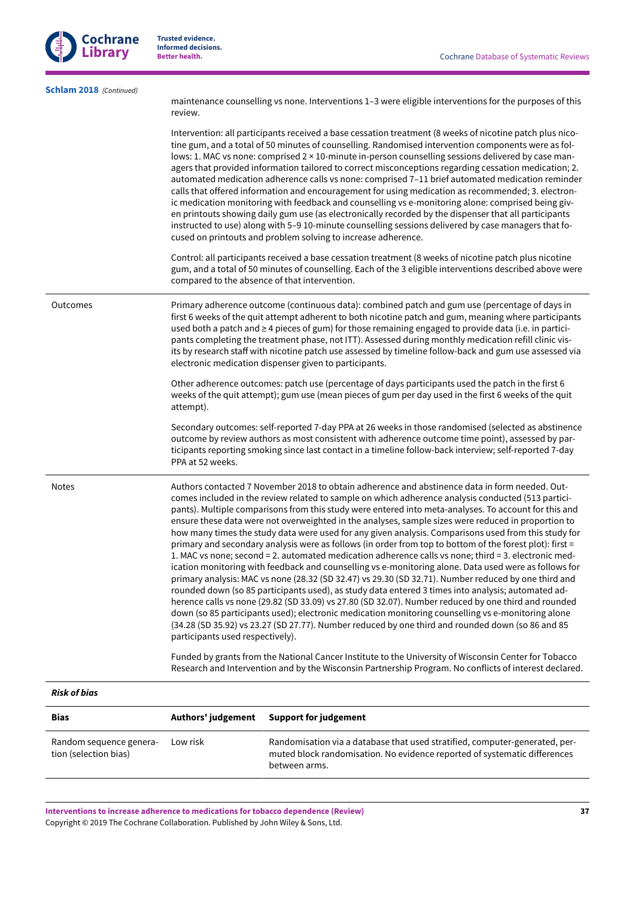**Schlam 2018** *(Continued)*

| | |
|---|---|
| | maintenance counselling vs none. Interventions 1–3 were eligible interventions for the purposes of this review.<br><br>Intervention: all participants received a base cessation treatment (8 weeks of nicotine patch plus nicotine gum, and a total of 50 minutes of counselling. Randomised intervention components were as follows: 1. MAC vs none: comprised 2 × 10-minute in-person counselling sessions delivered by case managers that provided information tailored to correct misconceptions regarding cessation medication; 2. automated medication adherence calls vs none: comprised 7–11 brief automated medication reminder calls that offered information and encouragement for using medication as recommended; 3. electronic medication monitoring with feedback and counselling vs e-monitoring alone: comprised being given printouts showing daily gum use (as electronically recorded by the dispenser that all participants instructed to use) along with 5–9 10-minute counselling sessions delivered by case managers that focused on printouts and problem solving to increase adherence.<br><br>Control: all participants received a base cessation treatment (8 weeks of nicotine patch plus nicotine gum, and a total of 50 minutes of counselling. Each of the 3 eligible interventions described above were compared to the absence of that intervention. |
| Outcomes | Primary adherence outcome (continuous data): combined patch and gum use (percentage of days in first 6 weeks of the quit attempt adherent to both nicotine patch and gum, meaning where participants used both a patch and ≥ 4 pieces of gum) for those remaining engaged to provide data (i.e. in participants completing the treatment phase, not ITT). Assessed during monthly medication refill clinic visits by research staff with nicotine patch use assessed by timeline follow-back and gum use assessed via electronic medication dispenser given to participants.<br><br>Other adherence outcomes: patch use (percentage of days participants used the patch in the first 6 weeks of the quit attempt); gum use (mean pieces of gum per day used in the first 6 weeks of the quit attempt).<br><br>Secondary outcomes: self-reported 7-day PPA at 26 weeks in those randomised (selected as abstinence outcome by review authors as most consistent with adherence outcome time point), assessed by participants reporting smoking since last contact in a timeline follow-back interview; self-reported 7-day PPA at 52 weeks. |
| Notes | Authors contacted 7 November 2018 to obtain adherence and abstinence data in form needed. Outcomes included in the review related to sample on which adherence analysis conducted (513 participants). Multiple comparisons from this study were entered into meta-analyses. To account for this and ensure these data were not overweighted in the analyses, sample sizes were reduced in proportion to how many times the study data were used for any given analysis. Comparisons used from this study for primary and secondary analysis were as follows (in order from top to bottom of the forest plot): first = 1. MAC vs none; second = 2. automated medication adherence calls vs none; third = 3. electronic medication monitoring with feedback and counselling vs e-monitoring alone. Data used were as follows for primary analysis: MAC vs none (28.32 (SD 32.47) vs 29.30 (SD 32.71). Number reduced by one third and rounded down (so 85 participants used), as study data entered 3 times into analysis; automated adherence calls vs none (29.82 (SD 33.09) vs 27.80 (SD 32.07). Number reduced by one third and rounded down (so 85 participants used); electronic medication monitoring counselling vs e-monitoring alone (34.28 (SD 35.92) vs 23.27 (SD 27.77). Number reduced by one third and rounded down (so 86 and 85 participants used respectively).<br><br>Funded by grants from the National Cancer Institute to the University of Wisconsin Center for Tobacco Research and Intervention and by the Wisconsin Partnership Program. No conflicts of interest declared. |

***Risk of bias***

| Bias | Authors' judgement | Support for judgement |
|---|---|---|
| Random sequence generation (selection bias) | Low risk | Randomisation via a database that used stratified, computer-generated, permuted block randomisation. No evidence reported of systematic differences between arms. |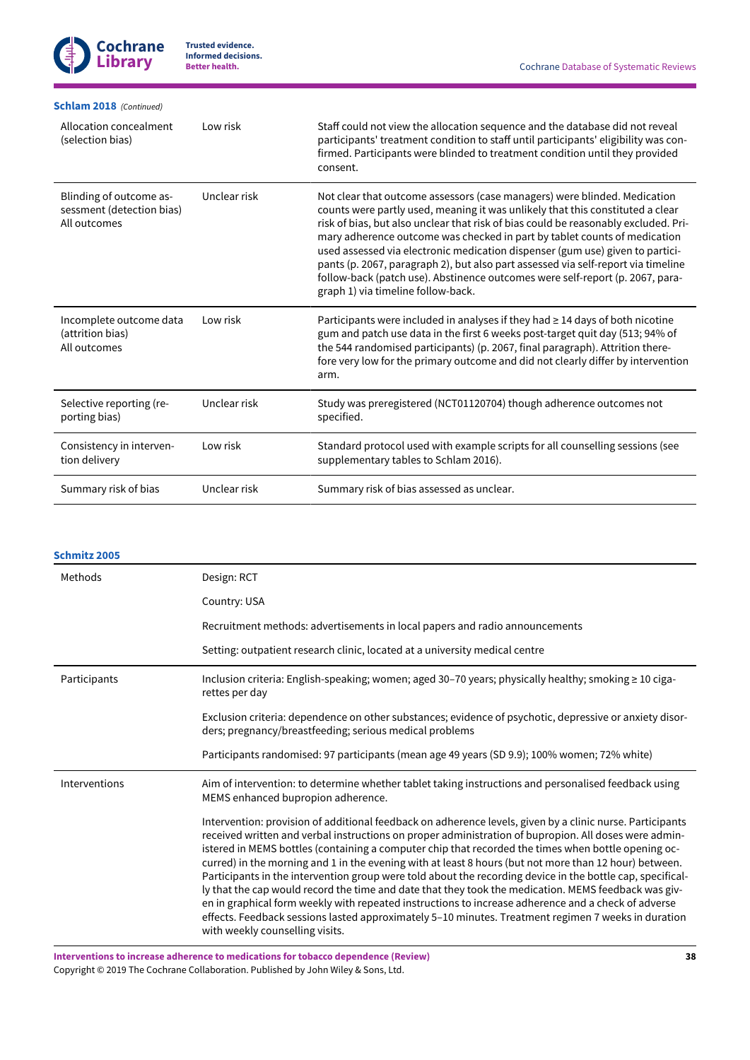**Schlam 2018** *(Continued)*

| | | |
|---|---|---|
| Allocation concealment (selection bias) | Low risk | Staff could not view the allocation sequence and the database did not reveal participants' treatment condition to staff until participants' eligibility was confirmed. Participants were blinded to treatment condition until they provided consent. |
| Blinding of outcome assessment (detection bias) All outcomes | Unclear risk | Not clear that outcome assessors (case managers) were blinded. Medication counts were partly used, meaning it was unlikely that this constituted a clear risk of bias, but also unclear that risk of bias could be reasonably excluded. Primary adherence outcome was checked in part by tablet counts of medication used assessed via electronic medication dispenser (gum use) given to participants (p. 2067, paragraph 2), but also part assessed via self-report via timeline follow-back (patch use). Abstinence outcomes were self-report (p. 2067, paragraph 1) via timeline follow-back. |
| Incomplete outcome data (attrition bias) All outcomes | Low risk | Participants were included in analyses if they had ≥ 14 days of both nicotine gum and patch use data in the first 6 weeks post-target quit day (513; 94% of the 544 randomised participants) (p. 2067, final paragraph). Attrition therefore very low for the primary outcome and did not clearly differ by intervention arm. |
| Selective reporting (reporting bias) | Unclear risk | Study was preregistered (NCT01120704) though adherence outcomes not specified. |
| Consistency in intervention delivery | Low risk | Standard protocol used with example scripts for all counselling sessions (see supplementary tables to Schlam 2016). |
| Summary risk of bias | Unclear risk | Summary risk of bias assessed as unclear. |

**Schmitz 2005**

| | |
|---|---|
| Methods | Design: RCT<br><br>Country: USA<br><br>Recruitment methods: advertisements in local papers and radio announcements<br><br>Setting: outpatient research clinic, located at a university medical centre |
| Participants | Inclusion criteria: English-speaking; women; aged 30–70 years; physically healthy; smoking ≥ 10 cigarettes per day<br><br>Exclusion criteria: dependence on other substances; evidence of psychotic, depressive or anxiety disorders; pregnancy/breastfeeding; serious medical problems<br><br>Participants randomised: 97 participants (mean age 49 years (SD 9.9); 100% women; 72% white) |
| Interventions | Aim of intervention: to determine whether tablet taking instructions and personalised feedback using MEMS enhanced bupropion adherence.<br><br>Intervention: provision of additional feedback on adherence levels, given by a clinic nurse. Participants received written and verbal instructions on proper administration of bupropion. All doses were administered in MEMS bottles (containing a computer chip that recorded the times when bottle opening occurred) in the morning and 1 in the evening with at least 8 hours (but not more than 12 hour) between. Participants in the intervention group were told about the recording device in the bottle cap, specifically that the cap would record the time and date that they took the medication. MEMS feedback was given in graphical form weekly with repeated instructions to increase adherence and a check of adverse effects. Feedback sessions lasted approximately 5–10 minutes. Treatment regimen 7 weeks in duration with weekly counselling visits. |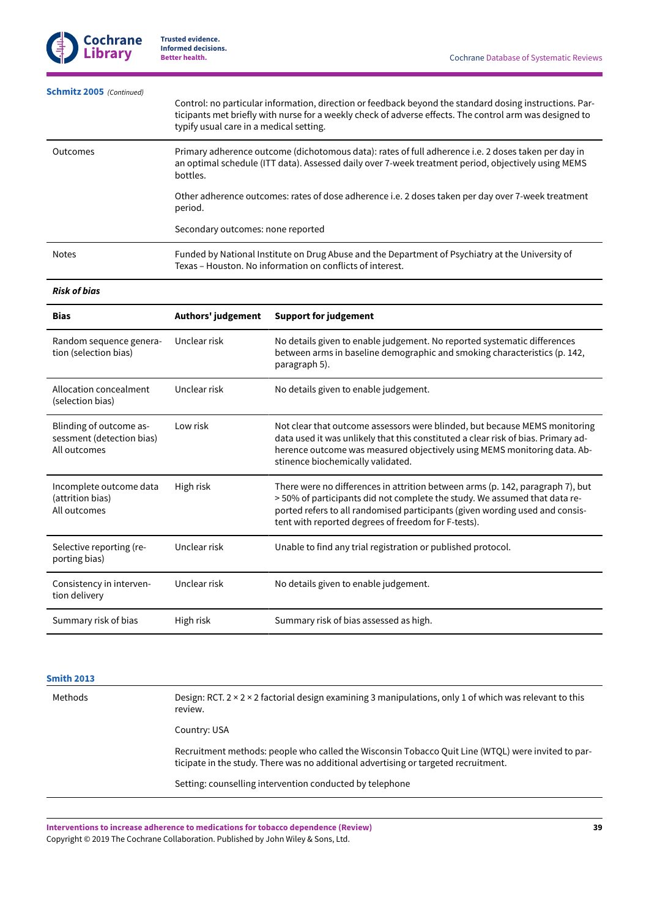**Schmitz 2005** *(Continued)*

| | |
|---|---|
| | Control: no particular information, direction or feedback beyond the standard dosing instructions. Participants met briefly with nurse for a weekly check of adverse effects. The control arm was designed to typify usual care in a medical setting. |
| Outcomes | Primary adherence outcome (dichotomous data): rates of full adherence i.e. 2 doses taken per day in an optimal schedule (ITT data). Assessed daily over 7-week treatment period, objectively using MEMS bottles.<br><br>Other adherence outcomes: rates of dose adherence i.e. 2 doses taken per day over 7-week treatment period.<br><br>Secondary outcomes: none reported |
| Notes | Funded by National Institute on Drug Abuse and the Department of Psychiatry at the University of Texas – Houston. No information on conflicts of interest. |

***Risk of bias***

| Bias | Authors' judgement | Support for judgement |
|---|---|---|
| Random sequence generation (selection bias) | Unclear risk | No details given to enable judgement. No reported systematic differences between arms in baseline demographic and smoking characteristics (p. 142, paragraph 5). |
| Allocation concealment (selection bias) | Unclear risk | No details given to enable judgement. |
| Blinding of outcome assessment (detection bias)<br>All outcomes | Low risk | Not clear that outcome assessors were blinded, but because MEMS monitoring data used it was unlikely that this constituted a clear risk of bias. Primary adherence outcome was measured objectively using MEMS monitoring data. Abstinence biochemically validated. |
| Incomplete outcome data (attrition bias)<br>All outcomes | High risk | There were no differences in attrition between arms (p. 142, paragraph 7), but > 50% of participants did not complete the study. We assumed that data reported refers to all randomised participants (given wording used and consistent with reported degrees of freedom for F-tests). |
| Selective reporting (reporting bias) | Unclear risk | Unable to find any trial registration or published protocol. |
| Consistency in intervention delivery | Unclear risk | No details given to enable judgement. |
| Summary risk of bias | High risk | Summary risk of bias assessed as high. |

**Smith 2013**

| | |
|---|---|
| Methods | Design: RCT. 2 × 2 × 2 factorial design examining 3 manipulations, only 1 of which was relevant to this review.<br><br>Country: USA<br><br>Recruitment methods: people who called the Wisconsin Tobacco Quit Line (WTQL) were invited to participate in the study. There was no additional advertising or targeted recruitment.<br><br>Setting: counselling intervention conducted by telephone |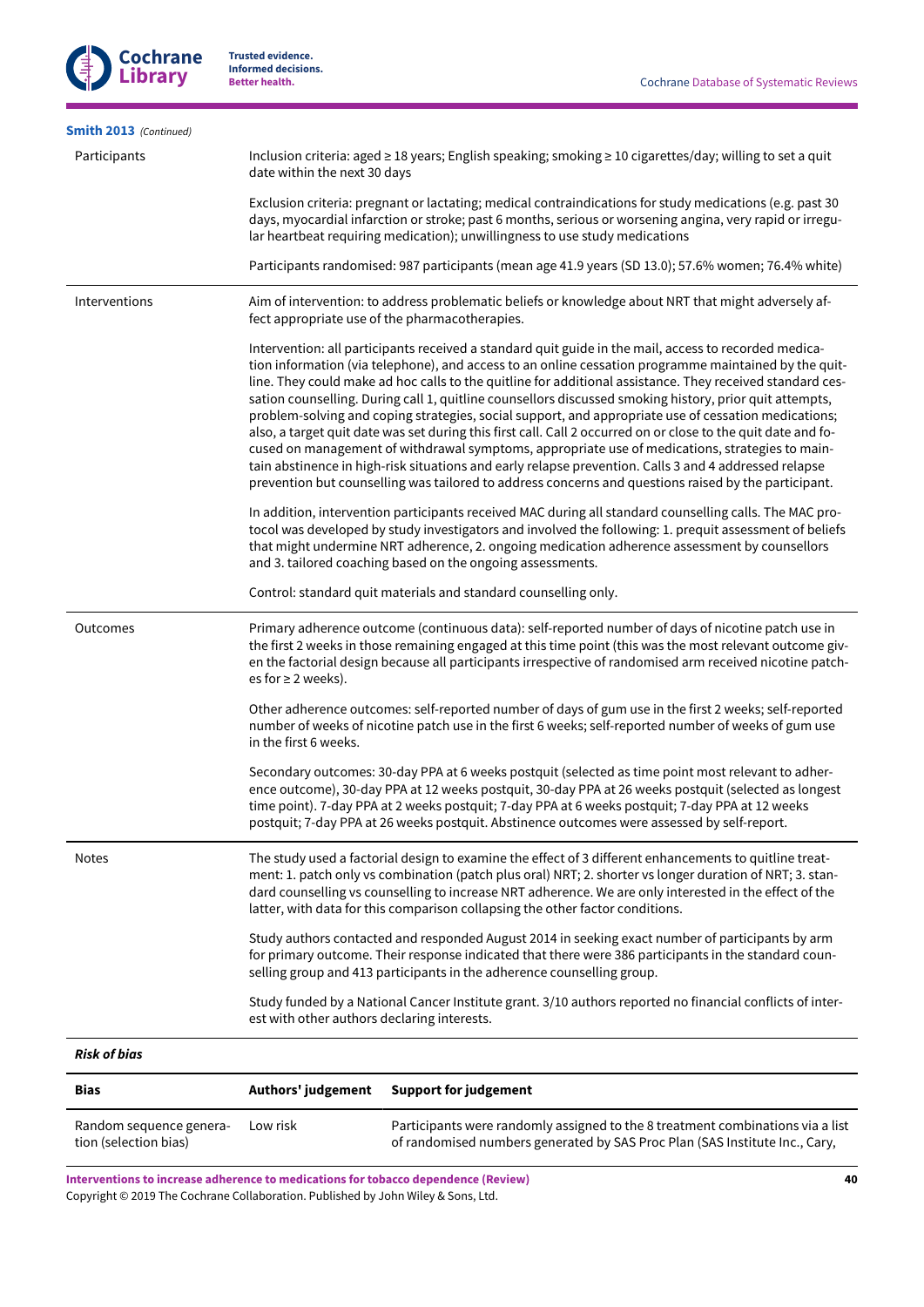**Smith 2013** *(Continued)*

| | |
|---|---|
| Participants | Inclusion criteria: aged ≥ 18 years; English speaking; smoking ≥ 10 cigarettes/day; willing to set a quit date within the next 30 days<br><br>Exclusion criteria: pregnant or lactating; medical contraindications for study medications (e.g. past 30 days, myocardial infarction or stroke; past 6 months, serious or worsening angina, very rapid or irregular heartbeat requiring medication); unwillingness to use study medications<br><br>Participants randomised: 987 participants (mean age 41.9 years (SD 13.0); 57.6% women; 76.4% white) |
| Interventions | Aim of intervention: to address problematic beliefs or knowledge about NRT that might adversely affect appropriate use of the pharmacotherapies.<br><br>Intervention: all participants received a standard quit guide in the mail, access to recorded medication information (via telephone), and access to an online cessation programme maintained by the quitline. They could make ad hoc calls to the quitline for additional assistance. They received standard cessation counselling. During call 1, quitline counsellors discussed smoking history, prior quit attempts, problem-solving and coping strategies, social support, and appropriate use of cessation medications; also, a target quit date was set during this first call. Call 2 occurred on or close to the quit date and focused on management of withdrawal symptoms, appropriate use of medications, strategies to maintain abstinence in high-risk situations and early relapse prevention. Calls 3 and 4 addressed relapse prevention but counselling was tailored to address concerns and questions raised by the participant.<br><br>In addition, intervention participants received MAC during all standard counselling calls. The MAC protocol was developed by study investigators and involved the following: 1. prequit assessment of beliefs that might undermine NRT adherence, 2. ongoing medication adherence assessment by counsellors and 3. tailored coaching based on the ongoing assessments.<br><br>Control: standard quit materials and standard counselling only. |
| Outcomes | Primary adherence outcome (continuous data): self-reported number of days of nicotine patch use in the first 2 weeks in those remaining engaged at this time point (this was the most relevant outcome given the factorial design because all participants irrespective of randomised arm received nicotine patches for ≥ 2 weeks).<br><br>Other adherence outcomes: self-reported number of days of gum use in the first 2 weeks; self-reported number of weeks of nicotine patch use in the first 6 weeks; self-reported number of weeks of gum use in the first 6 weeks.<br><br>Secondary outcomes: 30-day PPA at 6 weeks postquit (selected as time point most relevant to adherence outcome), 30-day PPA at 12 weeks postquit, 30-day PPA at 26 weeks postquit (selected as longest time point). 7-day PPA at 2 weeks postquit; 7-day PPA at 6 weeks postquit; 7-day PPA at 12 weeks postquit; 7-day PPA at 26 weeks postquit. Abstinence outcomes were assessed by self-report. |
| Notes | The study used a factorial design to examine the effect of 3 different enhancements to quitline treatment: 1. patch only vs combination (patch plus oral) NRT; 2. shorter vs longer duration of NRT; 3. standard counselling vs counselling to increase NRT adherence. We are only interested in the effect of the latter, with data for this comparison collapsing the other factor conditions.<br><br>Study authors contacted and responded August 2014 in seeking exact number of participants by arm for primary outcome. Their response indicated that there were 386 participants in the standard counselling group and 413 participants in the adherence counselling group.<br><br>Study funded by a National Cancer Institute grant. 3/10 authors reported no financial conflicts of interest with other authors declaring interests. |

***Risk of bias***

| Bias | Authors' judgement | Support for judgement |
|---|---|---|
| Random sequence generation (selection bias) | Low risk | Participants were randomly assigned to the 8 treatment combinations via a list of randomised numbers generated by SAS Proc Plan (SAS Institute Inc., Cary, |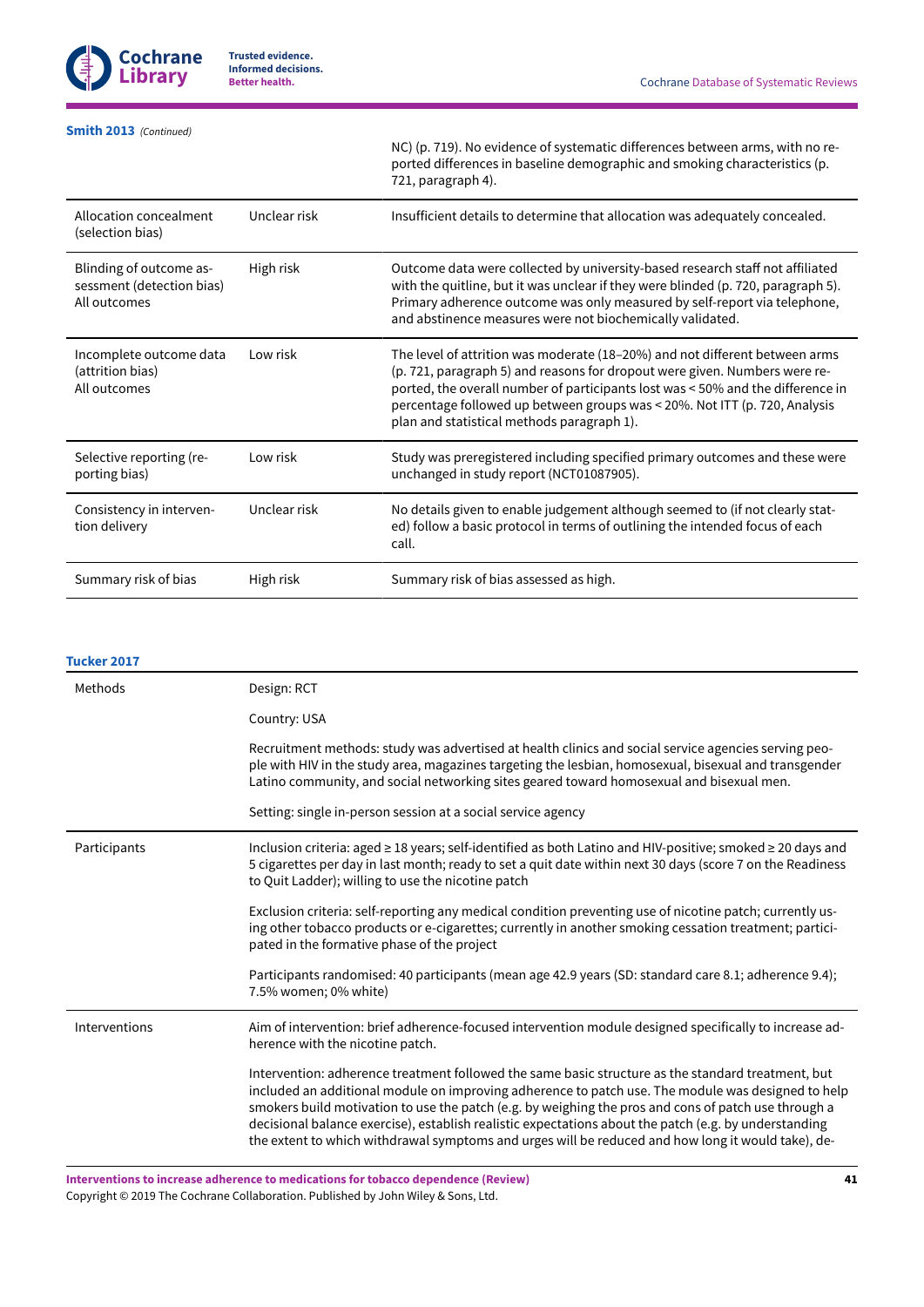**Smith 2013** *(Continued)*

| | | |
|---|---|---|
| | | NC) (p. 719). No evidence of systematic differences between arms, with no reported differences in baseline demographic and smoking characteristics (p. 721, paragraph 4). |
| Allocation concealment (selection bias) | Unclear risk | Insufficient details to determine that allocation was adequately concealed. |
| Blinding of outcome assessment (detection bias) All outcomes | High risk | Outcome data were collected by university-based research staff not affiliated with the quitline, but it was unclear if they were blinded (p. 720, paragraph 5). Primary adherence outcome was only measured by self-report via telephone, and abstinence measures were not biochemically validated. |
| Incomplete outcome data (attrition bias) All outcomes | Low risk | The level of attrition was moderate (18–20%) and not different between arms (p. 721, paragraph 5) and reasons for dropout were given. Numbers were reported, the overall number of participants lost was < 50% and the difference in percentage followed up between groups was < 20%. Not ITT (p. 720, Analysis plan and statistical methods paragraph 1). |
| Selective reporting (reporting bias) | Low risk | Study was preregistered including specified primary outcomes and these were unchanged in study report (NCT01087905). |
| Consistency in intervention delivery | Unclear risk | No details given to enable judgement although seemed to (if not clearly stated) follow a basic protocol in terms of outlining the intended focus of each call. |
| Summary risk of bias | High risk | Summary risk of bias assessed as high. |

**Tucker 2017**

| | |
|---|---|
| Methods | Design: RCT<br><br>Country: USA<br><br>Recruitment methods: study was advertised at health clinics and social service agencies serving people with HIV in the study area, magazines targeting the lesbian, homosexual, bisexual and transgender Latino community, and social networking sites geared toward homosexual and bisexual men.<br><br>Setting: single in-person session at a social service agency |
| Participants | Inclusion criteria: aged ≥ 18 years; self-identified as both Latino and HIV-positive; smoked ≥ 20 days and 5 cigarettes per day in last month; ready to set a quit date within next 30 days (score 7 on the Readiness to Quit Ladder); willing to use the nicotine patch<br><br>Exclusion criteria: self-reporting any medical condition preventing use of nicotine patch; currently using other tobacco products or e-cigarettes; currently in another smoking cessation treatment; participated in the formative phase of the project<br><br>Participants randomised: 40 participants (mean age 42.9 years (SD: standard care 8.1; adherence 9.4); 7.5% women; 0% white) |
| Interventions | Aim of intervention: brief adherence-focused intervention module designed specifically to increase adherence with the nicotine patch.<br><br>Intervention: adherence treatment followed the same basic structure as the standard treatment, but included an additional module on improving adherence to patch use. The module was designed to help smokers build motivation to use the patch (e.g. by weighing the pros and cons of patch use through a decisional balance exercise), establish realistic expectations about the patch (e.g. by understanding the extent to which withdrawal symptoms and urges will be reduced and how long it would take), de- |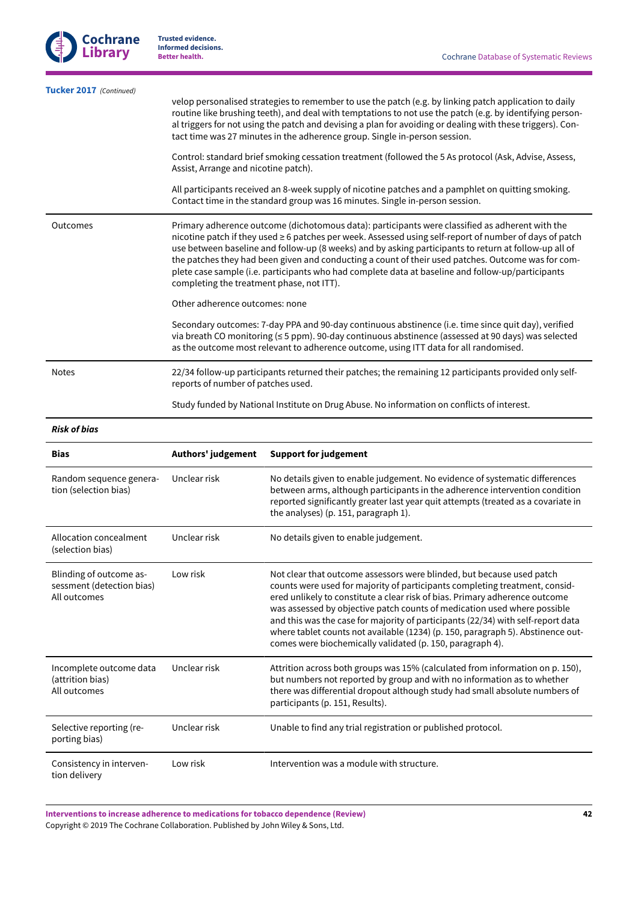**Tucker 2017** *(Continued)*

| | |
|---|---|
| | velop personalised strategies to remember to use the patch (e.g. by linking patch application to daily routine like brushing teeth), and deal with temptations to not use the patch (e.g. by identifying personal triggers for not using the patch and devising a plan for avoiding or dealing with these triggers). Contact time was 27 minutes in the adherence group. Single in-person session.<br><br>Control: standard brief smoking cessation treatment (followed the 5 As protocol (Ask, Advise, Assess, Assist, Arrange and nicotine patch).<br><br>All participants received an 8-week supply of nicotine patches and a pamphlet on quitting smoking. Contact time in the standard group was 16 minutes. Single in-person session. |
| Outcomes | Primary adherence outcome (dichotomous data): participants were classified as adherent with the nicotine patch if they used ≥ 6 patches per week. Assessed using self-report of number of days of patch use between baseline and follow-up (8 weeks) and by asking participants to return at follow-up all of the patches they had been given and conducting a count of their used patches. Outcome was for complete case sample (i.e. participants who had complete data at baseline and follow-up/participants completing the treatment phase, not ITT).<br><br>Other adherence outcomes: none<br><br>Secondary outcomes: 7-day PPA and 90-day continuous abstinence (i.e. time since quit day), verified via breath CO monitoring (≤ 5 ppm). 90-day continuous abstinence (assessed at 90 days) was selected as the outcome most relevant to adherence outcome, using ITT data for all randomised. |
| Notes | 22/34 follow-up participants returned their patches; the remaining 12 participants provided only self-reports of number of patches used.<br><br>Study funded by National Institute on Drug Abuse. No information on conflicts of interest. |

***Risk of bias***

| Bias | Authors' judgement | Support for judgement |
|---|---|---|
| Random sequence generation (selection bias) | Unclear risk | No details given to enable judgement. No evidence of systematic differences between arms, although participants in the adherence intervention condition reported significantly greater last year quit attempts (treated as a covariate in the analyses) (p. 151, paragraph 1). |
| Allocation concealment (selection bias) | Unclear risk | No details given to enable judgement. |
| Blinding of outcome assessment (detection bias)<br>All outcomes | Low risk | Not clear that outcome assessors were blinded, but because used patch counts were used for majority of participants completing treatment, considered unlikely to constitute a clear risk of bias. Primary adherence outcome was assessed by objective patch counts of medication used where possible and this was the case for majority of participants (22/34) with self-report data where tablet counts not available (1234) (p. 150, paragraph 5). Abstinence outcomes were biochemically validated (p. 150, paragraph 4). |
| Incomplete outcome data (attrition bias)<br>All outcomes | Unclear risk | Attrition across both groups was 15% (calculated from information on p. 150), but numbers not reported by group and with no information as to whether there was differential dropout although study had small absolute numbers of participants (p. 151, Results). |
| Selective reporting (reporting bias) | Unclear risk | Unable to find any trial registration or published protocol. |
| Consistency in intervention delivery | Low risk | Intervention was a module with structure. |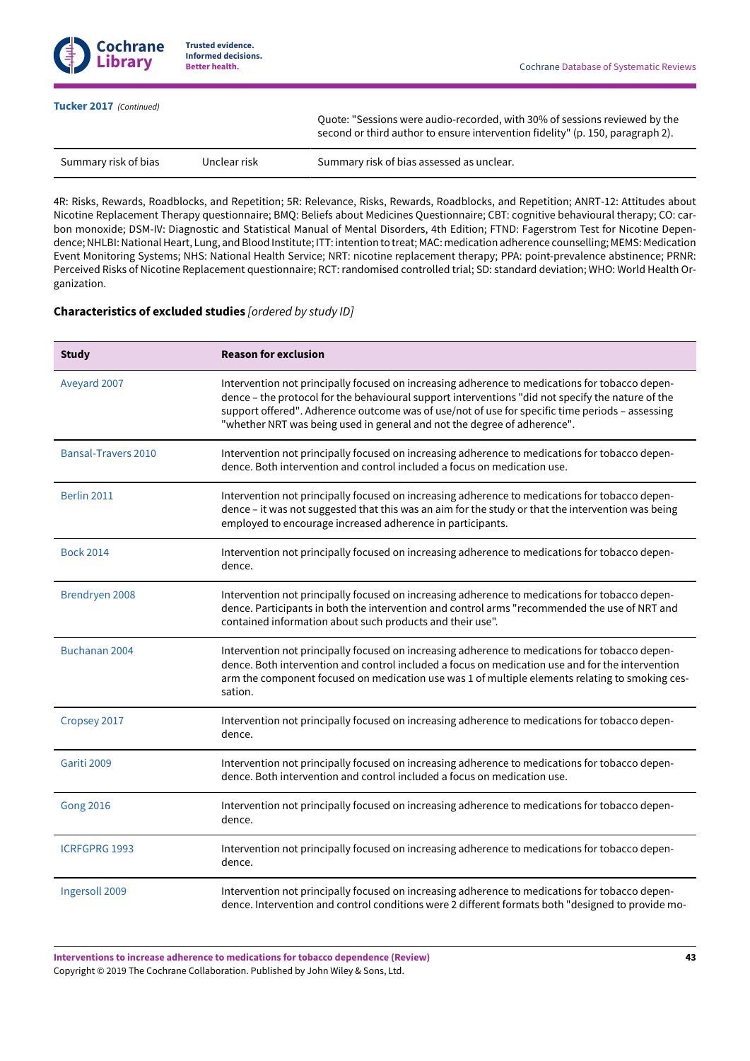**Tucker 2017** *(Continued)*

| | | |
|---|---|---|
| | | Quote: "Sessions were audio-recorded, with 30% of sessions reviewed by the second or third author to ensure intervention fidelity" (p. 150, paragraph 2). |
| Summary risk of bias | Unclear risk | Summary risk of bias assessed as unclear. |

4R: Risks, Rewards, Roadblocks, and Repetition; 5R: Relevance, Risks, Rewards, Roadblocks, and Repetition; ANRT-12: Attitudes about Nicotine Replacement Therapy questionnaire; BMQ: Beliefs about Medicines Questionnaire; CBT: cognitive behavioural therapy; CO: carbon monoxide; DSM-IV: Diagnostic and Statistical Manual of Mental Disorders, 4th Edition; FTND: Fagerstrom Test for Nicotine Dependence; NHLBI: National Heart, Lung, and Blood Institute; ITT: intention to treat; MAC: medication adherence counselling; MEMS: Medication Event Monitoring Systems; NHS: National Health Service; NRT: nicotine replacement therapy; PPA: point-prevalence abstinence; PRNR: Perceived Risks of Nicotine Replacement questionnaire; RCT: randomised controlled trial; SD: standard deviation; WHO: World Health Organization.

### Characteristics of excluded studies *[ordered by study ID]*

| Study | Reason for exclusion |
|---|---|
| Aveyard 2007 | Intervention not principally focused on increasing adherence to medications for tobacco dependence – the protocol for the behavioural support interventions "did not specify the nature of the support offered". Adherence outcome was of use/not of use for specific time periods – assessing "whether NRT was being used in general and not the degree of adherence". |
| Bansal-Travers 2010 | Intervention not principally focused on increasing adherence to medications for tobacco dependence. Both intervention and control included a focus on medication use. |
| Berlin 2011 | Intervention not principally focused on increasing adherence to medications for tobacco dependence – it was not suggested that this was an aim for the study or that the intervention was being employed to encourage increased adherence in participants. |
| Bock 2014 | Intervention not principally focused on increasing adherence to medications for tobacco dependence. |
| Brendryen 2008 | Intervention not principally focused on increasing adherence to medications for tobacco dependence. Participants in both the intervention and control arms "recommended the use of NRT and contained information about such products and their use". |
| Buchanan 2004 | Intervention not principally focused on increasing adherence to medications for tobacco dependence. Both intervention and control included a focus on medication use and for the intervention arm the component focused on medication use was 1 of multiple elements relating to smoking cessation. |
| Cropsey 2017 | Intervention not principally focused on increasing adherence to medications for tobacco dependence. |
| Gariti 2009 | Intervention not principally focused on increasing adherence to medications for tobacco dependence. Both intervention and control included a focus on medication use. |
| Gong 2016 | Intervention not principally focused on increasing adherence to medications for tobacco dependence. |
| ICRFGPRG 1993 | Intervention not principally focused on increasing adherence to medications for tobacco dependence. |
| Ingersoll 2009 | Intervention not principally focused on increasing adherence to medications for tobacco dependence. Intervention and control conditions were 2 different formats both "designed to provide mo- |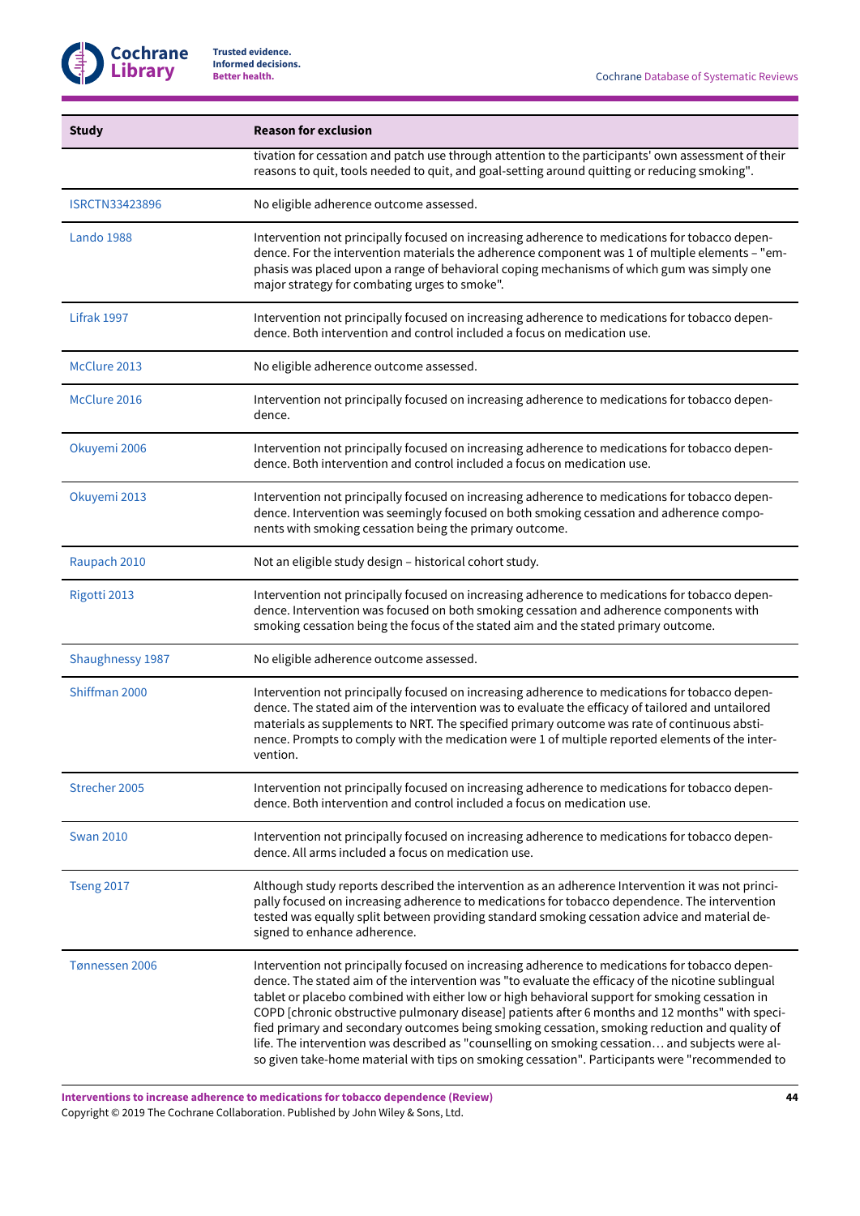| Study | Reason for exclusion |
|---|---|
| | tivation for cessation and patch use through attention to the participants' own assessment of their reasons to quit, tools needed to quit, and goal-setting around quitting or reducing smoking". |
| ISRCTN33423896 | No eligible adherence outcome assessed. |
| Lando 1988 | Intervention not principally focused on increasing adherence to medications for tobacco dependence. For the intervention materials the adherence component was 1 of multiple elements – "emphasis was placed upon a range of behavioral coping mechanisms of which gum was simply one major strategy for combating urges to smoke". |
| Lifrak 1997 | Intervention not principally focused on increasing adherence to medications for tobacco dependence. Both intervention and control included a focus on medication use. |
| McClure 2013 | No eligible adherence outcome assessed. |
| McClure 2016 | Intervention not principally focused on increasing adherence to medications for tobacco dependence. |
| Okuyemi 2006 | Intervention not principally focused on increasing adherence to medications for tobacco dependence. Both intervention and control included a focus on medication use. |
| Okuyemi 2013 | Intervention not principally focused on increasing adherence to medications for tobacco dependence. Intervention was seemingly focused on both smoking cessation and adherence components with smoking cessation being the primary outcome. |
| Raupach 2010 | Not an eligible study design – historical cohort study. |
| Rigotti 2013 | Intervention not principally focused on increasing adherence to medications for tobacco dependence. Intervention was focused on both smoking cessation and adherence components with smoking cessation being the focus of the stated aim and the stated primary outcome. |
| Shaughnessy 1987 | No eligible adherence outcome assessed. |
| Shiffman 2000 | Intervention not principally focused on increasing adherence to medications for tobacco dependence. The stated aim of the intervention was to evaluate the efficacy of tailored and untailored materials as supplements to NRT. The specified primary outcome was rate of continuous abstinence. Prompts to comply with the medication were 1 of multiple reported elements of the intervention. |
| Strecher 2005 | Intervention not principally focused on increasing adherence to medications for tobacco dependence. Both intervention and control included a focus on medication use. |
| Swan 2010 | Intervention not principally focused on increasing adherence to medications for tobacco dependence. All arms included a focus on medication use. |
| Tseng 2017 | Although study reports described the intervention as an adherence Intervention it was not principally focused on increasing adherence to medications for tobacco dependence. The intervention tested was equally split between providing standard smoking cessation advice and material designed to enhance adherence. |
| Tønnessen 2006 | Intervention not principally focused on increasing adherence to medications for tobacco dependence. The stated aim of the intervention was "to evaluate the efficacy of the nicotine sublingual tablet or placebo combined with either low or high behavioral support for smoking cessation in COPD [chronic obstructive pulmonary disease] patients after 6 months and 12 months" with specified primary and secondary outcomes being smoking cessation, smoking reduction and quality of life. The intervention was described as "counselling on smoking cessation… and subjects were also given take-home material with tips on smoking cessation". Participants were "recommended to |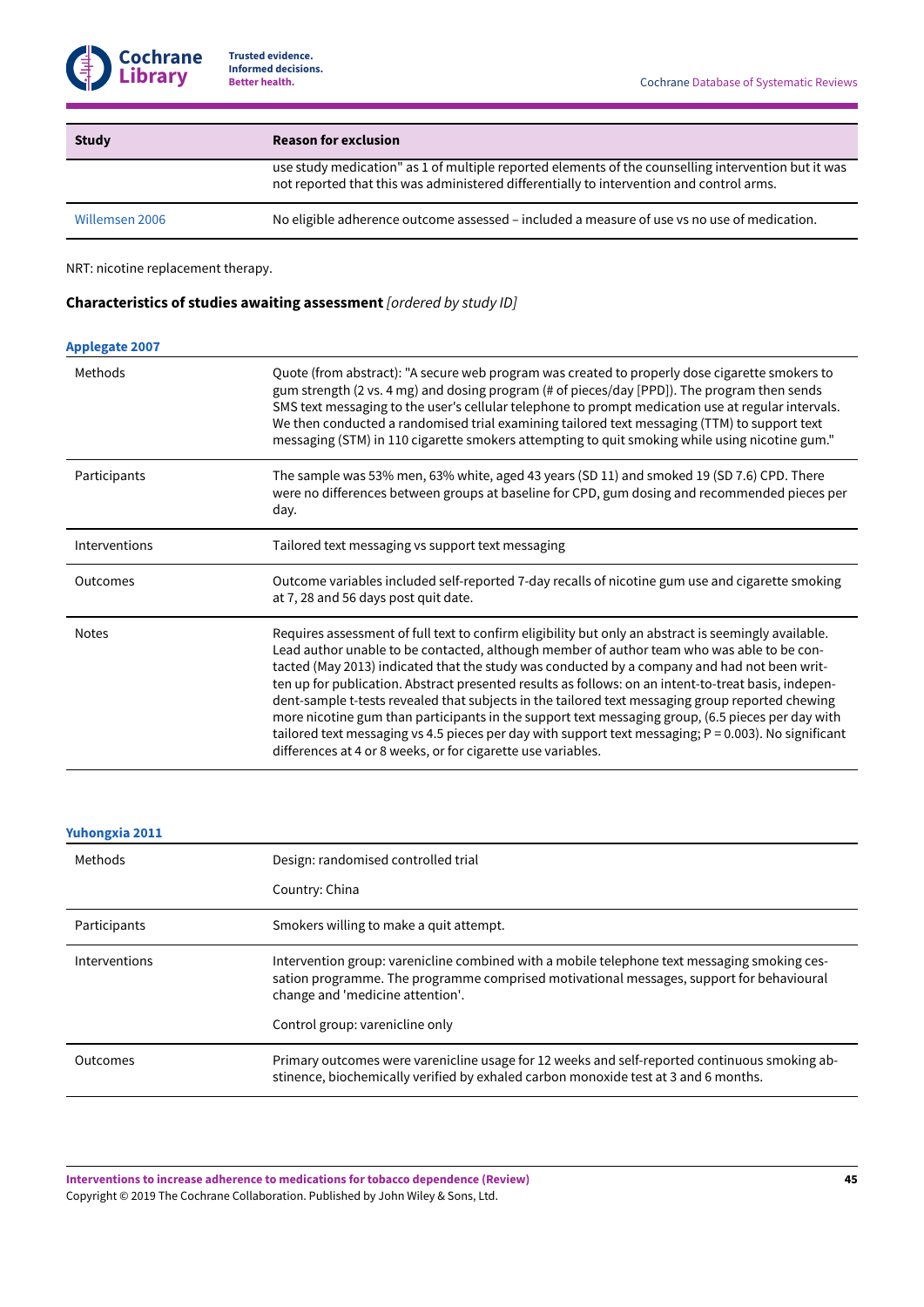| Study | Reason for exclusion |
| --- | --- |
| | use study medication" as 1 of multiple reported elements of the counselling intervention but it was not reported that this was administered differentially to intervention and control arms. |
| Willemsen 2006 | No eligible adherence outcome assessed – included a measure of use vs no use of medication. |

NRT: nicotine replacement therapy.

### Characteristics of studies awaiting assessment *[ordered by study ID]*

**Applegate 2007**

| | |
| --- | --- |
| Methods | Quote (from abstract): "A secure web program was created to properly dose cigarette smokers to gum strength (2 vs. 4 mg) and dosing program (# of pieces/day [PPD]). The program then sends SMS text messaging to the user's cellular telephone to prompt medication use at regular intervals. We then conducted a randomised trial examining tailored text messaging (TTM) to support text messaging (STM) in 110 cigarette smokers attempting to quit smoking while using nicotine gum." |
| Participants | The sample was 53% men, 63% white, aged 43 years (SD 11) and smoked 19 (SD 7.6) CPD. There were no differences between groups at baseline for CPD, gum dosing and recommended pieces per day. |
| Interventions | Tailored text messaging vs support text messaging |
| Outcomes | Outcome variables included self-reported 7-day recalls of nicotine gum use and cigarette smoking at 7, 28 and 56 days post quit date. |
| Notes | Requires assessment of full text to confirm eligibility but only an abstract is seemingly available. Lead author unable to be contacted, although member of author team who was able to be contacted (May 2013) indicated that the study was conducted by a company and had not been written up for publication. Abstract presented results as follows: on an intent-to-treat basis, independent-sample t-tests revealed that subjects in the tailored text messaging group reported chewing more nicotine gum than participants in the support text messaging group, (6.5 pieces per day with tailored text messaging vs 4.5 pieces per day with support text messaging; P = 0.003). No significant differences at 4 or 8 weeks, or for cigarette use variables. |

**Yuhongxia 2011**

| | |
| --- | --- |
| Methods | Design: randomised controlled trial<br><br>Country: China |
| Participants | Smokers willing to make a quit attempt. |
| Interventions | Intervention group: varenicline combined with a mobile telephone text messaging smoking cessation programme. The programme comprised motivational messages, support for behavioural change and 'medicine attention'.<br><br>Control group: varenicline only |
| Outcomes | Primary outcomes were varenicline usage for 12 weeks and self-reported continuous smoking abstinence, biochemically verified by exhaled carbon monoxide test at 3 and 6 months. |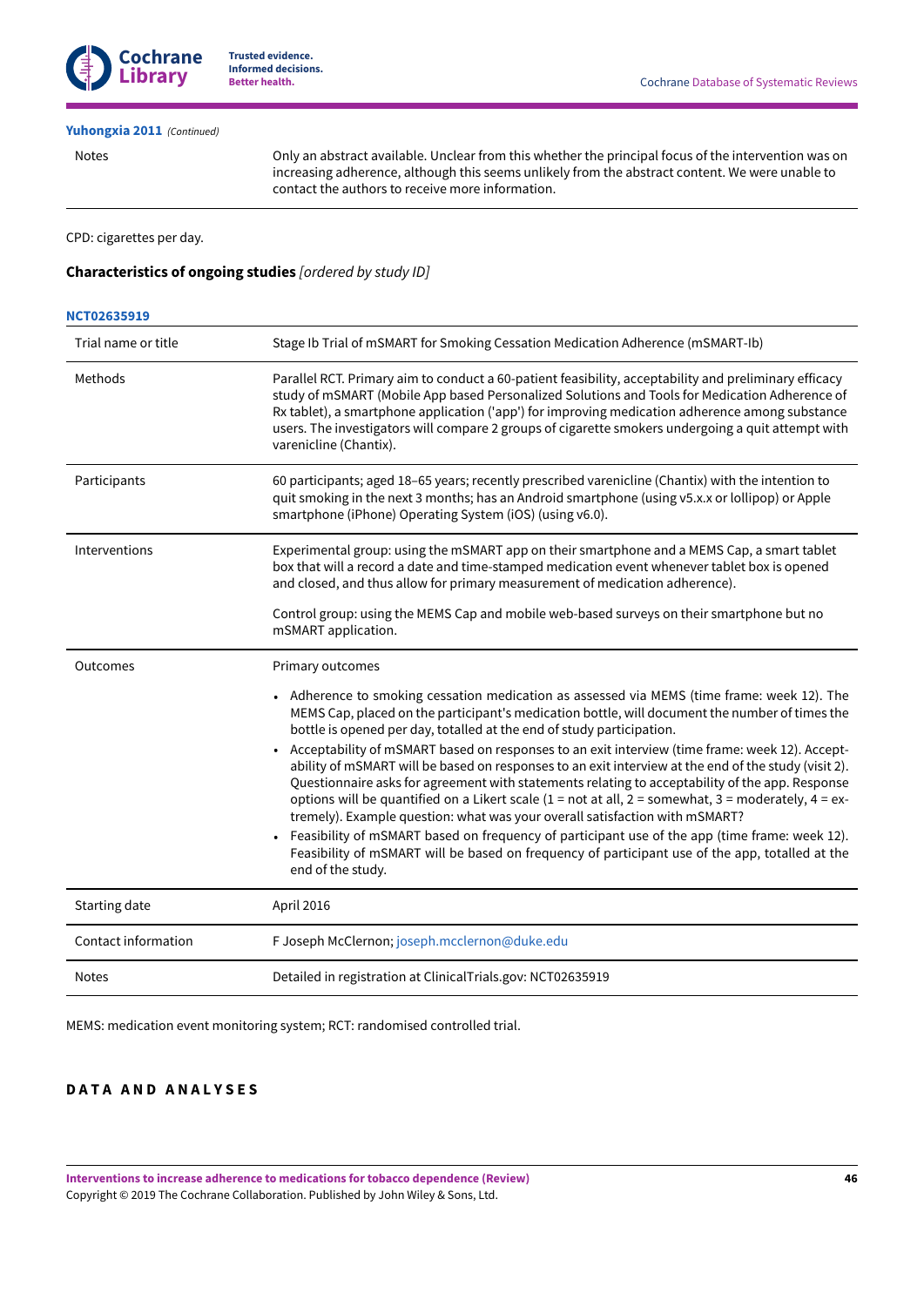**Yuhongxia 2011** *(Continued)*

| | |
|---|---|
| Notes | Only an abstract available. Unclear from this whether the principal focus of the intervention was on increasing adherence, although this seems unlikely from the abstract content. We were unable to contact the authors to receive more information. |

CPD: cigarettes per day.

### Characteristics of ongoing studies *[ordered by study ID]*

**NCT02635919**

| | |
|---|---|
| Trial name or title | Stage Ib Trial of mSMART for Smoking Cessation Medication Adherence (mSMART-Ib) |
| Methods | Parallel RCT. Primary aim to conduct a 60-patient feasibility, acceptability and preliminary efficacy study of mSMART (Mobile App based Personalized Solutions and Tools for Medication Adherence of Rx tablet), a smartphone application ('app') for improving medication adherence among substance users. The investigators will compare 2 groups of cigarette smokers undergoing a quit attempt with varenicline (Chantix). |
| Participants | 60 participants; aged 18–65 years; recently prescribed varenicline (Chantix) with the intention to quit smoking in the next 3 months; has an Android smartphone (using v5.x.x or lollipop) or Apple smartphone (iPhone) Operating System (iOS) (using v6.0). |
| Interventions | Experimental group: using the mSMART app on their smartphone and a MEMS Cap, a smart tablet box that will a record a date and time-stamped medication event whenever tablet box is opened and closed, and thus allow for primary measurement of medication adherence).<br><br>Control group: using the MEMS Cap and mobile web-based surveys on their smartphone but no mSMART application. |
| Outcomes | Primary outcomes<br><br>• Adherence to smoking cessation medication as assessed via MEMS (time frame: week 12). The MEMS Cap, placed on the participant's medication bottle, will document the number of times the bottle is opened per day, totalled at the end of study participation.<br>• Acceptability of mSMART based on responses to an exit interview (time frame: week 12). Acceptability of mSMART will be based on responses to an exit interview at the end of the study (visit 2). Questionnaire asks for agreement with statements relating to acceptability of the app. Response options will be quantified on a Likert scale (1 = not at all, 2 = somewhat, 3 = moderately, 4 = extremely). Example question: what was your overall satisfaction with mSMART?<br>• Feasibility of mSMART based on frequency of participant use of the app (time frame: week 12). Feasibility of mSMART will be based on frequency of participant use of the app, totalled at the end of the study. |
| Starting date | April 2016 |
| Contact information | F Joseph McClernon; joseph.mcclernon@duke.edu |
| Notes | Detailed in registration at ClinicalTrials.gov: NCT02635919 |

MEMS: medication event monitoring system; RCT: randomised controlled trial.

## DATA AND ANALYSES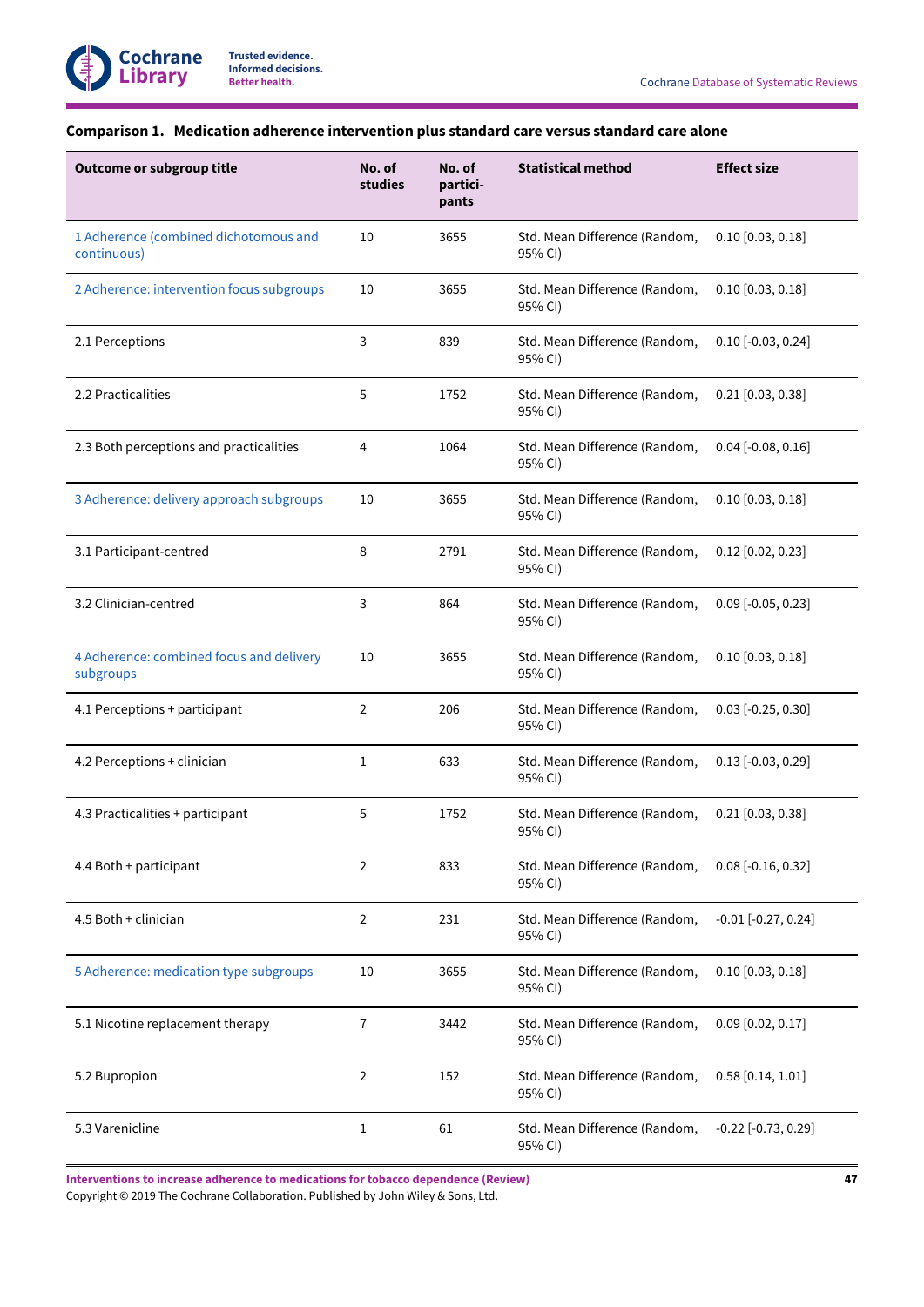### Comparison 1. Medication adherence intervention plus standard care versus standard care alone

| Outcome or subgroup title | No. of studies | No. of participants | Statistical method | Effect size |
|---|---|---|---|---|
| 1 Adherence (combined dichotomous and continuous) | 10 | 3655 | Std. Mean Difference (Random, 95% CI) | 0.10 [0.03, 0.18] |
| 2 Adherence: intervention focus subgroups | 10 | 3655 | Std. Mean Difference (Random, 95% CI) | 0.10 [0.03, 0.18] |
| 2.1 Perceptions | 3 | 839 | Std. Mean Difference (Random, 95% CI) | 0.10 [-0.03, 0.24] |
| 2.2 Practicalities | 5 | 1752 | Std. Mean Difference (Random, 95% CI) | 0.21 [0.03, 0.38] |
| 2.3 Both perceptions and practicalities | 4 | 1064 | Std. Mean Difference (Random, 95% CI) | 0.04 [-0.08, 0.16] |
| 3 Adherence: delivery approach subgroups | 10 | 3655 | Std. Mean Difference (Random, 95% CI) | 0.10 [0.03, 0.18] |
| 3.1 Participant-centred | 8 | 2791 | Std. Mean Difference (Random, 95% CI) | 0.12 [0.02, 0.23] |
| 3.2 Clinician-centred | 3 | 864 | Std. Mean Difference (Random, 95% CI) | 0.09 [-0.05, 0.23] |
| 4 Adherence: combined focus and delivery subgroups | 10 | 3655 | Std. Mean Difference (Random, 95% CI) | 0.10 [0.03, 0.18] |
| 4.1 Perceptions + participant | 2 | 206 | Std. Mean Difference (Random, 95% CI) | 0.03 [-0.25, 0.30] |
| 4.2 Perceptions + clinician | 1 | 633 | Std. Mean Difference (Random, 95% CI) | 0.13 [-0.03, 0.29] |
| 4.3 Practicalities + participant | 5 | 1752 | Std. Mean Difference (Random, 95% CI) | 0.21 [0.03, 0.38] |
| 4.4 Both + participant | 2 | 833 | Std. Mean Difference (Random, 95% CI) | 0.08 [-0.16, 0.32] |
| 4.5 Both + clinician | 2 | 231 | Std. Mean Difference (Random, 95% CI) | -0.01 [-0.27, 0.24] |
| 5 Adherence: medication type subgroups | 10 | 3655 | Std. Mean Difference (Random, 95% CI) | 0.10 [0.03, 0.18] |
| 5.1 Nicotine replacement therapy | 7 | 3442 | Std. Mean Difference (Random, 95% CI) | 0.09 [0.02, 0.17] |
| 5.2 Bupropion | 2 | 152 | Std. Mean Difference (Random, 95% CI) | 0.58 [0.14, 1.01] |
| 5.3 Varenicline | 1 | 61 | Std. Mean Difference (Random, 95% CI) | -0.22 [-0.73, 0.29] |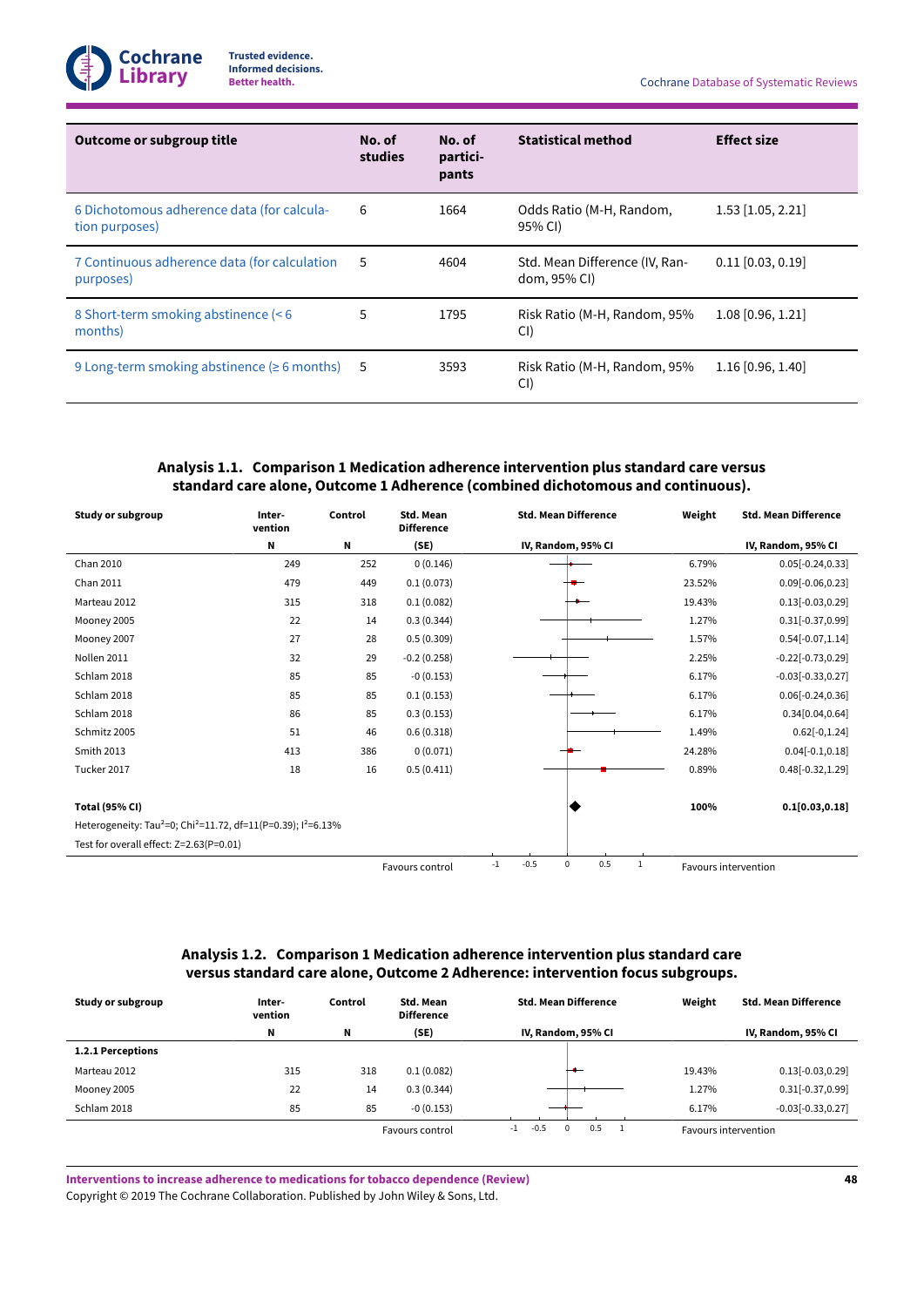| Outcome or subgroup title | No. of studies | No. of participants | Statistical method | Effect size |
|---|---|---|---|---|
| 6 Dichotomous adherence data (for calculation purposes) | 6 | 1664 | Odds Ratio (M-H, Random, 95% CI) | 1.53 [1.05, 2.21] |
| 7 Continuous adherence data (for calculation purposes) | 5 | 4604 | Std. Mean Difference (IV, Random, 95% CI) | 0.11 [0.03, 0.19] |
| 8 Short-term smoking abstinence (< 6 months) | 5 | 1795 | Risk Ratio (M-H, Random, 95% CI) | 1.08 [0.96, 1.21] |
| 9 Long-term smoking abstinence (≥ 6 months) | 5 | 3593 | Risk Ratio (M-H, Random, 95% CI) | 1.16 [0.96, 1.40] |

### Analysis 1.1. Comparison 1 Medication adherence intervention plus standard care versus standard care alone, Outcome 1 Adherence (combined dichotomous and continuous).

| Study or subgroup | Intervention N | Control N | Std. Mean Difference (SE) | Std. Mean Difference IV, Random, 95% CI | Weight | Std. Mean Difference IV, Random, 95% CI |
|---|---|---|---|---|---|---|
| Chan 2010 | 249 | 252 | 0 (0.146) | | 6.79% | 0.05[-0.24,0.33] |
| Chan 2011 | 479 | 449 | 0.1 (0.073) | | 23.52% | 0.09[-0.06,0.23] |
| Marteau 2012 | 315 | 318 | 0.1 (0.082) | | 19.43% | 0.13[-0.03,0.29] |
| Mooney 2005 | 22 | 14 | 0.3 (0.344) | | 1.27% | 0.31[-0.37,0.99] |
| Mooney 2007 | 27 | 28 | 0.5 (0.309) | | 1.57% | 0.54[-0.07,1.14] |
| Nollen 2011 | 32 | 29 | -0.2 (0.258) | | 2.25% | -0.22[-0.73,0.29] |
| Schlam 2018 | 85 | 85 | -0 (0.153) | | 6.17% | -0.03[-0.33,0.27] |
| Schlam 2018 | 85 | 85 | 0.1 (0.153) | | 6.17% | 0.06[-0.24,0.36] |
| Schlam 2018 | 86 | 85 | 0.3 (0.153) | | 6.17% | 0.34[0.04,0.64] |
| Schmitz 2005 | 51 | 46 | 0.6 (0.318) | | 1.49% | 0.62[-0,1.24] |
| Smith 2013 | 413 | 386 | 0 (0.071) | | 24.28% | 0.04[-0.1,0.18] |
| Tucker 2017 | 18 | 16 | 0.5 (0.411) | | 0.89% | 0.48[-0.32,1.29] |
| **Total (95% CI)** | | | | | **100%** | **0.1[0.03,0.18]** |
| Heterogeneity: $Tau^2$=0; $Chi^2$=11.72, df=11(P=0.39); $I^2$=6.13% | | | | | | |
| Test for overall effect: Z=2.63(P=0.01) | | | | | | |
| | | | Favours control | -1 -0.5 0 0.5 1 | Favours intervention | |

### Analysis 1.2. Comparison 1 Medication adherence intervention plus standard care versus standard care alone, Outcome 2 Adherence: intervention focus subgroups.

| Study or subgroup | Intervention N | Control N | Std. Mean Difference (SE) | Std. Mean Difference IV, Random, 95% CI | Weight | Std. Mean Difference IV, Random, 95% CI |
|---|---|---|---|---|---|---|
| **1.2.1 Perceptions** | | | | | | |
| Marteau 2012 | 315 | 318 | 0.1 (0.082) | | 19.43% | 0.13[-0.03,0.29] |
| Mooney 2005 | 22 | 14 | 0.3 (0.344) | | 1.27% | 0.31[-0.37,0.99] |
| Schlam 2018 | 85 | 85 | -0 (0.153) | | 6.17% | -0.03[-0.33,0.27] |
| | | | Favours control | -1 -0.5 0 0.5 1 | Favours intervention | |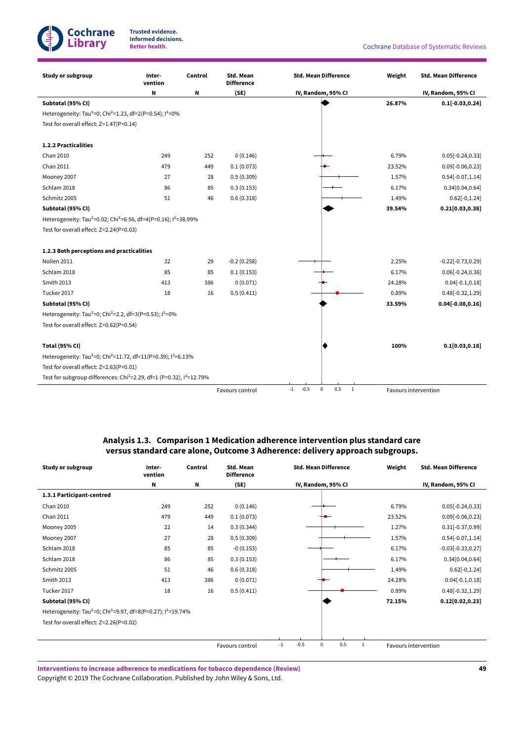| Study or subgroup | Inter-vention | Control | Std. Mean Difference | Std. Mean Difference | Weight | Std. Mean Difference |
|---|---|---|---|---|---|---|
| | N | N | (SE) | IV, Random, 95% CI | | IV, Random, 95% CI |
| **Subtotal (95% CI)** | | | | | **26.87%** | **0.1[-0.03,0.24]** |
| Heterogeneity: $Tau^2$=0; $Chi^2$=1.23, df=2(P=0.54); $I^2$=0% | | | | | | |
| Test for overall effect: Z=1.47(P=0.14) | | | | | | |
| **1.2.2 Practicalities** | | | | | | |
| Chan 2010 | 249 | 252 | 0 (0.146) | | 6.79% | 0.05[-0.24,0.33] |
| Chan 2011 | 479 | 449 | 0.1 (0.073) | | 23.52% | 0.09[-0.06,0.23] |
| Mooney 2007 | 27 | 28 | 0.5 (0.309) | | 1.57% | 0.54[-0.07,1.14] |
| Schlam 2018 | 86 | 85 | 0.3 (0.153) | | 6.17% | 0.34[0.04,0.64] |
| Schmitz 2005 | 51 | 46 | 0.6 (0.318) | | 1.49% | 0.62[-0,1.24] |
| **Subtotal (95% CI)** | | | | | **39.54%** | **0.21[0.03,0.38]** |
| Heterogeneity: $Tau^2$=0.02; $Chi^2$=6.56, df=4(P=0.16); $I^2$=38.99% | | | | | | |
| Test for overall effect: Z=2.24(P=0.03) | | | | | | |
| **1.2.3 Both perceptions and practicalities** | | | | | | |
| Nollen 2011 | 32 | 29 | -0.2 (0.258) | | 2.25% | -0.22[-0.73,0.29] |
| Schlam 2018 | 85 | 85 | 0.1 (0.153) | | 6.17% | 0.06[-0.24,0.36] |
| Smith 2013 | 413 | 386 | 0 (0.071) | | 24.28% | 0.04[-0.1,0.18] |
| Tucker 2017 | 18 | 16 | 0.5 (0.411) | | 0.89% | 0.48[-0.32,1.29] |
| **Subtotal (95% CI)** | | | | | **33.59%** | **0.04[-0.08,0.16]** |
| Heterogeneity: $Tau^2$=0; $Chi^2$=2.2, df=3(P=0.53); $I^2$=0% | | | | | | |
| Test for overall effect: Z=0.62(P=0.54) | | | | | | |
| **Total (95% CI)** | | | | | **100%** | **0.1[0.03,0.18]** |
| Heterogeneity: $Tau^2$=0; $Chi^2$=11.72, df=11(P=0.39); $I^2$=6.13% | | | | | | |
| Test for overall effect: Z=2.63(P=0.01) | | | | | | |
| Test for subgroup differences: $Chi^2$=2.29, df=1 (P=0.32), $I^2$=12.79% | | | | | | |
| | | | Favours control | -1 -0.5 0 0.5 1 | Favours intervention | |

## Analysis 1.3. Comparison 1 Medication adherence intervention plus standard care versus standard care alone, Outcome 3 Adherence: delivery approach subgroups.

| Study or subgroup | Inter-vention | Control | Std. Mean Difference | Std. Mean Difference | Weight | Std. Mean Difference |
|---|---|---|---|---|---|---|
| | N | N | (SE) | IV, Random, 95% CI | | IV, Random, 95% CI |
| **1.3.1 Participant-centred** | | | | | | |
| Chan 2010 | 249 | 252 | 0 (0.146) | | 6.79% | 0.05[-0.24,0.33] |
| Chan 2011 | 479 | 449 | 0.1 (0.073) | | 23.52% | 0.09[-0.06,0.23] |
| Mooney 2005 | 22 | 14 | 0.3 (0.344) | | 1.27% | 0.31[-0.37,0.99] |
| Mooney 2007 | 27 | 28 | 0.5 (0.309) | | 1.57% | 0.54[-0.07,1.14] |
| Schlam 2018 | 85 | 85 | -0 (0.153) | | 6.17% | -0.03[-0.33,0.27] |
| Schlam 2018 | 86 | 85 | 0.3 (0.153) | | 6.17% | 0.34[0.04,0.64] |
| Schmitz 2005 | 51 | 46 | 0.6 (0.318) | | 1.49% | 0.62[-0,1.24] |
| Smith 2013 | 413 | 386 | 0 (0.071) | | 24.28% | 0.04[-0.1,0.18] |
| Tucker 2017 | 18 | 16 | 0.5 (0.411) | | 0.89% | 0.48[-0.32,1.29] |
| **Subtotal (95% CI)** | | | | | **72.15%** | **0.12[0.02,0.23]** |
| Heterogeneity: $Tau^2$=0; $Chi^2$=9.97, df=8(P=0.27); $I^2$=19.74% | | | | | | |
| Test for overall effect: Z=2.26(P=0.02) | | | | | | |
| | | | Favours control | -1 -0.5 0 0.5 1 | Favours intervention | |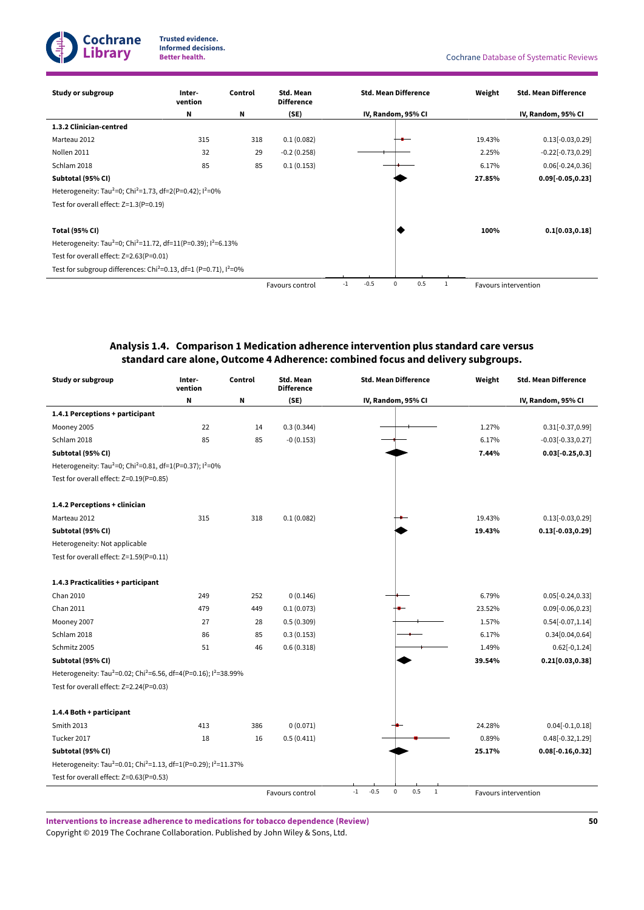| Study or subgroup | Inter-vention | Control | Std. Mean Difference | Std. Mean Difference | Weight | Std. Mean Difference |
|---|---|---|---|---|---|---|
| | N | N | (SE) | IV, Random, 95% CI | | IV, Random, 95% CI |
| **1.3.2 Clinician-centred** | | | | | | |
| Marteau 2012 | 315 | 318 | 0.1 (0.082) | | 19.43% | 0.13[-0.03,0.29] |
| Nollen 2011 | 32 | 29 | -0.2 (0.258) | | 2.25% | -0.22[-0.73,0.29] |
| Schlam 2018 | 85 | 85 | 0.1 (0.153) | | 6.17% | 0.06[-0.24,0.36] |
| **Subtotal (95% CI)** | | | | | **27.85%** | **0.09[-0.05,0.23]** |
| Heterogeneity: $Tau^2$=0; $Chi^2$=1.73, df=2(P=0.42); $I^2$=0% | | | | | | |
| Test for overall effect: Z=1.3(P=0.19) | | | | | | |
| | | | | | | |
| **Total (95% CI)** | | | | | **100%** | **0.1[0.03,0.18]** |
| Heterogeneity: $Tau^2$=0; $Chi^2$=11.72, df=11(P=0.39); $I^2$=6.13% | | | | | | |
| Test for overall effect: Z=2.63(P=0.01) | | | | | | |
| Test for subgroup differences: $Chi^2$=0.13, df=1 (P=0.71), $I^2$=0% | | | | | | |
| | | | Favours control | -1 -0.5 0 0.5 1 | Favours intervention | |

### Analysis 1.4. Comparison 1 Medication adherence intervention plus standard care versus standard care alone, Outcome 4 Adherence: combined focus and delivery subgroups.

| Study or subgroup | Inter-vention | Control | Std. Mean Difference | Std. Mean Difference | Weight | Std. Mean Difference |
|---|---|---|---|---|---|---|
| | N | N | (SE) | IV, Random, 95% CI | | IV, Random, 95% CI |
| **1.4.1 Perceptions + participant** | | | | | | |
| Mooney 2005 | 22 | 14 | 0.3 (0.344) | | 1.27% | 0.31[-0.37,0.99] |
| Schlam 2018 | 85 | 85 | -0 (0.153) | | 6.17% | -0.03[-0.33,0.27] |
| **Subtotal (95% CI)** | | | | | **7.44%** | **0.03[-0.25,0.3]** |
| Heterogeneity: $Tau^2$=0; $Chi^2$=0.81, df=1(P=0.37); $I^2$=0% | | | | | | |
| Test for overall effect: Z=0.19(P=0.85) | | | | | | |
| | | | | | | |
| **1.4.2 Perceptions + clinician** | | | | | | |
| Marteau 2012 | 315 | 318 | 0.1 (0.082) | | 19.43% | 0.13[-0.03,0.29] |
| **Subtotal (95% CI)** | | | | | **19.43%** | **0.13[-0.03,0.29]** |
| Heterogeneity: Not applicable | | | | | | |
| Test for overall effect: Z=1.59(P=0.11) | | | | | | |
| | | | | | | |
| **1.4.3 Practicalities + participant** | | | | | | |
| Chan 2010 | 249 | 252 | 0 (0.146) | | 6.79% | 0.05[-0.24,0.33] |
| Chan 2011 | 479 | 449 | 0.1 (0.073) | | 23.52% | 0.09[-0.06,0.23] |
| Mooney 2007 | 27 | 28 | 0.5 (0.309) | | 1.57% | 0.54[-0.07,1.14] |
| Schlam 2018 | 86 | 85 | 0.3 (0.153) | | 6.17% | 0.34[0.04,0.64] |
| Schmitz 2005 | 51 | 46 | 0.6 (0.318) | | 1.49% | 0.62[-0,1.24] |
| **Subtotal (95% CI)** | | | | | **39.54%** | **0.21[0.03,0.38]** |
| Heterogeneity: $Tau^2$=0.02; $Chi^2$=6.56, df=4(P=0.16); $I^2$=38.99% | | | | | | |
| Test for overall effect: Z=2.24(P=0.03) | | | | | | |
| | | | | | | |
| **1.4.4 Both + participant** | | | | | | |
| Smith 2013 | 413 | 386 | 0 (0.071) | | 24.28% | 0.04[-0.1,0.18] |
| Tucker 2017 | 18 | 16 | 0.5 (0.411) | | 0.89% | 0.48[-0.32,1.29] |
| **Subtotal (95% CI)** | | | | | **25.17%** | **0.08[-0.16,0.32]** |
| Heterogeneity: $Tau^2$=0.01; $Chi^2$=1.13, df=1(P=0.29); $I^2$=11.37% | | | | | | |
| Test for overall effect: Z=0.63(P=0.53) | | | | | | |
| | | | Favours control | -1 -0.5 0 0.5 1 | Favours intervention | |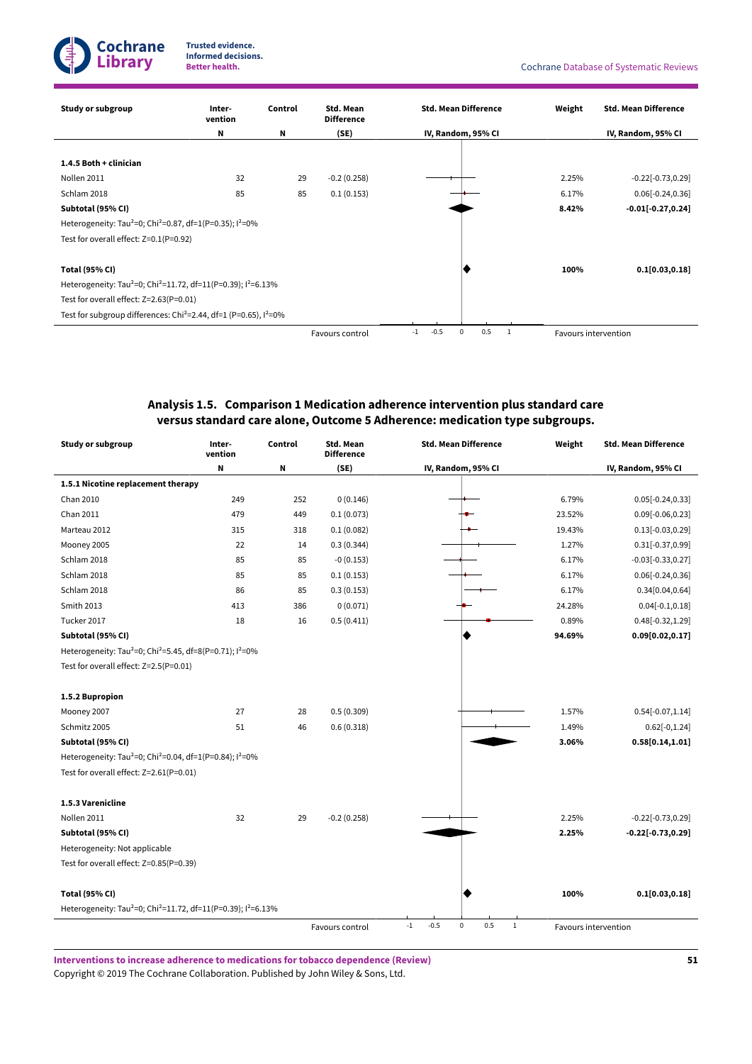| Study or subgroup | Inter-vention | Control | Std. Mean Difference | Std. Mean Difference | Weight | Std. Mean Difference |
|---|---|---|---|---|---|---|
| | N | N | (SE) | IV, Random, 95% CI | | IV, Random, 95% CI |
| **1.4.5 Both + clinician** | | | | | | |
| Nollen 2011 | 32 | 29 | -0.2 (0.258) | | 2.25% | -0.22[-0.73,0.29] |
| Schlam 2018 | 85 | 85 | 0.1 (0.153) | | 6.17% | 0.06[-0.24,0.36] |
| **Subtotal (95% CI)** | | | | | **8.42%** | **-0.01[-0.27,0.24]** |
| Heterogeneity: Tau²=0; Chi²=0.87, df=1(P=0.35); I²=0% | | | | | | |
| Test for overall effect: Z=0.1(P=0.92) | | | | | | |
| **Total (95% CI)** | | | | | **100%** | **0.1[0.03,0.18]** |
| Heterogeneity: Tau²=0; Chi²=11.72, df=11(P=0.39); I²=6.13% | | | | | | |
| Test for overall effect: Z=2.63(P=0.01) | | | | | | |
| Test for subgroup differences: Chi²=2.44, df=1 (P=0.65), I²=0% | | | | | | |
| | | | Favours control | -1 -0.5 0 0.5 1 | Favours intervention | |

## Analysis 1.5. Comparison 1 Medication adherence intervention plus standard care versus standard care alone, Outcome 5 Adherence: medication type subgroups.

| Study or subgroup | Inter-vention | Control | Std. Mean Difference | Std. Mean Difference | Weight | Std. Mean Difference |
|---|---|---|---|---|---|---|
| | N | N | (SE) | IV, Random, 95% CI | | IV, Random, 95% CI |
| **1.5.1 Nicotine replacement therapy** | | | | | | |
| Chan 2010 | 249 | 252 | 0 (0.146) | | 6.79% | 0.05[-0.24,0.33] |
| Chan 2011 | 479 | 449 | 0.1 (0.073) | | 23.52% | 0.09[-0.06,0.23] |
| Marteau 2012 | 315 | 318 | 0.1 (0.082) | | 19.43% | 0.13[-0.03,0.29] |
| Mooney 2005 | 22 | 14 | 0.3 (0.344) | | 1.27% | 0.31[-0.37,0.99] |
| Schlam 2018 | 85 | 85 | -0 (0.153) | | 6.17% | -0.03[-0.33,0.27] |
| Schlam 2018 | 85 | 85 | 0.1 (0.153) | | 6.17% | 0.06[-0.24,0.36] |
| Schlam 2018 | 86 | 85 | 0.3 (0.153) | | 6.17% | 0.34[0.04,0.64] |
| Smith 2013 | 413 | 386 | 0 (0.071) | | 24.28% | 0.04[-0.1,0.18] |
| Tucker 2017 | 18 | 16 | 0.5 (0.411) | | 0.89% | 0.48[-0.32,1.29] |
| **Subtotal (95% CI)** | | | | | **94.69%** | **0.09[0.02,0.17]** |
| Heterogeneity: Tau²=0; Chi²=5.45, df=8(P=0.71); I²=0% | | | | | | |
| Test for overall effect: Z=2.5(P=0.01) | | | | | | |
| **1.5.2 Bupropion** | | | | | | |
| Mooney 2007 | 27 | 28 | 0.5 (0.309) | | 1.57% | 0.54[-0.07,1.14] |
| Schmitz 2005 | 51 | 46 | 0.6 (0.318) | | 1.49% | 0.62[-0,1.24] |
| **Subtotal (95% CI)** | | | | | **3.06%** | **0.58[0.14,1.01]** |
| Heterogeneity: Tau²=0; Chi²=0.04, df=1(P=0.84); I²=0% | | | | | | |
| Test for overall effect: Z=2.61(P=0.01) | | | | | | |
| **1.5.3 Varenicline** | | | | | | |
| Nollen 2011 | 32 | 29 | -0.2 (0.258) | | 2.25% | -0.22[-0.73,0.29] |
| **Subtotal (95% CI)** | | | | | **2.25%** | **-0.22[-0.73,0.29]** |
| Heterogeneity: Not applicable | | | | | | |
| Test for overall effect: Z=0.85(P=0.39) | | | | | | |
| **Total (95% CI)** | | | | | **100%** | **0.1[0.03,0.18]** |
| Heterogeneity: Tau²=0; Chi²=11.72, df=11(P=0.39); I²=6.13% | | | | | | |
| | | | Favours control | -1 -0.5 0 0.5 1 | Favours intervention | |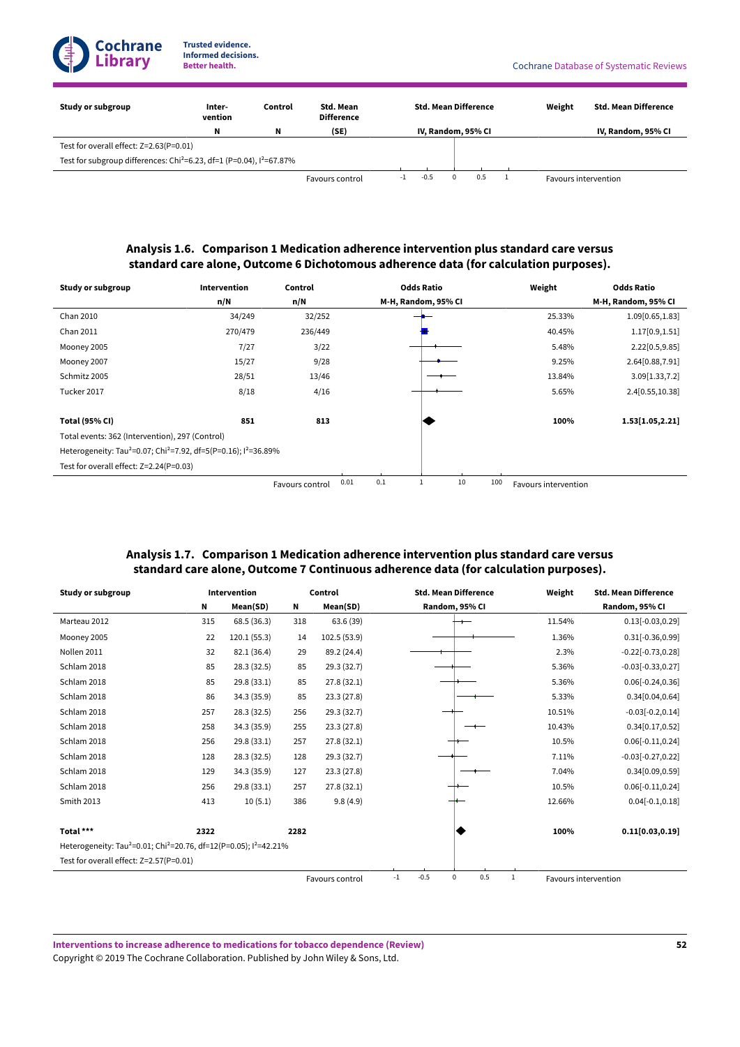| Study or subgroup | Inter-vention | Control | Std. Mean Difference | Std. Mean Difference | Weight | Std. Mean Difference |
|---|---|---|---|---|---|---|
| | N | N | (SE) | IV, Random, 95% CI | | IV, Random, 95% CI |
| Test for overall effect: Z=2.63(P=0.01) | | | | | | |
| Test for subgroup differences: Chi²=6.23, df=1 (P=0.04), I²=67.87% | | | | | | |
| | | | Favours control | -1 -0.5 0 0.5 1 | Favours intervention | |

### Analysis 1.6. Comparison 1 Medication adherence intervention plus standard care versus standard care alone, Outcome 6 Dichotomous adherence data (for calculation purposes).

| Study or subgroup | Intervention | Control | Odds Ratio | Weight | Odds Ratio |
|---|---|---|---|---|---|
| | n/N | n/N | M-H, Random, 95% CI | | M-H, Random, 95% CI |
| Chan 2010 | 34/249 | 32/252 | | 25.33% | 1.09[0.65,1.83] |
| Chan 2011 | 270/479 | 236/449 | | 40.45% | 1.17[0.9,1.51] |
| Mooney 2005 | 7/27 | 3/22 | | 5.48% | 2.22[0.5,9.85] |
| Mooney 2007 | 15/27 | 9/28 | | 9.25% | 2.64[0.88,7.91] |
| Schmitz 2005 | 28/51 | 13/46 | | 13.84% | 3.09[1.33,7.2] |
| Tucker 2017 | 8/18 | 4/16 | | 5.65% | 2.4[0.55,10.38] |
| **Total (95% CI)** | **851** | **813** | | **100%** | **1.53[1.05,2.21]** |
| Total events: 362 (Intervention), 297 (Control) | | | | | |
| Heterogeneity: Tau²=0.07; Chi²=7.92, df=5(P=0.16); I²=36.89% | | | | | |
| Test for overall effect: Z=2.24(P=0.03) | | | | | |
| | | Favours control | 0.01 0.1 1 10 100 | Favours intervention | |

### Analysis 1.7. Comparison 1 Medication adherence intervention plus standard care versus standard care alone, Outcome 7 Continuous adherence data (for calculation purposes).

| Study or subgroup | Intervention | | Control | | Std. Mean Difference | Weight | Std. Mean Difference |
|---|---|---|---|---|---|---|---|
| | N | Mean(SD) | N | Mean(SD) | Random, 95% CI | | Random, 95% CI |
| Marteau 2012 | 315 | 68.5 (36.3) | 318 | 63.6 (39) | | 11.54% | 0.13[-0.03,0.29] |
| Mooney 2005 | 22 | 120.1 (55.3) | 14 | 102.5 (53.9) | | 1.36% | 0.31[-0.36,0.99] |
| Nollen 2011 | 32 | 82.1 (36.4) | 29 | 89.2 (24.4) | | 2.3% | -0.22[-0.73,0.28] |
| Schlam 2018 | 85 | 28.3 (32.5) | 85 | 29.3 (32.7) | | 5.36% | -0.03[-0.33,0.27] |
| Schlam 2018 | 85 | 29.8 (33.1) | 85 | 27.8 (32.1) | | 5.36% | 0.06[-0.24,0.36] |
| Schlam 2018 | 86 | 34.3 (35.9) | 85 | 23.3 (27.8) | | 5.33% | 0.34[0.04,0.64] |
| Schlam 2018 | 257 | 28.3 (32.5) | 256 | 29.3 (32.7) | | 10.51% | -0.03[-0.2,0.14] |
| Schlam 2018 | 258 | 34.3 (35.9) | 255 | 23.3 (27.8) | | 10.43% | 0.34[0.17,0.52] |
| Schlam 2018 | 256 | 29.8 (33.1) | 257 | 27.8 (32.1) | | 10.5% | 0.06[-0.11,0.24] |
| Schlam 2018 | 128 | 28.3 (32.5) | 128 | 29.3 (32.7) | | 7.11% | -0.03[-0.27,0.22] |
| Schlam 2018 | 129 | 34.3 (35.9) | 127 | 23.3 (27.8) | | 7.04% | 0.34[0.09,0.59] |
| Schlam 2018 | 256 | 29.8 (33.1) | 257 | 27.8 (32.1) | | 10.5% | 0.06[-0.11,0.24] |
| Smith 2013 | 413 | 10 (5.1) | 386 | 9.8 (4.9) | | 12.66% | 0.04[-0.1,0.18] |
| **Total \*\*\*** | **2322** | | **2282** | | | **100%** | **0.11[0.03,0.19]** |
| Heterogeneity: Tau²=0.01; Chi²=20.76, df=12(P=0.05); I²=42.21% | | | | | | | |
| Test for overall effect: Z=2.57(P=0.01) | | | | | | | |
| | | | | Favours control | -1 -0.5 0 0.5 1 | Favours intervention | |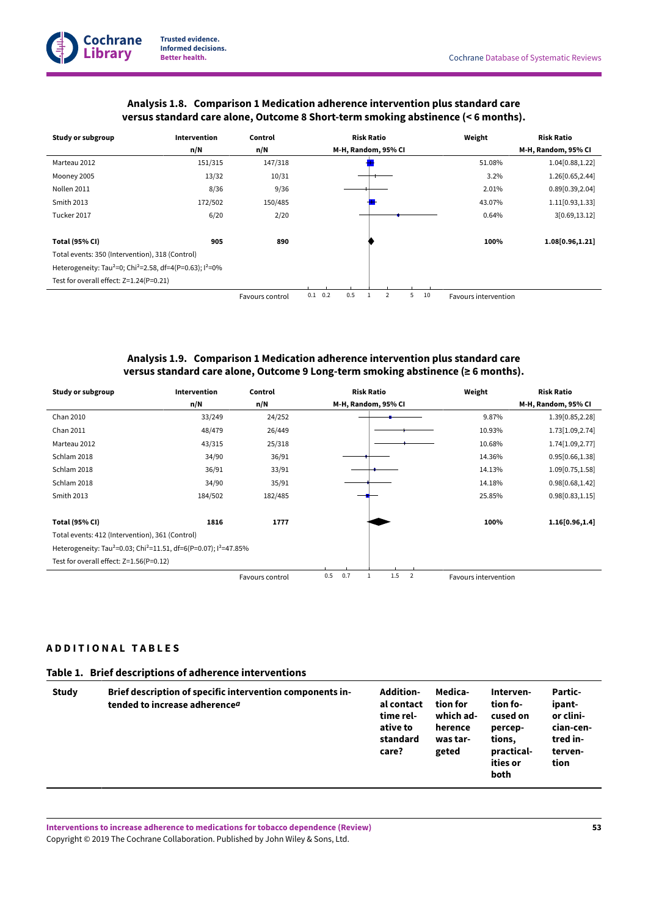### Analysis 1.8. Comparison 1 Medication adherence intervention plus standard care versus standard care alone, Outcome 8 Short-term smoking abstinence (< 6 months).

| Study or subgroup | Intervention n/N | Control n/N | Risk Ratio M-H, Random, 95% CI | Weight | Risk Ratio M-H, Random, 95% CI |
|---|---|---|---|---|---|
| Marteau 2012 | 151/315 | 147/318 | | 51.08% | 1.04[0.88,1.22] |
| Mooney 2005 | 13/32 | 10/31 | | 3.2% | 1.26[0.65,2.44] |
| Nollen 2011 | 8/36 | 9/36 | | 2.01% | 0.89[0.39,2.04] |
| Smith 2013 | 172/502 | 150/485 | | 43.07% | 1.11[0.93,1.33] |
| Tucker 2017 | 6/20 | 2/20 | | 0.64% | 3[0.69,13.12] |
| **Total (95% CI)** | **905** | **890** | | **100%** | **1.08[0.96,1.21]** |

Total events: 350 (Intervention), 318 (Control)

Heterogeneity: $Tau^2=0$; $Chi^2=2.58$, $df=4(P=0.63)$; $I^2=0\%$

Test for overall effect: $Z=1.24(P=0.21)$

Favours control 0.1 0.2 0.5 1 2 5 10 Favours intervention

### Analysis 1.9. Comparison 1 Medication adherence intervention plus standard care versus standard care alone, Outcome 9 Long-term smoking abstinence (≥ 6 months).

| Study or subgroup | Intervention n/N | Control n/N | Risk Ratio M-H, Random, 95% CI | Weight | Risk Ratio M-H, Random, 95% CI |
|---|---|---|---|---|---|
| Chan 2010 | 33/249 | 24/252 | | 9.87% | 1.39[0.85,2.28] |
| Chan 2011 | 48/479 | 26/449 | | 10.93% | 1.73[1.09,2.74] |
| Marteau 2012 | 43/315 | 25/318 | | 10.68% | 1.74[1.09,2.77] |
| Schlam 2018 | 34/90 | 36/91 | | 14.36% | 0.95[0.66,1.38] |
| Schlam 2018 | 36/91 | 33/91 | | 14.13% | 1.09[0.75,1.58] |
| Schlam 2018 | 34/90 | 35/91 | | 14.18% | 0.98[0.68,1.42] |
| Smith 2013 | 184/502 | 182/485 | | 25.85% | 0.98[0.83,1.15] |
| **Total (95% CI)** | **1816** | **1777** | | **100%** | **1.16[0.96,1.4]** |

Total events: 412 (Intervention), 361 (Control)

Heterogeneity: $Tau^2=0.03$; $Chi^2=11.51$, $df=6(P=0.07)$; $I^2=47.85\%$

Test for overall effect: $Z=1.56(P=0.12)$

Favours control 0.5 0.7 1 1.5 2 Favours intervention

## ADDITIONAL TABLES

### Table 1. Brief descriptions of adherence interventions

| Study | Brief description of specific intervention components intended to increase adherence[a] | Additional contact time relative to standard care? | Medication for which adherence was targeted | Intervention focused on perceptions, practicalities or both | Participant- or clinician-centred intervention |
|---|---|---|---|---|---|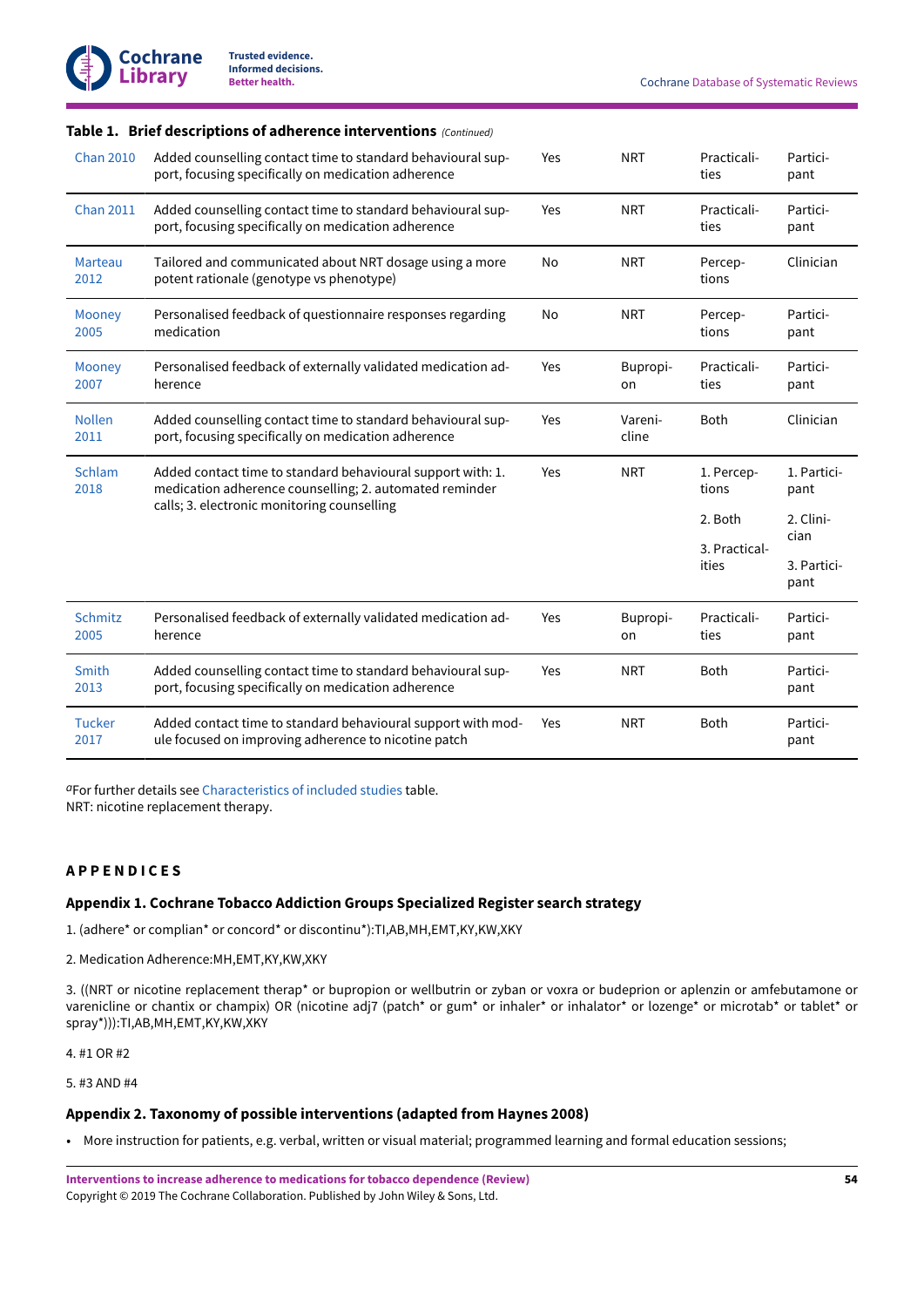**Table 1. Brief descriptions of adherence interventions** *(Continued)*

| | | | | | |
|---|---|---|---|---|---|
| Chan 2010 | Added counselling contact time to standard behavioural support, focusing specifically on medication adherence | Yes | NRT | Practicalities | Participant |
| Chan 2011 | Added counselling contact time to standard behavioural support, focusing specifically on medication adherence | Yes | NRT | Practicalities | Participant |
| Marteau 2012 | Tailored and communicated about NRT dosage using a more potent rationale (genotype vs phenotype) | No | NRT | Perceptions | Clinician |
| Mooney 2005 | Personalised feedback of questionnaire responses regarding medication | No | NRT | Perceptions | Participant |
| Mooney 2007 | Personalised feedback of externally validated medication adherence | Yes | Bupropion | Practicalities | Participant |
| Nollen 2011 | Added counselling contact time to standard behavioural support, focusing specifically on medication adherence | Yes | Varenicline | Both | Clinician |
| Schlam 2018 | Added contact time to standard behavioural support with: 1. medication adherence counselling; 2. automated reminder calls; 3. electronic monitoring counselling | Yes | NRT | 1. Perceptions<br>2. Both<br>3. Practicalities | 1. Participant<br>2. Clinician<br>3. Participant |
| Schmitz 2005 | Personalised feedback of externally validated medication adherence | Yes | Bupropion | Practicalities | Participant |
| Smith 2013 | Added counselling contact time to standard behavioural support, focusing specifically on medication adherence | Yes | NRT | Both | Participant |
| Tucker 2017 | Added contact time to standard behavioural support with module focused on improving adherence to nicotine patch | Yes | NRT | Both | Participant |

[a]For further details see Characteristics of included studies table.
NRT: nicotine replacement therapy.

## APPENDICES

### Appendix 1. Cochrane Tobacco Addiction Groups Specialized Register search strategy

1. (adhere* or complian* or concord* or discontinu*):TI,AB,MH,EMT,KY,KW,XKY

2. Medication Adherence:MH,EMT,KY,KW,XKY

3. ((NRT or nicotine replacement therap* or bupropion or wellbutrin or zyban or voxra or budeprion or aplenzin or amfebutamone or varenicline or chantix or champix) OR (nicotine adj7 (patch* or gum* or inhaler* or inhalator* or lozenge* or microtab* or tablet* or spray*))):TI,AB,MH,EMT,KY,KW,XKY

4. #1 OR #2

5. #3 AND #4

### Appendix 2. Taxonomy of possible interventions (adapted from Haynes 2008)

- More instruction for patients, e.g. verbal, written or visual material; programmed learning and formal education sessions;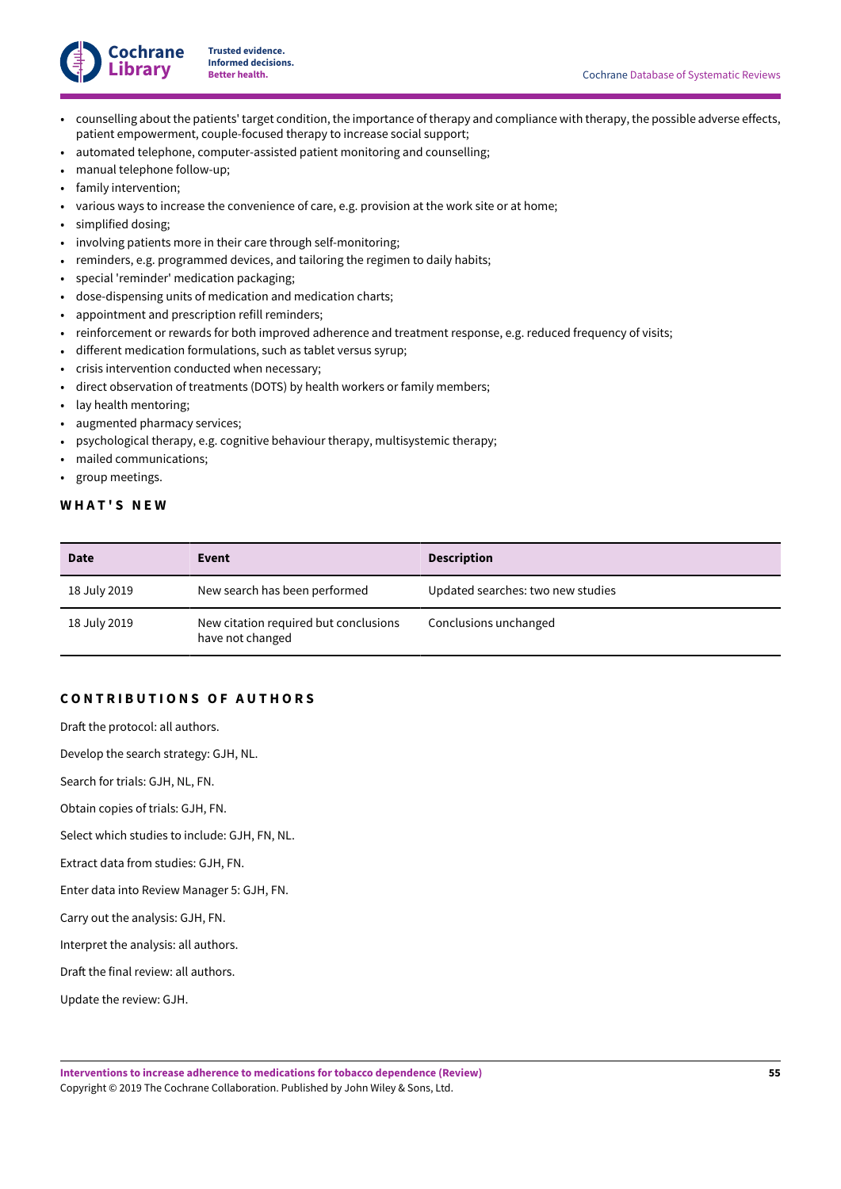- counselling about the patients' target condition, the importance of therapy and compliance with therapy, the possible adverse effects, patient empowerment, couple-focused therapy to increase social support;
- automated telephone, computer-assisted patient monitoring and counselling;
- manual telephone follow-up;
- family intervention;
- various ways to increase the convenience of care, e.g. provision at the work site or at home;
- simplified dosing;
- involving patients more in their care through self-monitoring;
- reminders, e.g. programmed devices, and tailoring the regimen to daily habits;
- special 'reminder' medication packaging;
- dose-dispensing units of medication and medication charts;
- appointment and prescription refill reminders;
- reinforcement or rewards for both improved adherence and treatment response, e.g. reduced frequency of visits;
- different medication formulations, such as tablet versus syrup;
- crisis intervention conducted when necessary;
- direct observation of treatments (DOTS) by health workers or family members;
- lay health mentoring;
- augmented pharmacy services;
- psychological therapy, e.g. cognitive behaviour therapy, multisystemic therapy;
- mailed communications;
- group meetings.

## WHAT'S NEW

| Date | Event | Description |
|---|---|---|
| 18 July 2019 | New search has been performed | Updated searches: two new studies |
| 18 July 2019 | New citation required but conclusions have not changed | Conclusions unchanged |

## CONTRIBUTIONS OF AUTHORS

Draft the protocol: all authors.

Develop the search strategy: GJH, NL.

Search for trials: GJH, NL, FN.

Obtain copies of trials: GJH, FN.

Select which studies to include: GJH, FN, NL.

Extract data from studies: GJH, FN.

Enter data into Review Manager 5: GJH, FN.

Carry out the analysis: GJH, FN.

Interpret the analysis: all authors.

Draft the final review: all authors.

Update the review: GJH.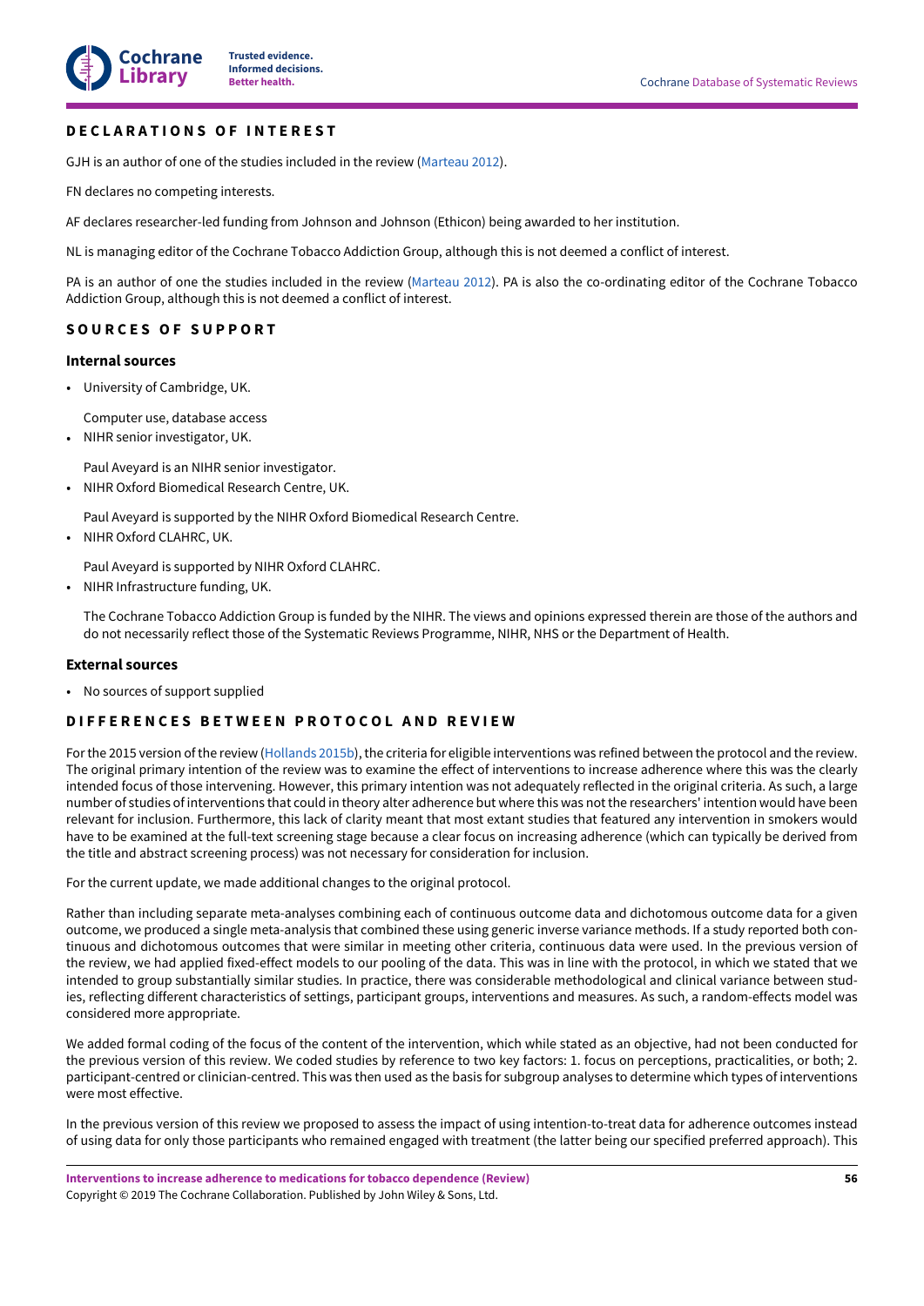## DECLARATIONS OF INTEREST

GJH is an author of one of the studies included in the review (Marteau 2012).

FN declares no competing interests.

AF declares researcher-led funding from Johnson and Johnson (Ethicon) being awarded to her institution.

NL is managing editor of the Cochrane Tobacco Addiction Group, although this is not deemed a conflict of interest.

PA is an author of one the studies included in the review (Marteau 2012). PA is also the co-ordinating editor of the Cochrane Tobacco Addiction Group, although this is not deemed a conflict of interest.

## SOURCES OF SUPPORT

### Internal sources

- University of Cambridge, UK.

  Computer use, database access
- NIHR senior investigator, UK.

  Paul Aveyard is an NIHR senior investigator.
- NIHR Oxford Biomedical Research Centre, UK.

  Paul Aveyard is supported by the NIHR Oxford Biomedical Research Centre.
- NIHR Oxford CLAHRC, UK.

  Paul Aveyard is supported by NIHR Oxford CLAHRC.
- NIHR Infrastructure funding, UK.

  The Cochrane Tobacco Addiction Group is funded by the NIHR. The views and opinions expressed therein are those of the authors and do not necessarily reflect those of the Systematic Reviews Programme, NIHR, NHS or the Department of Health.

### External sources

- No sources of support supplied

## DIFFERENCES BETWEEN PROTOCOL AND REVIEW

For the 2015 version of the review (Hollands 2015b), the criteria for eligible interventions was refined between the protocol and the review. The original primary intention of the review was to examine the effect of interventions to increase adherence where this was the clearly intended focus of those intervening. However, this primary intention was not adequately reflected in the original criteria. As such, a large number of studies of interventions that could in theory alter adherence but where this was not the researchers' intention would have been relevant for inclusion. Furthermore, this lack of clarity meant that most extant studies that featured any intervention in smokers would have to be examined at the full-text screening stage because a clear focus on increasing adherence (which can typically be derived from the title and abstract screening process) was not necessary for consideration for inclusion.

For the current update, we made additional changes to the original protocol.

Rather than including separate meta-analyses combining each of continuous outcome data and dichotomous outcome data for a given outcome, we produced a single meta-analysis that combined these using generic inverse variance methods. If a study reported both continuous and dichotomous outcomes that were similar in meeting other criteria, continuous data were used. In the previous version of the review, we had applied fixed-effect models to our pooling of the data. This was in line with the protocol, in which we stated that we intended to group substantially similar studies. In practice, there was considerable methodological and clinical variance between studies, reflecting different characteristics of settings, participant groups, interventions and measures. As such, a random-effects model was considered more appropriate.

We added formal coding of the focus of the content of the intervention, which while stated as an objective, had not been conducted for the previous version of this review. We coded studies by reference to two key factors: 1. focus on perceptions, practicalities, or both; 2. participant-centred or clinician-centred. This was then used as the basis for subgroup analyses to determine which types of interventions were most effective.

In the previous version of this review we proposed to assess the impact of using intention-to-treat data for adherence outcomes instead of using data for only those participants who remained engaged with treatment (the latter being our specified preferred approach). This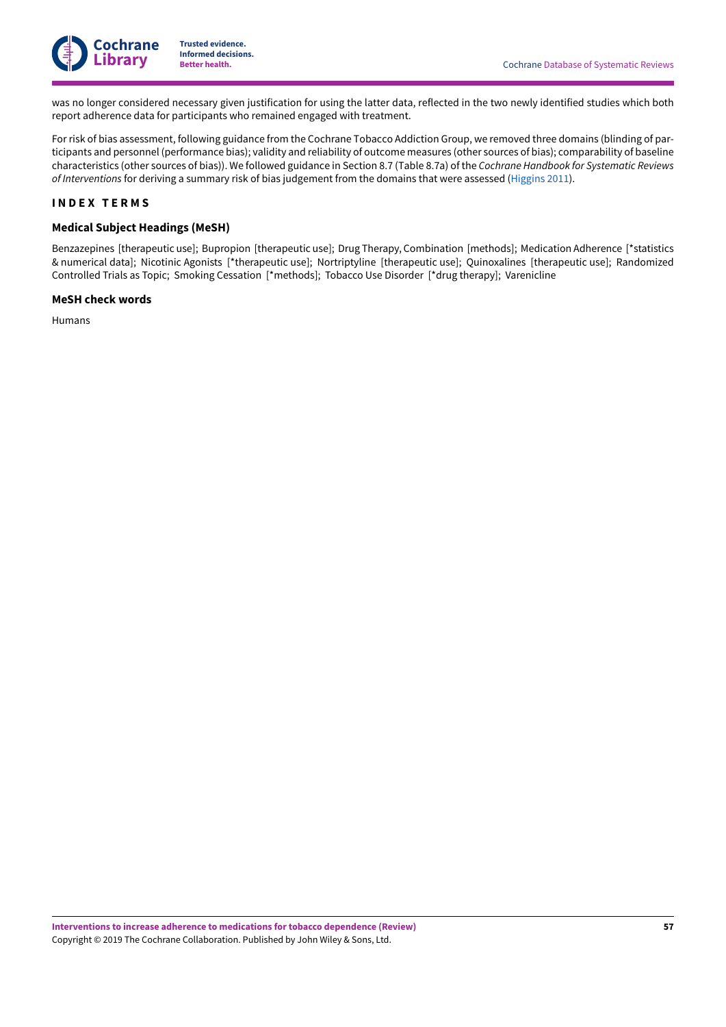was no longer considered necessary given justification for using the latter data, reflected in the two newly identified studies which both report adherence data for participants who remained engaged with treatment.

For risk of bias assessment, following guidance from the Cochrane Tobacco Addiction Group, we removed three domains (blinding of participants and personnel (performance bias); validity and reliability of outcome measures (other sources of bias); comparability of baseline characteristics (other sources of bias)). We followed guidance in Section 8.7 (Table 8.7a) of the *Cochrane Handbook for Systematic Reviews of Interventions* for deriving a summary risk of bias judgement from the domains that were assessed (Higgins 2011).

# INDEX TERMS

## Medical Subject Headings (MeSH)

Benzazepines [therapeutic use]; Bupropion [therapeutic use]; Drug Therapy, Combination [methods]; Medication Adherence [*statistics & numerical data]; Nicotinic Agonists [*therapeutic use]; Nortriptyline [therapeutic use]; Quinoxalines [therapeutic use]; Randomized Controlled Trials as Topic; Smoking Cessation [*methods]; Tobacco Use Disorder [*drug therapy]; Varenicline

## MeSH check words

Humans